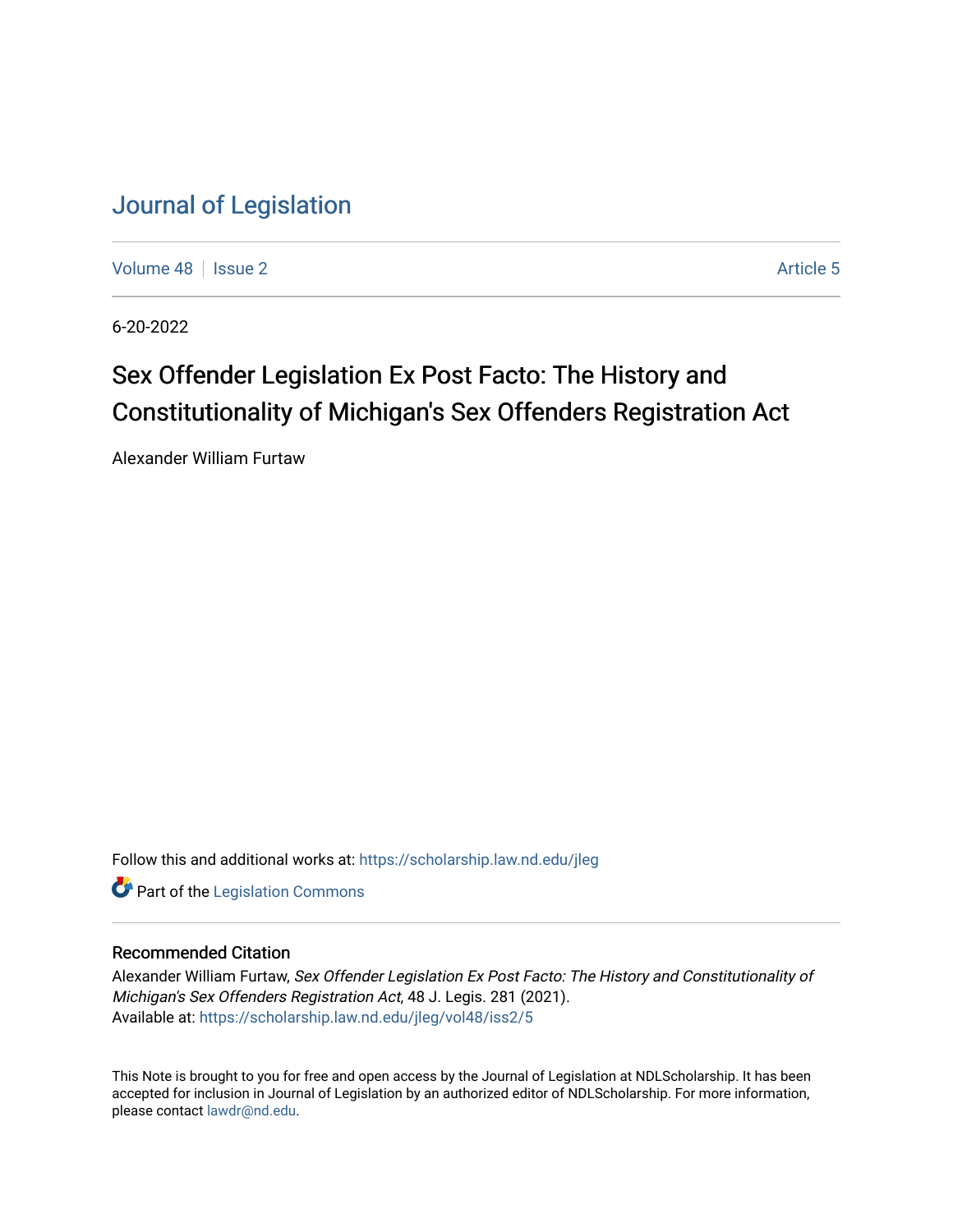# Journal of Legislation

Volume 48 | Issue 2 | Article 5

6-20-2022

## Sex Offender Legislation Ex Post Facto: The History and Constitutionality of Michigan's Sex Offenders Registration Act

Alexander William Furtaw

Follow this and additional works at: https://scholarship.law.nd.edu/jleg

Part of the Legislation Commons

### Recommended Citation

Alexander William Furtaw, *Sex Offender Legislation Ex Post Facto: The History and Constitutionality of Michigan's Sex Offenders Registration Act*, 48 J. Legis. 281 (2021).
Available at: https://scholarship.law.nd.edu/jleg/vol48/iss2/5

This Note is brought to you for free and open access by the Journal of Legislation at NDLScholarship. It has been accepted for inclusion in Journal of Legislation by an authorized editor of NDLScholarship. For more information, please contact lawdr@nd.edu.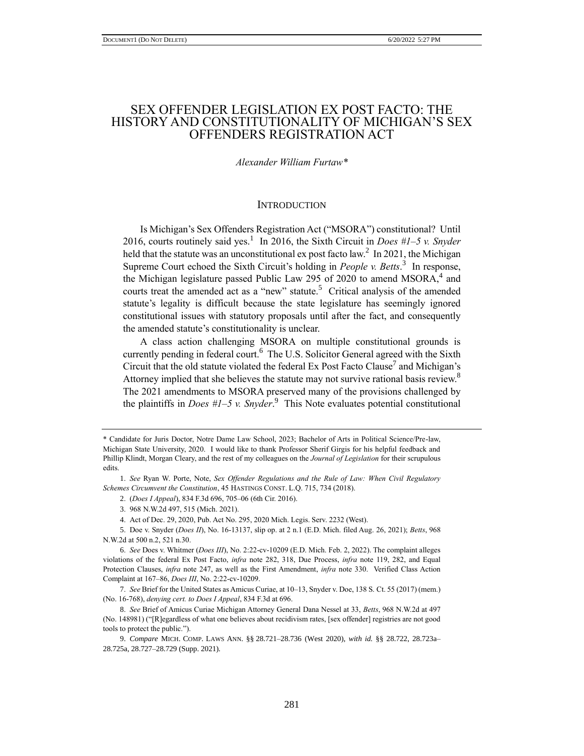# SEX OFFENDER LEGISLATION EX POST FACTO: THE HISTORY AND CONSTITUTIONALITY OF MICHIGAN'S SEX OFFENDERS REGISTRATION ACT

*Alexander William Furtaw\**

## INTRODUCTION

Is Michigan's Sex Offenders Registration Act ("MSORA") constitutional? Until 2016, courts routinely said yes.[1] In 2016, the Sixth Circuit in *Does #1–5 v. Snyder* held that the statute was an unconstitutional ex post facto law.[2] In 2021, the Michigan Supreme Court echoed the Sixth Circuit's holding in *People v. Betts*.[3] In response, the Michigan legislature passed Public Law 295 of 2020 to amend MSORA,[4] and courts treat the amended act as a "new" statute.[5] Critical analysis of the amended statute's legality is difficult because the state legislature has seemingly ignored constitutional issues with statutory proposals until after the fact, and consequently the amended statute's constitutionality is unclear.

A class action challenging MSORA on multiple constitutional grounds is currently pending in federal court.[6] The U.S. Solicitor General agreed with the Sixth Circuit that the old statute violated the federal Ex Post Facto Clause[7] and Michigan's Attorney implied that she believes the statute may not survive rational basis review.[8] The 2021 amendments to MSORA preserved many of the provisions challenged by the plaintiffs in *Does #1–5 v. Snyder*.[9] This Note evaluates potential constitutional

---

\* Candidate for Juris Doctor, Notre Dame Law School, 2023; Bachelor of Arts in Political Science/Pre-law, Michigan State University, 2020. I would like to thank Professor Sherif Girgis for his helpful feedback and Phillip Klindt, Morgan Cleary, and the rest of my colleagues on the *Journal of Legislation* for their scrupulous edits.

1. *See* Ryan W. Porte, Note, *Sex Offender Regulations and the Rule of Law: When Civil Regulatory Schemes Circumvent the Constitution*, 45 HASTINGS CONST. L.Q. 715, 734 (2018).

2. (*Does I Appeal*), 834 F.3d 696, 705–06 (6th Cir. 2016).

3. 968 N.W.2d 497, 515 (Mich. 2021).

4. Act of Dec. 29, 2020, Pub. Act No. 295, 2020 Mich. Legis. Serv. 2232 (West).

5. Doe v. Snyder (*Does II*), No. 16-13137, slip op. at 2 n.1 (E.D. Mich. filed Aug. 26, 2021); *Betts*, 968 N.W.2d at 500 n.2, 521 n.30.

6. *See* Does v. Whitmer (*Does III*), No. 2:22-cv-10209 (E.D. Mich. Feb. 2, 2022). The complaint alleges violations of the federal Ex Post Facto, *infra* note 282, 318, Due Process, *infra* note 119, 282, and Equal Protection Clauses, *infra* note 247, as well as the First Amendment, *infra* note 330. Verified Class Action Complaint at 167–86, *Does III*, No. 2:22-cv-10209.

7. *See* Brief for the United States as Amicus Curiae, at 10–13, Snyder v. Doe, 138 S. Ct. 55 (2017) (mem.) (No. 16-768), *denying cert. to Does I Appeal*, 834 F.3d at 696.

8. *See* Brief of Amicus Curiae Michigan Attorney General Dana Nessel at 33, *Betts*, 968 N.W.2d at 497 (No. 148981) ("[R]egardless of what one believes about recidivism rates, [sex offender] registries are not good tools to protect the public.").

9. *Compare* MICH. COMP. LAWS ANN. §§ 28.721–28.736 (West 2020), *with id.* §§ 28.722, 28.723a–28.725a, 28.727–28.729 (Supp. 2021).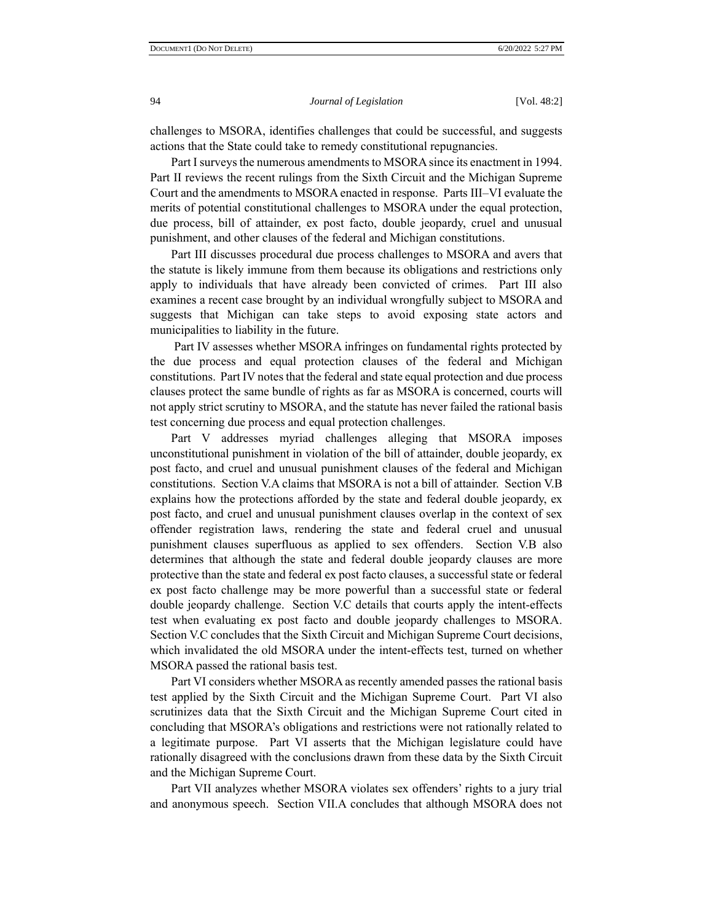challenges to MSORA, identifies challenges that could be successful, and suggests actions that the State could take to remedy constitutional repugnancies.

Part I surveys the numerous amendments to MSORA since its enactment in 1994. Part II reviews the recent rulings from the Sixth Circuit and the Michigan Supreme Court and the amendments to MSORA enacted in response. Parts III–VI evaluate the merits of potential constitutional challenges to MSORA under the equal protection, due process, bill of attainder, ex post facto, double jeopardy, cruel and unusual punishment, and other clauses of the federal and Michigan constitutions.

Part III discusses procedural due process challenges to MSORA and avers that the statute is likely immune from them because its obligations and restrictions only apply to individuals that have already been convicted of crimes. Part III also examines a recent case brought by an individual wrongfully subject to MSORA and suggests that Michigan can take steps to avoid exposing state actors and municipalities to liability in the future.

Part IV assesses whether MSORA infringes on fundamental rights protected by the due process and equal protection clauses of the federal and Michigan constitutions. Part IV notes that the federal and state equal protection and due process clauses protect the same bundle of rights as far as MSORA is concerned, courts will not apply strict scrutiny to MSORA, and the statute has never failed the rational basis test concerning due process and equal protection challenges.

Part V addresses myriad challenges alleging that MSORA imposes unconstitutional punishment in violation of the bill of attainder, double jeopardy, ex post facto, and cruel and unusual punishment clauses of the federal and Michigan constitutions. Section V.A claims that MSORA is not a bill of attainder. Section V.B explains how the protections afforded by the state and federal double jeopardy, ex post facto, and cruel and unusual punishment clauses overlap in the context of sex offender registration laws, rendering the state and federal cruel and unusual punishment clauses superfluous as applied to sex offenders. Section V.B also determines that although the state and federal double jeopardy clauses are more protective than the state and federal ex post facto clauses, a successful state or federal ex post facto challenge may be more powerful than a successful state or federal double jeopardy challenge. Section V.C details that courts apply the intent-effects test when evaluating ex post facto and double jeopardy challenges to MSORA. Section V.C concludes that the Sixth Circuit and Michigan Supreme Court decisions, which invalidated the old MSORA under the intent-effects test, turned on whether MSORA passed the rational basis test.

Part VI considers whether MSORA as recently amended passes the rational basis test applied by the Sixth Circuit and the Michigan Supreme Court. Part VI also scrutinizes data that the Sixth Circuit and the Michigan Supreme Court cited in concluding that MSORA's obligations and restrictions were not rationally related to a legitimate purpose. Part VI asserts that the Michigan legislature could have rationally disagreed with the conclusions drawn from these data by the Sixth Circuit and the Michigan Supreme Court.

Part VII analyzes whether MSORA violates sex offenders' rights to a jury trial and anonymous speech. Section VII.A concludes that although MSORA does not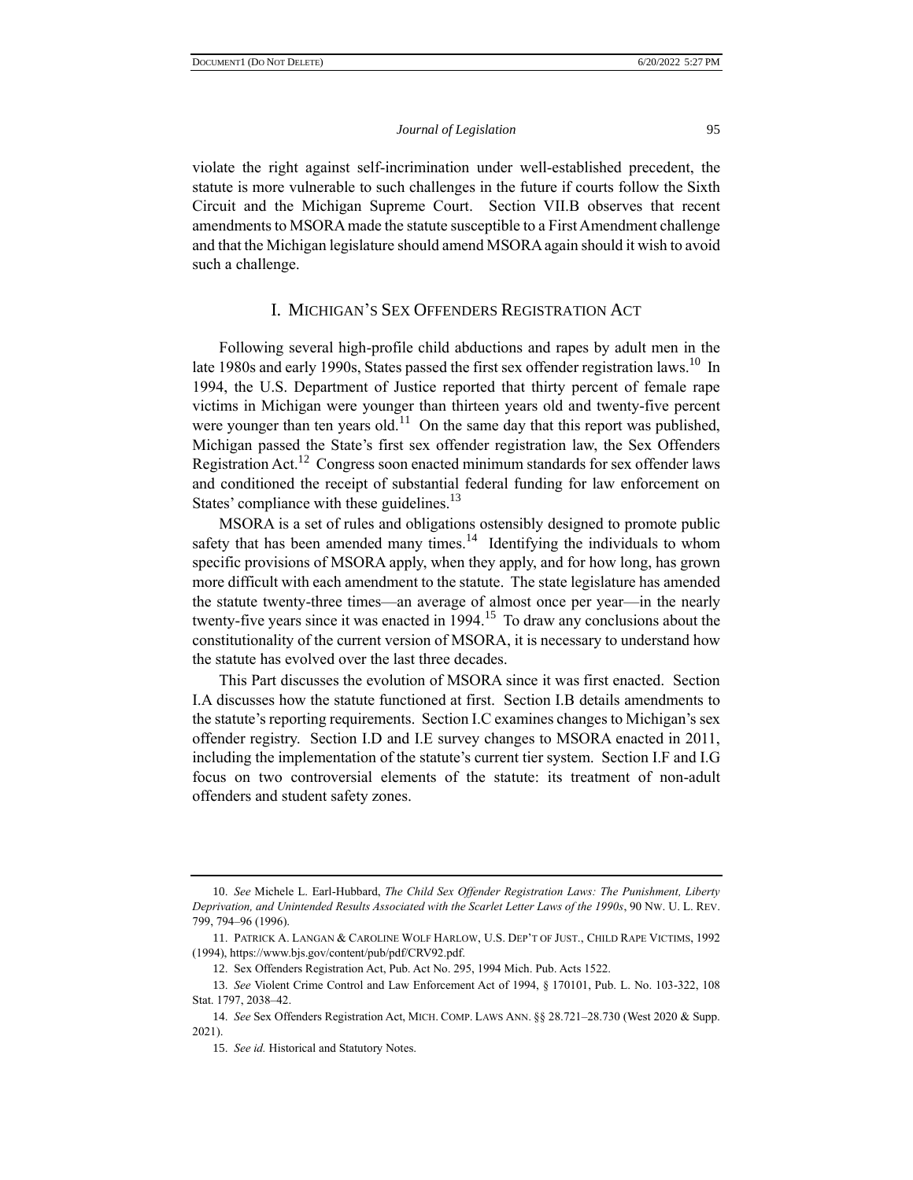violate the right against self-incrimination under well-established precedent, the statute is more vulnerable to such challenges in the future if courts follow the Sixth Circuit and the Michigan Supreme Court. Section VII.B observes that recent amendments to MSORA made the statute susceptible to a First Amendment challenge and that the Michigan legislature should amend MSORA again should it wish to avoid such a challenge.

## I. MICHIGAN'S SEX OFFENDERS REGISTRATION ACT

Following several high-profile child abductions and rapes by adult men in the late 1980s and early 1990s, States passed the first sex offender registration laws.[10] In 1994, the U.S. Department of Justice reported that thirty percent of female rape victims in Michigan were younger than thirteen years old and twenty-five percent were younger than ten years old.[11] On the same day that this report was published, Michigan passed the State's first sex offender registration law, the Sex Offenders Registration Act.[12] Congress soon enacted minimum standards for sex offender laws and conditioned the receipt of substantial federal funding for law enforcement on States' compliance with these guidelines.[13]

MSORA is a set of rules and obligations ostensibly designed to promote public safety that has been amended many times.[14] Identifying the individuals to whom specific provisions of MSORA apply, when they apply, and for how long, has grown more difficult with each amendment to the statute. The state legislature has amended the statute twenty-three times—an average of almost once per year—in the nearly twenty-five years since it was enacted in 1994.[15] To draw any conclusions about the constitutionality of the current version of MSORA, it is necessary to understand how the statute has evolved over the last three decades.

This Part discusses the evolution of MSORA since it was first enacted. Section I.A discusses how the statute functioned at first. Section I.B details amendments to the statute's reporting requirements. Section I.C examines changes to Michigan's sex offender registry. Section I.D and I.E survey changes to MSORA enacted in 2011, including the implementation of the statute's current tier system. Section I.F and I.G focus on two controversial elements of the statute: its treatment of non-adult offenders and student safety zones.

---

10. *See* Michele L. Earl-Hubbard, *The Child Sex Offender Registration Laws: The Punishment, Liberty Deprivation, and Unintended Results Associated with the Scarlet Letter Laws of the 1990s*, 90 NW. U. L. REV. 799, 794–96 (1996).

11. PATRICK A. LANGAN & CAROLINE WOLF HARLOW, U.S. DEP'T OF JUST., CHILD RAPE VICTIMS, 1992 (1994), https://www.bjs.gov/content/pub/pdf/CRV92.pdf.

12. Sex Offenders Registration Act, Pub. Act No. 295, 1994 Mich. Pub. Acts 1522.

13. *See* Violent Crime Control and Law Enforcement Act of 1994, § 170101, Pub. L. No. 103-322, 108 Stat. 1797, 2038–42.

14. *See* Sex Offenders Registration Act, MICH. COMP. LAWS ANN. §§ 28.721–28.730 (West 2020 & Supp. 2021).

15. *See id.* Historical and Statutory Notes.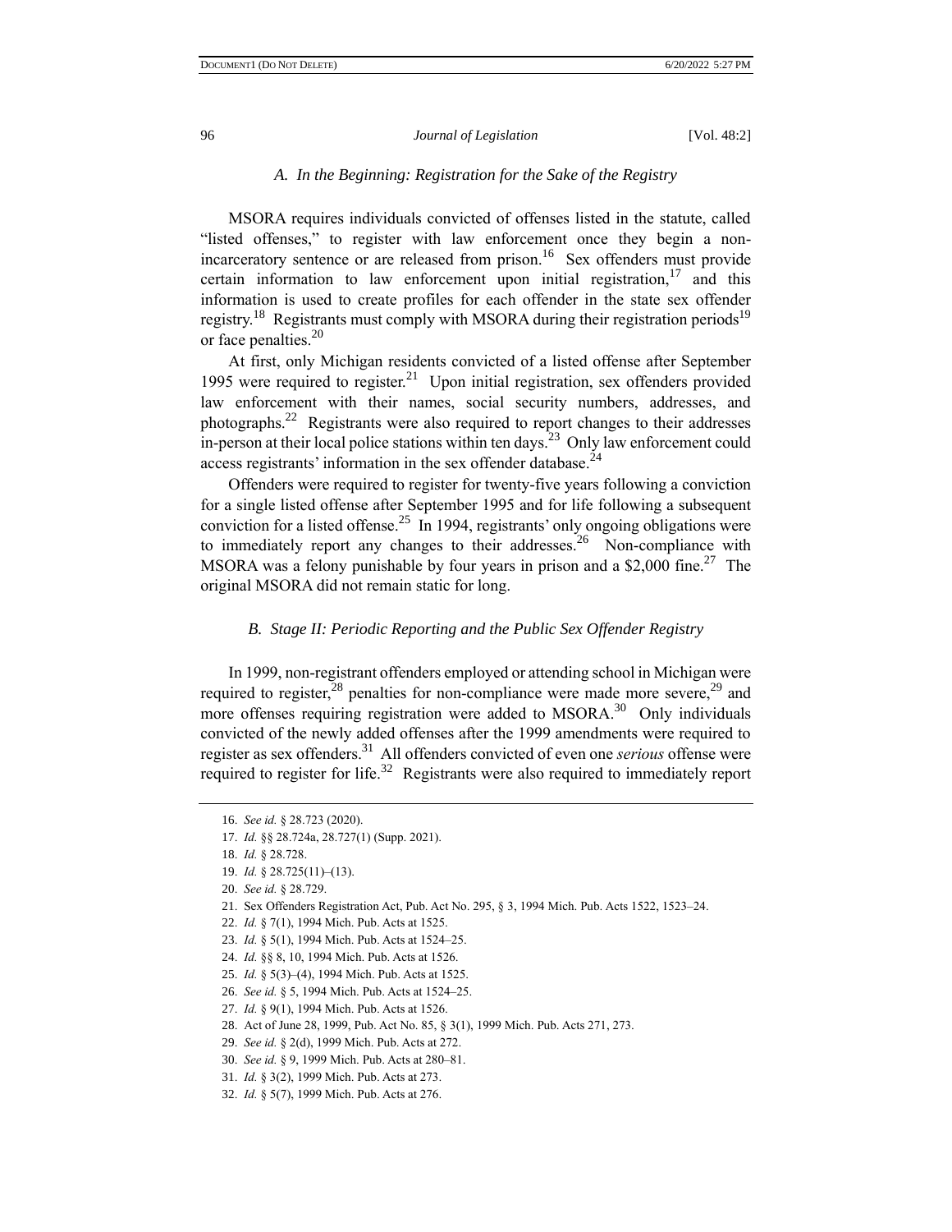### A. In the Beginning: Registration for the Sake of the Registry

MSORA requires individuals convicted of offenses listed in the statute, called "listed offenses," to register with law enforcement once they begin a non-incarceratory sentence or are released from prison.[16] Sex offenders must provide certain information to law enforcement upon initial registration,[17] and this information is used to create profiles for each offender in the state sex offender registry.[18] Registrants must comply with MSORA during their registration periods[19] or face penalties.[20]

At first, only Michigan residents convicted of a listed offense after September 1995 were required to register.[21] Upon initial registration, sex offenders provided law enforcement with their names, social security numbers, addresses, and photographs.[22] Registrants were also required to report changes to their addresses in-person at their local police stations within ten days.[23] Only law enforcement could access registrants' information in the sex offender database.[24]

Offenders were required to register for twenty-five years following a conviction for a single listed offense after September 1995 and for life following a subsequent conviction for a listed offense.[25] In 1994, registrants' only ongoing obligations were to immediately report any changes to their addresses.[26] Non-compliance with MSORA was a felony punishable by four years in prison and a $2,000 fine.[27] The original MSORA did not remain static for long.

### B. Stage II: Periodic Reporting and the Public Sex Offender Registry

In 1999, non-registrant offenders employed or attending school in Michigan were required to register,[28] penalties for non-compliance were made more severe,[29] and more offenses requiring registration were added to MSORA.[30] Only individuals convicted of the newly added offenses after the 1999 amendments were required to register as sex offenders.[31] All offenders convicted of even one *serious* offense were required to register for life.[32] Registrants were also required to immediately report

16. *See id.* § 28.723 (2020).
17. *Id.* §§ 28.724a, 28.727(1) (Supp. 2021).
18. *Id.* § 28.728.
19. *Id.* § 28.725(11)–(13).
20. *See id.* § 28.729.
21. Sex Offenders Registration Act, Pub. Act No. 295, § 3, 1994 Mich. Pub. Acts 1522, 1523–24.
22. *Id.* § 7(1), 1994 Mich. Pub. Acts at 1525.
23. *Id.* § 5(1), 1994 Mich. Pub. Acts at 1524–25.
24. *Id.* §§ 8, 10, 1994 Mich. Pub. Acts at 1526.
25. *Id.* § 5(3)–(4), 1994 Mich. Pub. Acts at 1525.
26. *See id.* § 5, 1994 Mich. Pub. Acts at 1524–25.
27. *Id.* § 9(1), 1994 Mich. Pub. Acts at 1526.
28. Act of June 28, 1999, Pub. Act No. 85, § 3(1), 1999 Mich. Pub. Acts 271, 273.
29. *See id.* § 2(d), 1999 Mich. Pub. Acts at 272.
30. *See id.* § 9, 1999 Mich. Pub. Acts at 280–81.
31. *Id.* § 3(2), 1999 Mich. Pub. Acts at 273.
32. *Id.* § 5(7), 1999 Mich. Pub. Acts at 276.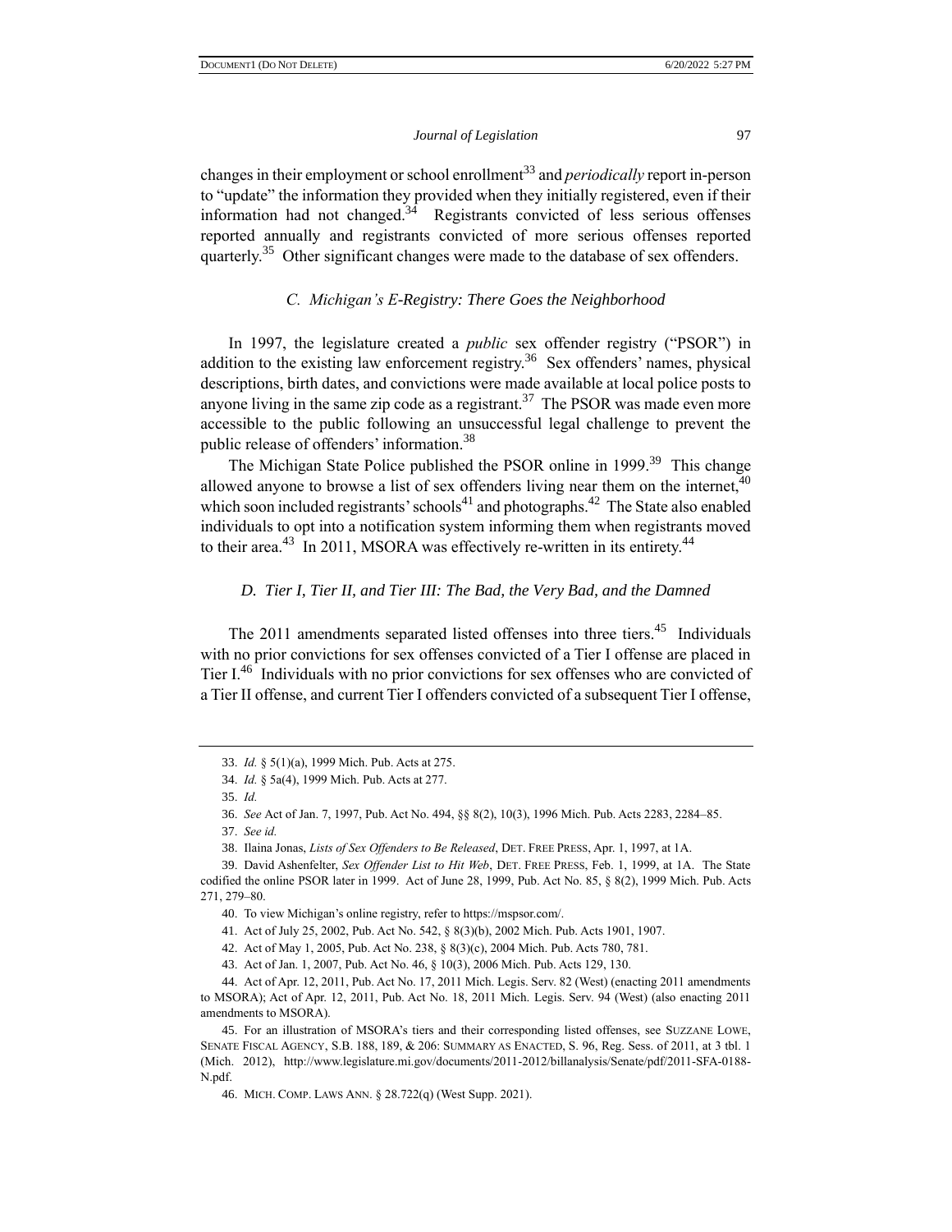changes in their employment or school enrollment[33] and *periodically* report in-person to "update" the information they provided when they initially registered, even if their information had not changed.[34] Registrants convicted of less serious offenses reported annually and registrants convicted of more serious offenses reported quarterly.[35] Other significant changes were made to the database of sex offenders.

### *C. Michigan's E-Registry: There Goes the Neighborhood*

In 1997, the legislature created a *public* sex offender registry ("PSOR") in addition to the existing law enforcement registry.[36] Sex offenders' names, physical descriptions, birth dates, and convictions were made available at local police posts to anyone living in the same zip code as a registrant.[37] The PSOR was made even more accessible to the public following an unsuccessful legal challenge to prevent the public release of offenders' information.[38]

The Michigan State Police published the PSOR online in 1999.[39] This change allowed anyone to browse a list of sex offenders living near them on the internet,[40] which soon included registrants' schools[41] and photographs.[42] The State also enabled individuals to opt into a notification system informing them when registrants moved to their area.[43] In 2011, MSORA was effectively re-written in its entirety.[44]

### *D. Tier I, Tier II, and Tier III: The Bad, the Very Bad, and the Damned*

The 2011 amendments separated listed offenses into three tiers.[45] Individuals with no prior convictions for sex offenses convicted of a Tier I offense are placed in Tier I.[46] Individuals with no prior convictions for sex offenses who are convicted of a Tier II offense, and current Tier I offenders convicted of a subsequent Tier I offense,

---

33. *Id.* § 5(1)(a), 1999 Mich. Pub. Acts at 275.

34. *Id.* § 5a(4), 1999 Mich. Pub. Acts at 277.

35. *Id.*

36. *See* Act of Jan. 7, 1997, Pub. Act No. 494, §§ 8(2), 10(3), 1996 Mich. Pub. Acts 2283, 2284–85.

37. *See id.*

38. Ilaina Jonas, *Lists of Sex Offenders to Be Released*, DET. FREE PRESS, Apr. 1, 1997, at 1A.

39. David Ashenfelter, *Sex Offender List to Hit Web*, DET. FREE PRESS, Feb. 1, 1999, at 1A. The State codified the online PSOR later in 1999. Act of June 28, 1999, Pub. Act No. 85, § 8(2), 1999 Mich. Pub. Acts 271, 279–80.

40. To view Michigan's online registry, refer to https://mspsor.com/.

41. Act of July 25, 2002, Pub. Act No. 542, § 8(3)(b), 2002 Mich. Pub. Acts 1901, 1907.

42. Act of May 1, 2005, Pub. Act No. 238, § 8(3)(c), 2004 Mich. Pub. Acts 780, 781.

43. Act of Jan. 1, 2007, Pub. Act No. 46, § 10(3), 2006 Mich. Pub. Acts 129, 130.

44. Act of Apr. 12, 2011, Pub. Act No. 17, 2011 Mich. Legis. Serv. 82 (West) (enacting 2011 amendments to MSORA); Act of Apr. 12, 2011, Pub. Act No. 18, 2011 Mich. Legis. Serv. 94 (West) (also enacting 2011 amendments to MSORA).

45. For an illustration of MSORA's tiers and their corresponding listed offenses, see SUZZANE LOWE, SENATE FISCAL AGENCY, S.B. 188, 189, & 206: SUMMARY AS ENACTED, S. 96, Reg. Sess. of 2011, at 3 tbl. 1 (Mich. 2012), http://www.legislature.mi.gov/documents/2011-2012/billanalysis/Senate/pdf/2011-SFA-0188-N.pdf.

46. MICH. COMP. LAWS ANN. § 28.722(q) (West Supp. 2021).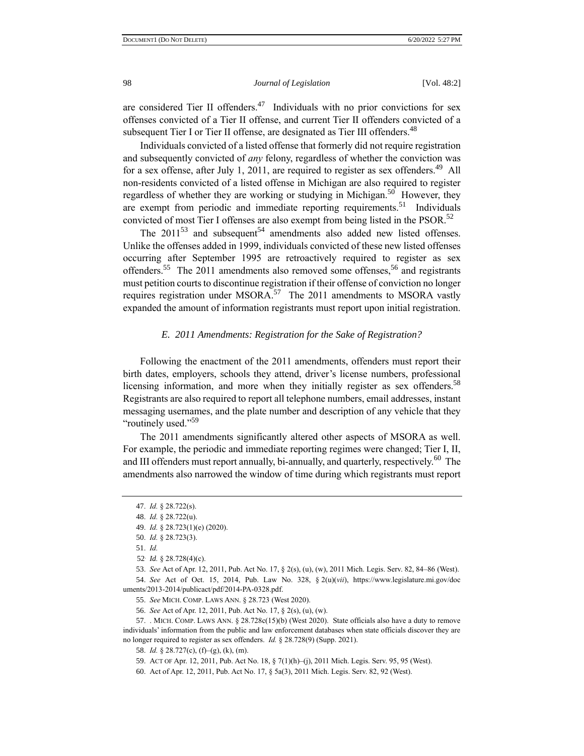are considered Tier II offenders.[47] Individuals with no prior convictions for sex offenses convicted of a Tier II offense, and current Tier II offenders convicted of a subsequent Tier I or Tier II offense, are designated as Tier III offenders.[48]

Individuals convicted of a listed offense that formerly did not require registration and subsequently convicted of *any* felony, regardless of whether the conviction was for a sex offense, after July 1, 2011, are required to register as sex offenders.[49] All non-residents convicted of a listed offense in Michigan are also required to register regardless of whether they are working or studying in Michigan.[50] However, they are exempt from periodic and immediate reporting requirements.[51] Individuals convicted of most Tier I offenses are also exempt from being listed in the PSOR.[52]

The 2011[53] and subsequent[54] amendments also added new listed offenses. Unlike the offenses added in 1999, individuals convicted of these new listed offenses occurring after September 1995 are retroactively required to register as sex offenders.[55] The 2011 amendments also removed some offenses,[56] and registrants must petition courts to discontinue registration if their offense of conviction no longer requires registration under MSORA.[57] The 2011 amendments to MSORA vastly expanded the amount of information registrants must report upon initial registration.

### *E. 2011 Amendments: Registration for the Sake of Registration?*

Following the enactment of the 2011 amendments, offenders must report their birth dates, employers, schools they attend, driver's license numbers, professional licensing information, and more when they initially register as sex offenders.[58] Registrants are also required to report all telephone numbers, email addresses, instant messaging usernames, and the plate number and description of any vehicle that they "routinely used."[59]

The 2011 amendments significantly altered other aspects of MSORA as well. For example, the periodic and immediate reporting regimes were changed; Tier I, II, and III offenders must report annually, bi-annually, and quarterly, respectively.[60] The amendments also narrowed the window of time during which registrants must report

---

47. *Id.* § 28.722(s).

48. *Id.* § 28.722(u).

49. *Id.* § 28.723(1)(e) (2020).

50. *Id.* § 28.723(3).

51. *Id.*

52. *Id.* § 28.728(4)(c).

53. *See* Act of Apr. 12, 2011, Pub. Act No. 17, § 2(s), (u), (w), 2011 Mich. Legis. Serv. 82, 84–86 (West).

54. *See* Act of Oct. 15, 2014, Pub. Law No. 328, § 2(u)(*vii*), https://www.legislature.mi.gov/documents/2013-2014/publicact/pdf/2014-PA-0328.pdf.

55. *See* MICH. COMP. LAWS ANN. § 28.723 (West 2020).

56. *See* Act of Apr. 12, 2011, Pub. Act No. 17, § 2(s), (u), (w).

57. . MICH. COMP. LAWS ANN. § 28.728c(15)(b) (West 2020). State officials also have a duty to remove individuals' information from the public and law enforcement databases when state officials discover they are no longer required to register as sex offenders. *Id.* § 28.728(9) (Supp. 2021).

58. *Id.* § 28.727(c), (f)–(g), (k), (m).

59. ACT OF Apr. 12, 2011, Pub. Act No. 18, § 7(1)(h)–(j), 2011 Mich. Legis. Serv. 95, 95 (West).

60. Act of Apr. 12, 2011, Pub. Act No. 17, § 5a(3), 2011 Mich. Legis. Serv. 82, 92 (West).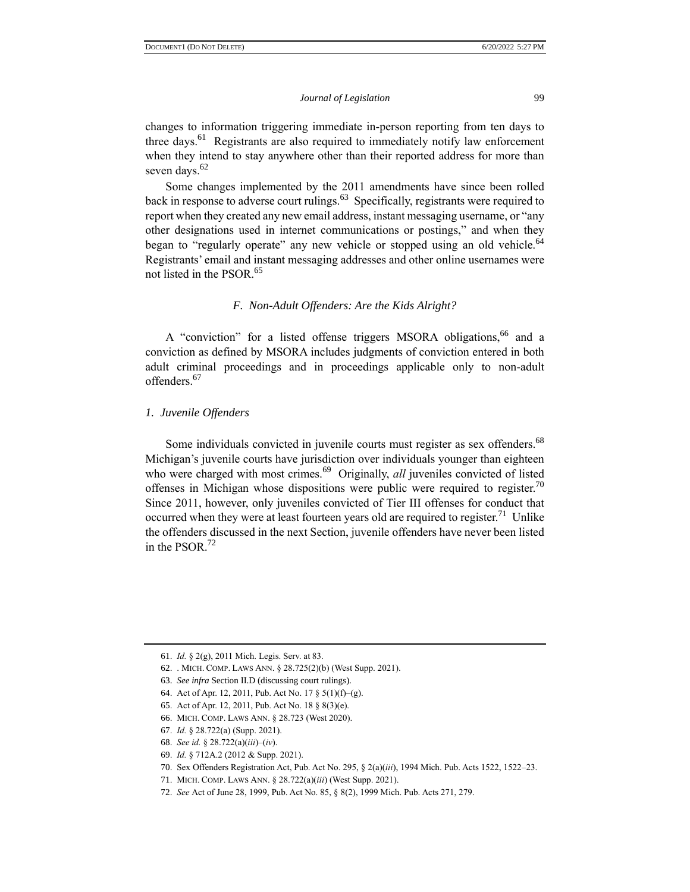changes to information triggering immediate in-person reporting from ten days to three days.[61] Registrants are also required to immediately notify law enforcement when they intend to stay anywhere other than their reported address for more than seven days.[62]

Some changes implemented by the 2011 amendments have since been rolled back in response to adverse court rulings.[63] Specifically, registrants were required to report when they created any new email address, instant messaging username, or "any other designations used in internet communications or postings," and when they began to "regularly operate" any new vehicle or stopped using an old vehicle.[64] Registrants' email and instant messaging addresses and other online usernames were not listed in the PSOR.[65]

### *F. Non-Adult Offenders: Are the Kids Alright?*

A "conviction" for a listed offense triggers MSORA obligations,[66] and a conviction as defined by MSORA includes judgments of conviction entered in both adult criminal proceedings and in proceedings applicable only to non-adult offenders.[67]

#### *1. Juvenile Offenders*

Some individuals convicted in juvenile courts must register as sex offenders.[68] Michigan's juvenile courts have jurisdiction over individuals younger than eighteen who were charged with most crimes.[69] Originally, *all* juveniles convicted of listed offenses in Michigan whose dispositions were public were required to register.[70] Since 2011, however, only juveniles convicted of Tier III offenses for conduct that occurred when they were at least fourteen years old are required to register.[71] Unlike the offenders discussed in the next Section, juvenile offenders have never been listed in the PSOR.[72]

---

61. *Id.* § 2(g), 2011 Mich. Legis. Serv. at 83.
62. . MICH. COMP. LAWS ANN. § 28.725(2)(b) (West Supp. 2021).
63. *See infra* Section II.D (discussing court rulings).
64. Act of Apr. 12, 2011, Pub. Act No. 17 § 5(1)(f)–(g).
65. Act of Apr. 12, 2011, Pub. Act No. 18 § 8(3)(e).
66. MICH. COMP. LAWS ANN. § 28.723 (West 2020).
67. *Id.* § 28.722(a) (Supp. 2021).
68. *See id.* § 28.722(a)(*iii*)–(*iv*).
69. *Id.* § 712A.2 (2012 & Supp. 2021).
70. Sex Offenders Registration Act, Pub. Act No. 295, § 2(a)(*iii*), 1994 Mich. Pub. Acts 1522, 1522–23.
71. MICH. COMP. LAWS ANN. § 28.722(a)(*iii*) (West Supp. 2021).
72. *See* Act of June 28, 1999, Pub. Act No. 85, § 8(2), 1999 Mich. Pub. Acts 271, 279.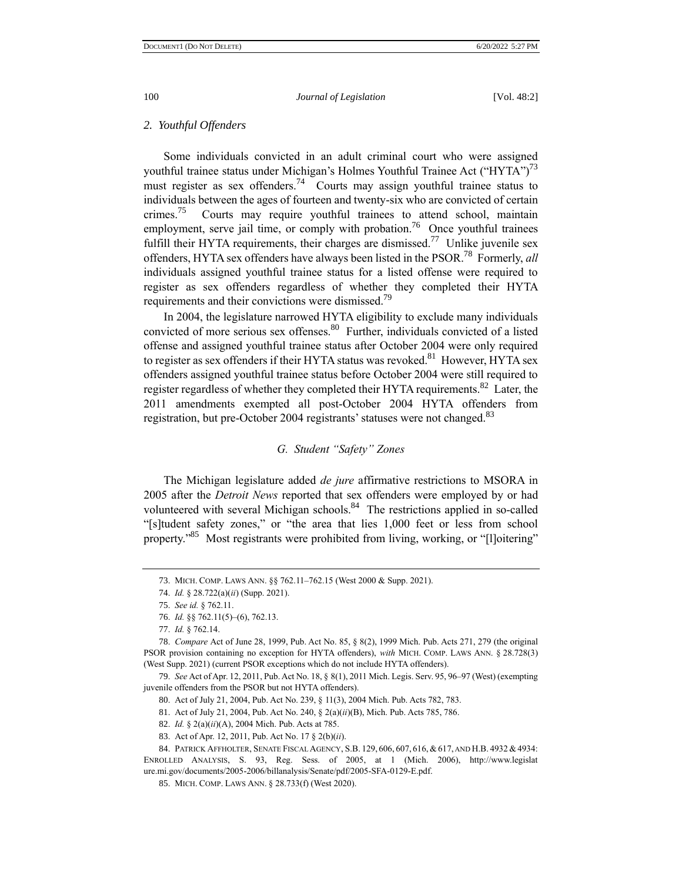### 2. *Youthful Offenders*

Some individuals convicted in an adult criminal court who were assigned youthful trainee status under Michigan's Holmes Youthful Trainee Act ("HYTA")[73] must register as sex offenders.[74] Courts may assign youthful trainee status to individuals between the ages of fourteen and twenty-six who are convicted of certain crimes.[75] Courts may require youthful trainees to attend school, maintain employment, serve jail time, or comply with probation.[76] Once youthful trainees fulfill their HYTA requirements, their charges are dismissed.[77] Unlike juvenile sex offenders, HYTA sex offenders have always been listed in the PSOR.[78] Formerly, *all* individuals assigned youthful trainee status for a listed offense were required to register as sex offenders regardless of whether they completed their HYTA requirements and their convictions were dismissed.[79]

In 2004, the legislature narrowed HYTA eligibility to exclude many individuals convicted of more serious sex offenses.[80] Further, individuals convicted of a listed offense and assigned youthful trainee status after October 2004 were only required to register as sex offenders if their HYTA status was revoked.[81] However, HYTA sex offenders assigned youthful trainee status before October 2004 were still required to register regardless of whether they completed their HYTA requirements.[82] Later, the 2011 amendments exempted all post-October 2004 HYTA offenders from registration, but pre-October 2004 registrants' statuses were not changed.[83]

## G. *Student "Safety" Zones*

The Michigan legislature added *de jure* affirmative restrictions to MSORA in 2005 after the *Detroit News* reported that sex offenders were employed by or had volunteered with several Michigan schools.[84] The restrictions applied in so-called "[s]tudent safety zones," or "the area that lies 1,000 feet or less from school property."[85] Most registrants were prohibited from living, working, or "[l]oitering"

---

73. MICH. COMP. LAWS ANN. §§ 762.11–762.15 (West 2000 & Supp. 2021).

74. *Id.* § 28.722(a)(*ii*) (Supp. 2021).

75. *See id.* § 762.11.

76. *Id.* §§ 762.11(5)–(6), 762.13.

77. *Id.* § 762.14.

78. *Compare* Act of June 28, 1999, Pub. Act No. 85, § 8(2), 1999 Mich. Pub. Acts 271, 279 (the original PSOR provision containing no exception for HYTA offenders), *with* MICH. COMP. LAWS ANN. § 28.728(3) (West Supp. 2021) (current PSOR exceptions which do not include HYTA offenders).

79. *See* Act of Apr. 12, 2011, Pub. Act No. 18, § 8(1), 2011 Mich. Legis. Serv. 95, 96–97 (West) (exempting juvenile offenders from the PSOR but not HYTA offenders).

80. Act of July 21, 2004, Pub. Act No. 239, § 11(3), 2004 Mich. Pub. Acts 782, 783.

81. Act of July 21, 2004, Pub. Act No. 240, § 2(a)(*ii*)(B), Mich. Pub. Acts 785, 786.

82. *Id.* § 2(a)(*ii*)(A), 2004 Mich. Pub. Acts at 785.

83. Act of Apr. 12, 2011, Pub. Act No. 17 § 2(b)(*ii*).

84. PATRICK AFFHOLTER, SENATE FISCAL AGENCY, S.B. 129, 606, 607, 616, & 617, AND H.B. 4932 & 4934: ENROLLED ANALYSIS, S. 93, Reg. Sess. of 2005, at 1 (Mich. 2006), http://www.legislature.mi.gov/documents/2005-2006/billanalysis/Senate/pdf/2005-SFA-0129-E.pdf.

85. MICH. COMP. LAWS ANN. § 28.733(f) (West 2020).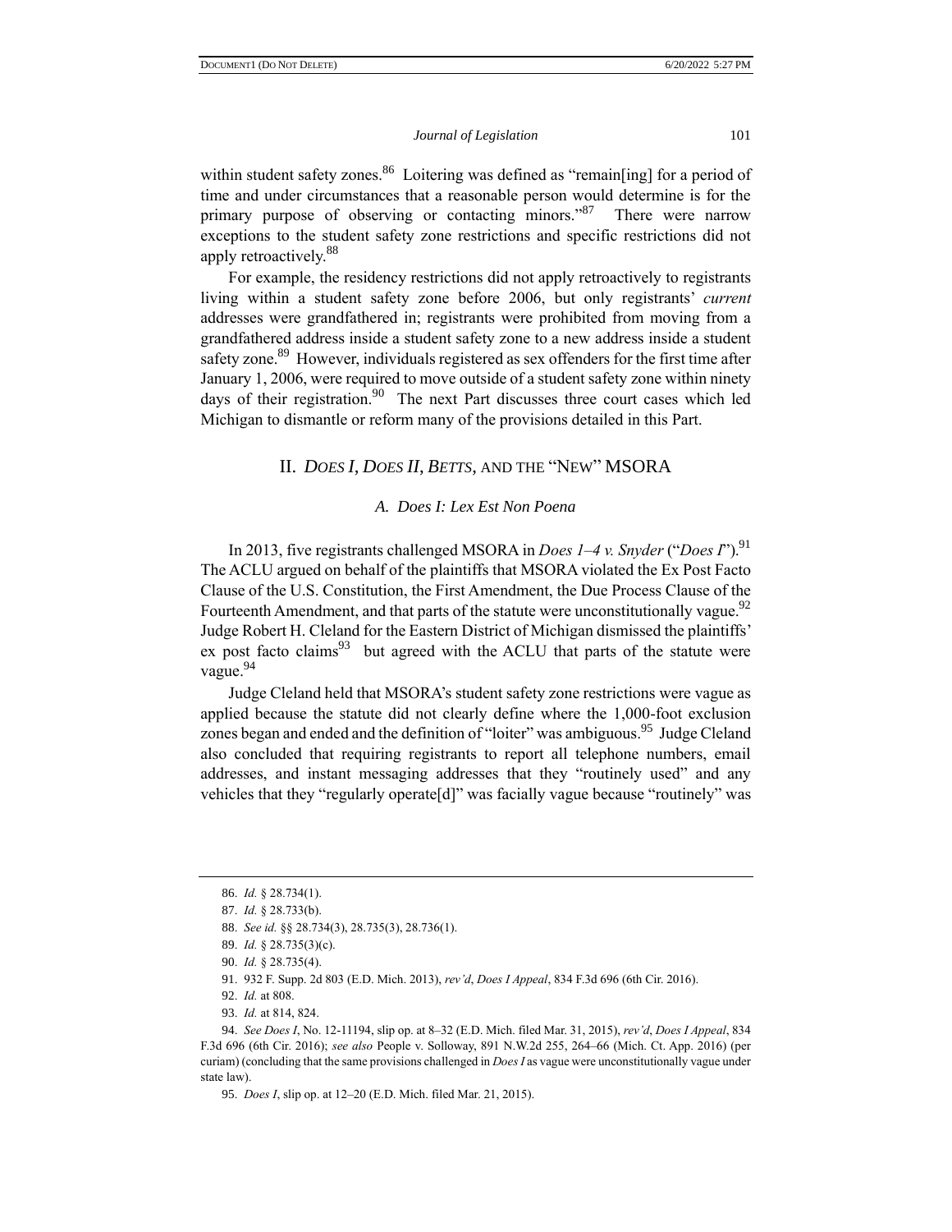within student safety zones.[86] Loitering was defined as "remain[ing] for a period of time and under circumstances that a reasonable person would determine is for the primary purpose of observing or contacting minors."[87] There were narrow exceptions to the student safety zone restrictions and specific restrictions did not apply retroactively.[88]

For example, the residency restrictions did not apply retroactively to registrants living within a student safety zone before 2006, but only registrants' *current* addresses were grandfathered in; registrants were prohibited from moving from a grandfathered address inside a student safety zone to a new address inside a student safety zone.[89] However, individuals registered as sex offenders for the first time after January 1, 2006, were required to move outside of a student safety zone within ninety days of their registration.[90] The next Part discusses three court cases which led Michigan to dismantle or reform many of the provisions detailed in this Part.

## II. *DOES I*, *DOES II*, *BETTS*, AND THE "NEW" MSORA

### *A. Does I: Lex Est Non Poena*

In 2013, five registrants challenged MSORA in *Does 1–4 v. Snyder* ("*Does I*").[91] The ACLU argued on behalf of the plaintiffs that MSORA violated the Ex Post Facto Clause of the U.S. Constitution, the First Amendment, the Due Process Clause of the Fourteenth Amendment, and that parts of the statute were unconstitutionally vague.[92] Judge Robert H. Cleland for the Eastern District of Michigan dismissed the plaintiffs' ex post facto claims[93] but agreed with the ACLU that parts of the statute were vague.[94]

Judge Cleland held that MSORA's student safety zone restrictions were vague as applied because the statute did not clearly define where the 1,000-foot exclusion zones began and ended and the definition of "loiter" was ambiguous.[95] Judge Cleland also concluded that requiring registrants to report all telephone numbers, email addresses, and instant messaging addresses that they "routinely used" and any vehicles that they "regularly operate[d]" was facially vague because "routinely" was

---

86. *Id.* § 28.734(1).

87. *Id.* § 28.733(b).

88. *See id.* §§ 28.734(3), 28.735(3), 28.736(1).

89. *Id.* § 28.735(3)(c).

90. *Id.* § 28.735(4).

91. 932 F. Supp. 2d 803 (E.D. Mich. 2013), *rev'd*, *Does I Appeal*, 834 F.3d 696 (6th Cir. 2016).

92. *Id.* at 808.

93. *Id.* at 814, 824.

94. *See Does I*, No. 12-11194, slip op. at 8–32 (E.D. Mich. filed Mar. 31, 2015), *rev'd*, *Does I Appeal*, 834 F.3d 696 (6th Cir. 2016); *see also* People v. Solloway, 891 N.W.2d 255, 264–66 (Mich. Ct. App. 2016) (per curiam) (concluding that the same provisions challenged in *Does I* as vague were unconstitutionally vague under state law).

95. *Does I*, slip op. at 12–20 (E.D. Mich. filed Mar. 21, 2015).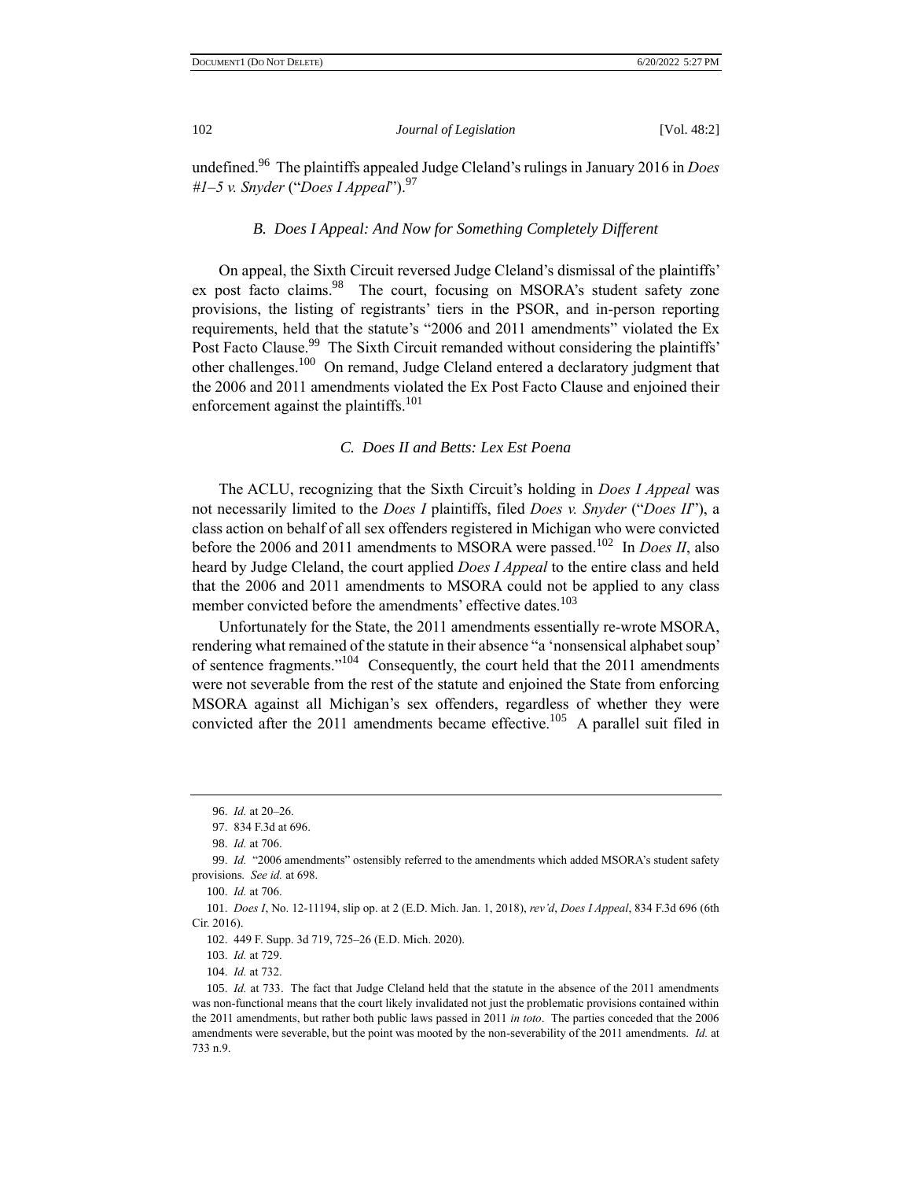undefined.[96] The plaintiffs appealed Judge Cleland's rulings in January 2016 in *Does #1–5 v. Snyder* ("*Does I Appeal*").[97]

### B. Does I Appeal: And Now for Something Completely Different

On appeal, the Sixth Circuit reversed Judge Cleland's dismissal of the plaintiffs' ex post facto claims.[98] The court, focusing on MSORA's student safety zone provisions, the listing of registrants' tiers in the PSOR, and in-person reporting requirements, held that the statute's "2006 and 2011 amendments" violated the Ex Post Facto Clause.[99] The Sixth Circuit remanded without considering the plaintiffs' other challenges.[100] On remand, Judge Cleland entered a declaratory judgment that the 2006 and 2011 amendments violated the Ex Post Facto Clause and enjoined their enforcement against the plaintiffs.[101]

### C. Does II and Betts: Lex Est Poena

The ACLU, recognizing that the Sixth Circuit's holding in *Does I Appeal* was not necessarily limited to the *Does I* plaintiffs, filed *Does v. Snyder* ("*Does II*"), a class action on behalf of all sex offenders registered in Michigan who were convicted before the 2006 and 2011 amendments to MSORA were passed.[102] In *Does II*, also heard by Judge Cleland, the court applied *Does I Appeal* to the entire class and held that the 2006 and 2011 amendments to MSORA could not be applied to any class member convicted before the amendments' effective dates.[103]

Unfortunately for the State, the 2011 amendments essentially re-wrote MSORA, rendering what remained of the statute in their absence "a 'nonsensical alphabet soup' of sentence fragments."[104] Consequently, the court held that the 2011 amendments were not severable from the rest of the statute and enjoined the State from enforcing MSORA against all Michigan's sex offenders, regardless of whether they were convicted after the 2011 amendments became effective.[105] A parallel suit filed in

---

96. *Id.* at 20–26.

97. 834 F.3d at 696.

98. *Id.* at 706.

99. *Id.* "2006 amendments" ostensibly referred to the amendments which added MSORA's student safety provisions. *See id.* at 698.

100. *Id.* at 706.

101. *Does I*, No. 12-11194, slip op. at 2 (E.D. Mich. Jan. 1, 2018), *rev'd*, *Does I Appeal*, 834 F.3d 696 (6th Cir. 2016).

102. 449 F. Supp. 3d 719, 725–26 (E.D. Mich. 2020).

103. *Id.* at 729.

104. *Id.* at 732.

105. *Id.* at 733. The fact that Judge Cleland held that the statute in the absence of the 2011 amendments was non-functional means that the court likely invalidated not just the problematic provisions contained within the 2011 amendments, but rather both public laws passed in 2011 *in toto*. The parties conceded that the 2006 amendments were severable, but the point was mooted by the non-severability of the 2011 amendments. *Id.* at 733 n.9.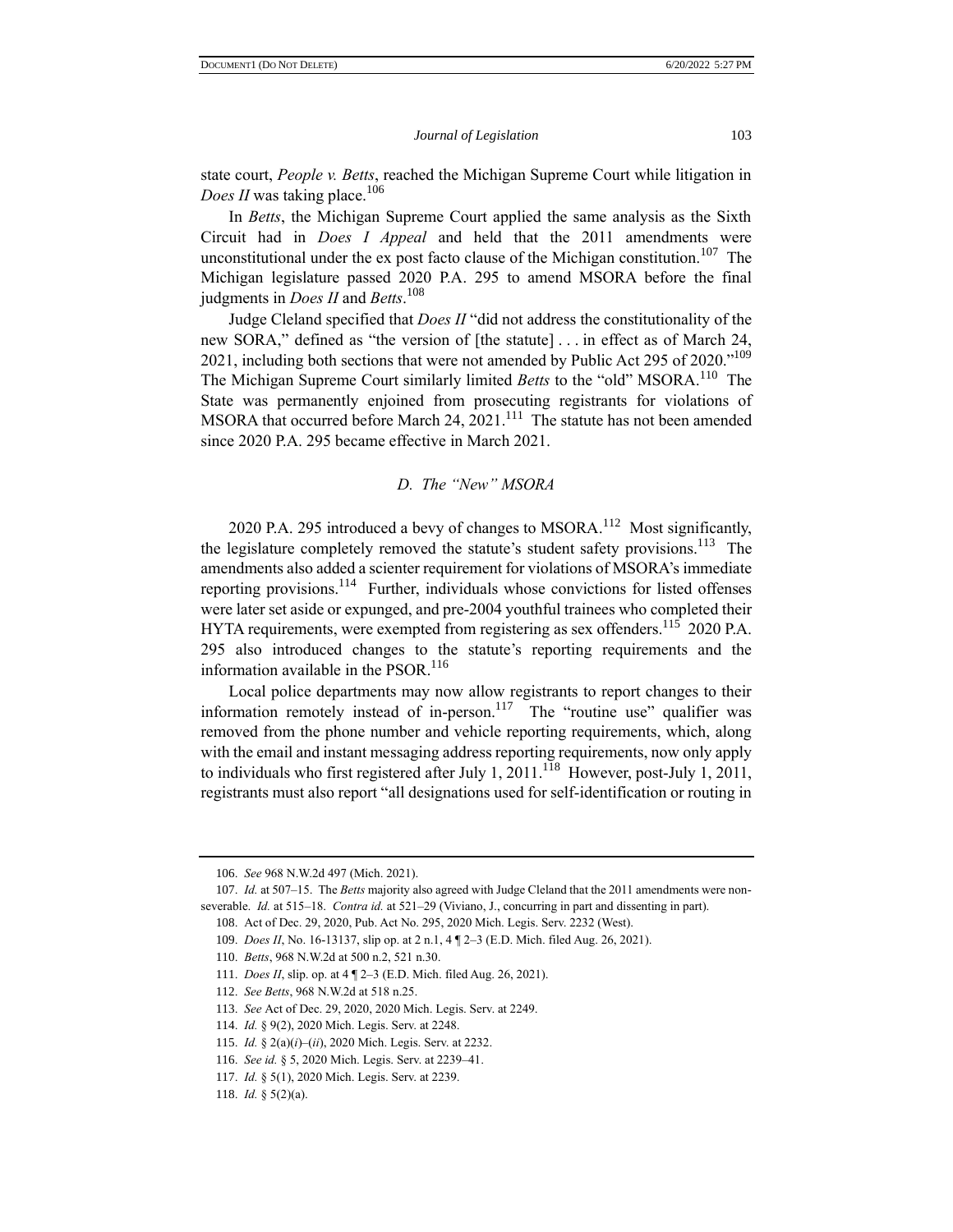state court, *People v. Betts*, reached the Michigan Supreme Court while litigation in *Does II* was taking place.[106]

In *Betts*, the Michigan Supreme Court applied the same analysis as the Sixth Circuit had in *Does I Appeal* and held that the 2011 amendments were unconstitutional under the ex post facto clause of the Michigan constitution.[107] The Michigan legislature passed 2020 P.A. 295 to amend MSORA before the final judgments in *Does II* and *Betts*.[108]

Judge Cleland specified that *Does II* "did not address the constitutionality of the new SORA," defined as "the version of [the statute] . . . in effect as of March 24, 2021, including both sections that were not amended by Public Act 295 of 2020."[109] The Michigan Supreme Court similarly limited *Betts* to the "old" MSORA.[110] The State was permanently enjoined from prosecuting registrants for violations of MSORA that occurred before March 24, 2021.[111] The statute has not been amended since 2020 P.A. 295 became effective in March 2021.

### *D. The "New" MSORA*

2020 P.A. 295 introduced a bevy of changes to MSORA.[112] Most significantly, the legislature completely removed the statute's student safety provisions.[113] The amendments also added a scienter requirement for violations of MSORA's immediate reporting provisions.[114] Further, individuals whose convictions for listed offenses were later set aside or expunged, and pre-2004 youthful trainees who completed their HYTA requirements, were exempted from registering as sex offenders.[115] 2020 P.A. 295 also introduced changes to the statute's reporting requirements and the information available in the PSOR.[116]

Local police departments may now allow registrants to report changes to their information remotely instead of in-person.[117] The "routine use" qualifier was removed from the phone number and vehicle reporting requirements, which, along with the email and instant messaging address reporting requirements, now only apply to individuals who first registered after July 1, 2011.[118] However, post-July 1, 2011, registrants must also report "all designations used for self-identification or routing in

---

106. *See* 968 N.W.2d 497 (Mich. 2021).

107. *Id.* at 507–15. The *Betts* majority also agreed with Judge Cleland that the 2011 amendments were non-severable. *Id.* at 515–18. *Contra id.* at 521–29 (Viviano, J., concurring in part and dissenting in part).

108. Act of Dec. 29, 2020, Pub. Act No. 295, 2020 Mich. Legis. Serv. 2232 (West).

109. *Does II*, No. 16-13137, slip op. at 2 n.1, 4 ¶ 2–3 (E.D. Mich. filed Aug. 26, 2021).

110. *Betts*, 968 N.W.2d at 500 n.2, 521 n.30.

111. *Does II*, slip. op. at 4 ¶ 2–3 (E.D. Mich. filed Aug. 26, 2021).

112. *See Betts*, 968 N.W.2d at 518 n.25.

113. *See* Act of Dec. 29, 2020, 2020 Mich. Legis. Serv. at 2249.

114. *Id.* § 9(2), 2020 Mich. Legis. Serv. at 2248.

115. *Id.* § 2(a)(*i*)–(*ii*), 2020 Mich. Legis. Serv. at 2232.

116. *See id.* § 5, 2020 Mich. Legis. Serv. at 2239–41.

117. *Id.* § 5(1), 2020 Mich. Legis. Serv. at 2239.

118. *Id.* § 5(2)(a).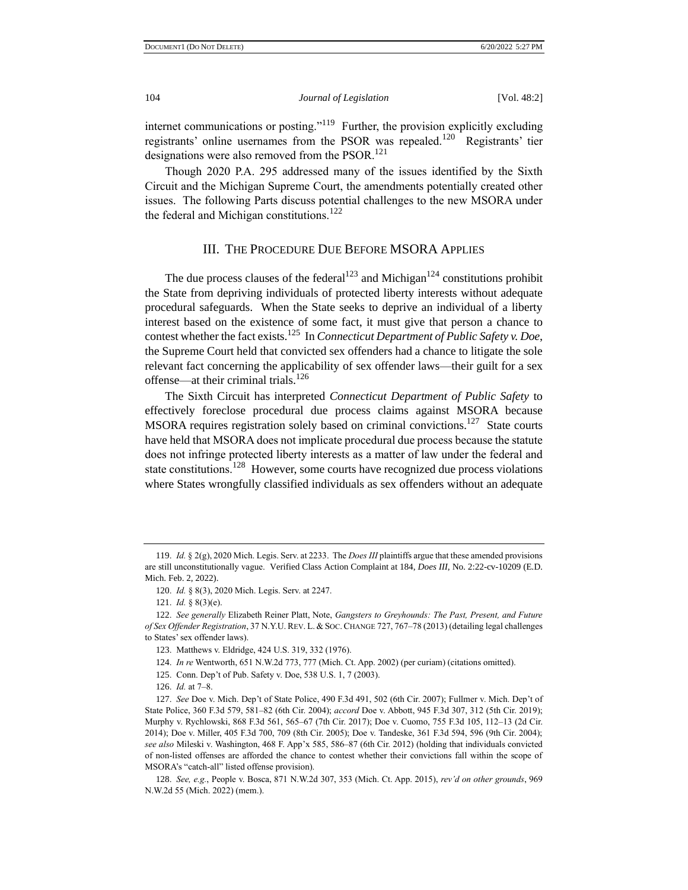internet communications or posting."[119] Further, the provision explicitly excluding registrants' online usernames from the PSOR was repealed.[120] Registrants' tier designations were also removed from the PSOR.[121]

Though 2020 P.A. 295 addressed many of the issues identified by the Sixth Circuit and the Michigan Supreme Court, the amendments potentially created other issues. The following Parts discuss potential challenges to the new MSORA under the federal and Michigan constitutions.[122]

## III. The Procedure Due Before MSORA Applies

The due process clauses of the federal[123] and Michigan[124] constitutions prohibit the State from depriving individuals of protected liberty interests without adequate procedural safeguards. When the State seeks to deprive an individual of a liberty interest based on the existence of some fact, it must give that person a chance to contest whether the fact exists.[125] In *Connecticut Department of Public Safety v. Doe*, the Supreme Court held that convicted sex offenders had a chance to litigate the sole relevant fact concerning the applicability of sex offender laws—their guilt for a sex offense—at their criminal trials.[126]

The Sixth Circuit has interpreted *Connecticut Department of Public Safety* to effectively foreclose procedural due process claims against MSORA because MSORA requires registration solely based on criminal convictions.[127] State courts have held that MSORA does not implicate procedural due process because the statute does not infringe protected liberty interests as a matter of law under the federal and state constitutions.[128] However, some courts have recognized due process violations where States wrongfully classified individuals as sex offenders without an adequate

---

119. *Id.* § 2(g), 2020 Mich. Legis. Serv. at 2233. The *Does III* plaintiffs argue that these amended provisions are still unconstitutionally vague. Verified Class Action Complaint at 184, *Does III*, No. 2:22-cv-10209 (E.D. Mich. Feb. 2, 2022).

120. *Id.* § 8(3), 2020 Mich. Legis. Serv. at 2247.

121. *Id.* § 8(3)(e).

122. *See generally* Elizabeth Reiner Platt, Note, *Gangsters to Greyhounds: The Past, Present, and Future of Sex Offender Registration*, 37 N.Y.U. Rev. L. & Soc. Change 727, 767–78 (2013) (detailing legal challenges to States' sex offender laws).

123. Matthews v. Eldridge, 424 U.S. 319, 332 (1976).

124. *In re* Wentworth, 651 N.W.2d 773, 777 (Mich. Ct. App. 2002) (per curiam) (citations omitted).

125. Conn. Dep't of Pub. Safety v. Doe, 538 U.S. 1, 7 (2003).

126. *Id.* at 7–8.

127. *See* Doe v. Mich. Dep't of State Police, 490 F.3d 491, 502 (6th Cir. 2007); Fullmer v. Mich. Dep't of State Police, 360 F.3d 579, 581–82 (6th Cir. 2004); *accord* Doe v. Abbott, 945 F.3d 307, 312 (5th Cir. 2019); Murphy v. Rychlowski, 868 F.3d 561, 565–67 (7th Cir. 2017); Doe v. Cuomo, 755 F.3d 105, 112–13 (2d Cir. 2014); Doe v. Miller, 405 F.3d 700, 709 (8th Cir. 2005); Doe v. Tandeske, 361 F.3d 594, 596 (9th Cir. 2004); *see also* Mileski v. Washington, 468 F. App'x 585, 586–87 (6th Cir. 2012) (holding that individuals convicted of non-listed offenses are afforded the chance to contest whether their convictions fall within the scope of MSORA's "catch-all" listed offense provision).

128. *See, e.g.*, People v. Bosca, 871 N.W.2d 307, 353 (Mich. Ct. App. 2015), *rev'd on other grounds*, 969 N.W.2d 55 (Mich. 2022) (mem.).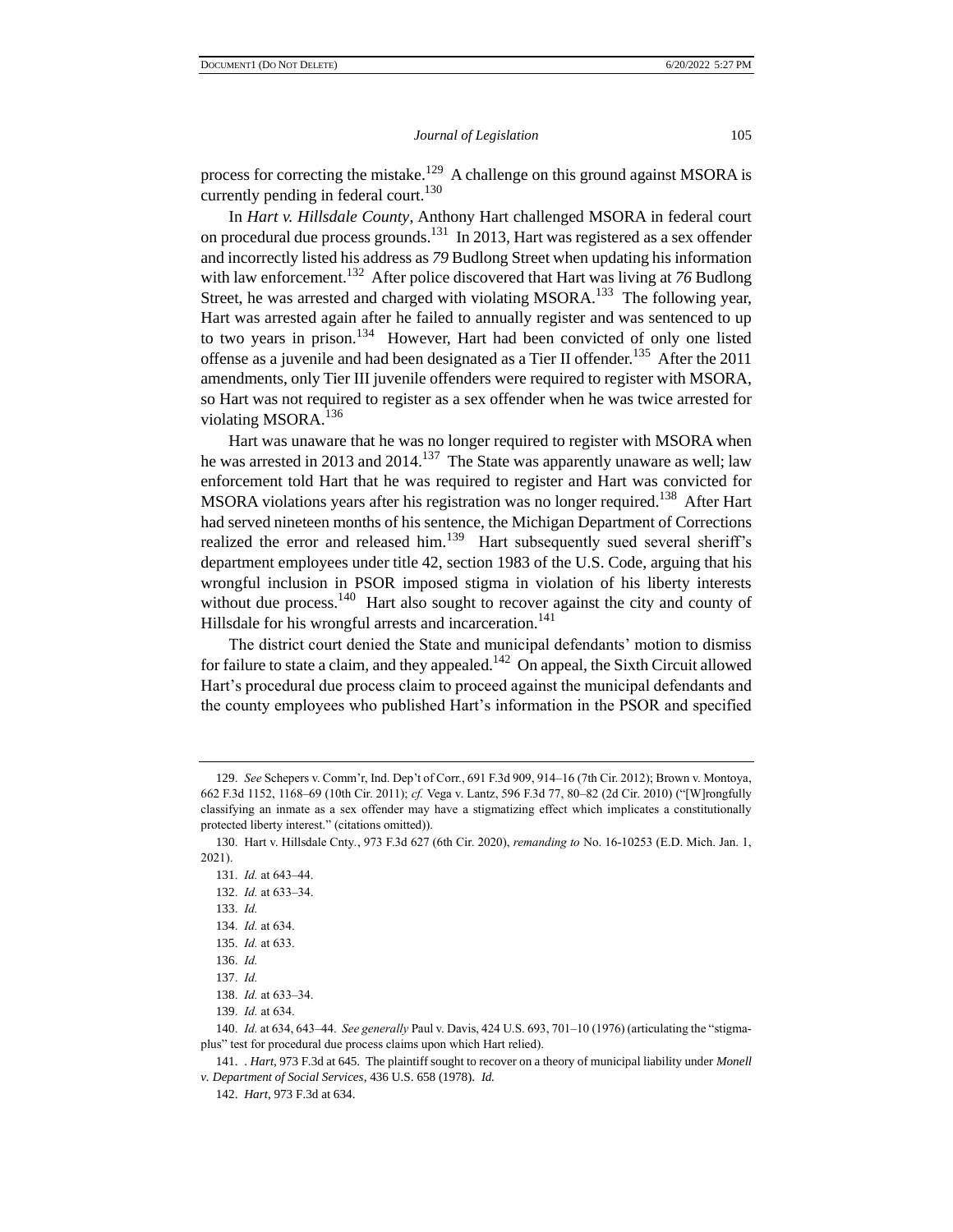process for correcting the mistake.[129] A challenge on this ground against MSORA is currently pending in federal court.[130]

In *Hart v. Hillsdale County*, Anthony Hart challenged MSORA in federal court on procedural due process grounds.[131] In 2013, Hart was registered as a sex offender and incorrectly listed his address as *79* Budlong Street when updating his information with law enforcement.[132] After police discovered that Hart was living at *76* Budlong Street, he was arrested and charged with violating MSORA.[133] The following year, Hart was arrested again after he failed to annually register and was sentenced to up to two years in prison.[134] However, Hart had been convicted of only one listed offense as a juvenile and had been designated as a Tier II offender.[135] After the 2011 amendments, only Tier III juvenile offenders were required to register with MSORA, so Hart was not required to register as a sex offender when he was twice arrested for violating MSORA.[136]

Hart was unaware that he was no longer required to register with MSORA when he was arrested in 2013 and 2014.[137] The State was apparently unaware as well; law enforcement told Hart that he was required to register and Hart was convicted for MSORA violations years after his registration was no longer required.[138] After Hart had served nineteen months of his sentence, the Michigan Department of Corrections realized the error and released him.[139] Hart subsequently sued several sheriff's department employees under title 42, section 1983 of the U.S. Code, arguing that his wrongful inclusion in PSOR imposed stigma in violation of his liberty interests without due process.[140] Hart also sought to recover against the city and county of Hillsdale for his wrongful arrests and incarceration.[141]

The district court denied the State and municipal defendants' motion to dismiss for failure to state a claim, and they appealed.[142] On appeal, the Sixth Circuit allowed Hart's procedural due process claim to proceed against the municipal defendants and the county employees who published Hart's information in the PSOR and specified

---

129. *See* Schepers v. Comm'r, Ind. Dep't of Corr., 691 F.3d 909, 914–16 (7th Cir. 2012); Brown v. Montoya, 662 F.3d 1152, 1168–69 (10th Cir. 2011); *cf.* Vega v. Lantz, 596 F.3d 77, 80–82 (2d Cir. 2010) ("[W]rongfully classifying an inmate as a sex offender may have a stigmatizing effect which implicates a constitutionally protected liberty interest." (citations omitted)).

130. Hart v. Hillsdale Cnty., 973 F.3d 627 (6th Cir. 2020), *remanding to* No. 16-10253 (E.D. Mich. Jan. 1, 2021).

131. *Id.* at 643–44.

132. *Id.* at 633–34.

133. *Id.*

134. *Id.* at 634.

135. *Id.* at 633.

136. *Id.*

137. *Id.*

138. *Id.* at 633–34.

139. *Id.* at 634.

140. *Id.* at 634, 643–44. *See generally* Paul v. Davis, 424 U.S. 693, 701–10 (1976) (articulating the "stigma-plus" test for procedural due process claims upon which Hart relied).

141. . *Hart*, 973 F.3d at 645. The plaintiff sought to recover on a theory of municipal liability under *Monell v. Department of Social Services*, 436 U.S. 658 (1978). *Id.*

142. *Hart*, 973 F.3d at 634.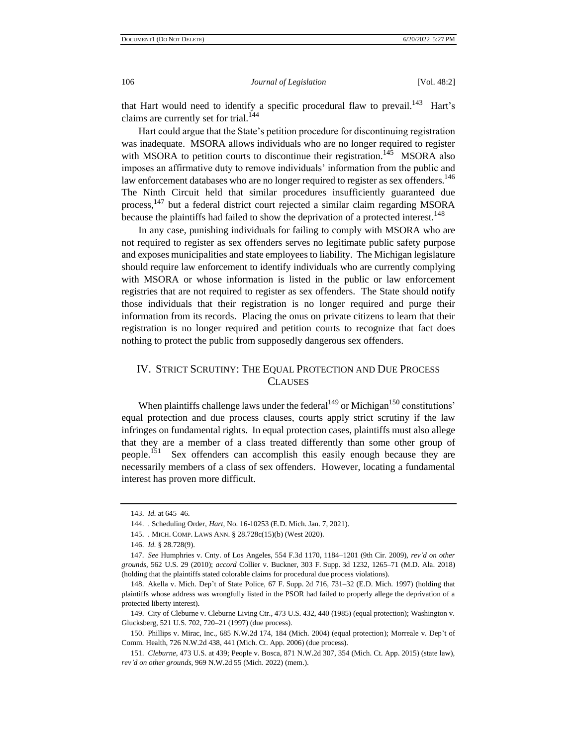that Hart would need to identify a specific procedural flaw to prevail.[143] Hart's claims are currently set for trial.[144]

Hart could argue that the State's petition procedure for discontinuing registration was inadequate. MSORA allows individuals who are no longer required to register with MSORA to petition courts to discontinue their registration.[145] MSORA also imposes an affirmative duty to remove individuals' information from the public and law enforcement databases who are no longer required to register as sex offenders.[146] The Ninth Circuit held that similar procedures insufficiently guaranteed due process,[147] but a federal district court rejected a similar claim regarding MSORA because the plaintiffs had failed to show the deprivation of a protected interest.[148]

In any case, punishing individuals for failing to comply with MSORA who are not required to register as sex offenders serves no legitimate public safety purpose and exposes municipalities and state employees to liability. The Michigan legislature should require law enforcement to identify individuals who are currently complying with MSORA or whose information is listed in the public or law enforcement registries that are not required to register as sex offenders. The State should notify those individuals that their registration is no longer required and purge their information from its records. Placing the onus on private citizens to learn that their registration is no longer required and petition courts to recognize that fact does nothing to protect the public from supposedly dangerous sex offenders.

## IV. STRICT SCRUTINY: THE EQUAL PROTECTION AND DUE PROCESS CLAUSES

When plaintiffs challenge laws under the federal[149] or Michigan[150] constitutions' equal protection and due process clauses, courts apply strict scrutiny if the law infringes on fundamental rights. In equal protection cases, plaintiffs must also allege that they are a member of a class treated differently than some other group of people.[151] Sex offenders can accomplish this easily enough because they are necessarily members of a class of sex offenders. However, locating a fundamental interest has proven more difficult.

---

143. *Id.* at 645–46.

144. . Scheduling Order, *Hart*, No. 16-10253 (E.D. Mich. Jan. 7, 2021).

145. . MICH. COMP. LAWS ANN. § 28.728c(15)(b) (West 2020).

146. *Id.* § 28.728(9).

147. *See* Humphries v. Cnty. of Los Angeles, 554 F.3d 1170, 1184–1201 (9th Cir. 2009), *rev'd on other grounds*, 562 U.S. 29 (2010); *accord* Collier v. Buckner, 303 F. Supp. 3d 1232, 1265–71 (M.D. Ala. 2018) (holding that the plaintiffs stated colorable claims for procedural due process violations).

148. Akella v. Mich. Dep't of State Police, 67 F. Supp. 2d 716, 731–32 (E.D. Mich. 1997) (holding that plaintiffs whose address was wrongfully listed in the PSOR had failed to properly allege the deprivation of a protected liberty interest).

149. City of Cleburne v. Cleburne Living Ctr., 473 U.S. 432, 440 (1985) (equal protection); Washington v. Glucksberg, 521 U.S. 702, 720–21 (1997) (due process).

150. Phillips v. Mirac, Inc., 685 N.W.2d 174, 184 (Mich. 2004) (equal protection); Morreale v. Dep't of Comm. Health, 726 N.W.2d 438, 441 (Mich. Ct. App. 2006) (due process).

151. *Cleburne*, 473 U.S. at 439; People v. Bosca, 871 N.W.2d 307, 354 (Mich. Ct. App. 2015) (state law), *rev'd on other grounds*, 969 N.W.2d 55 (Mich. 2022) (mem.).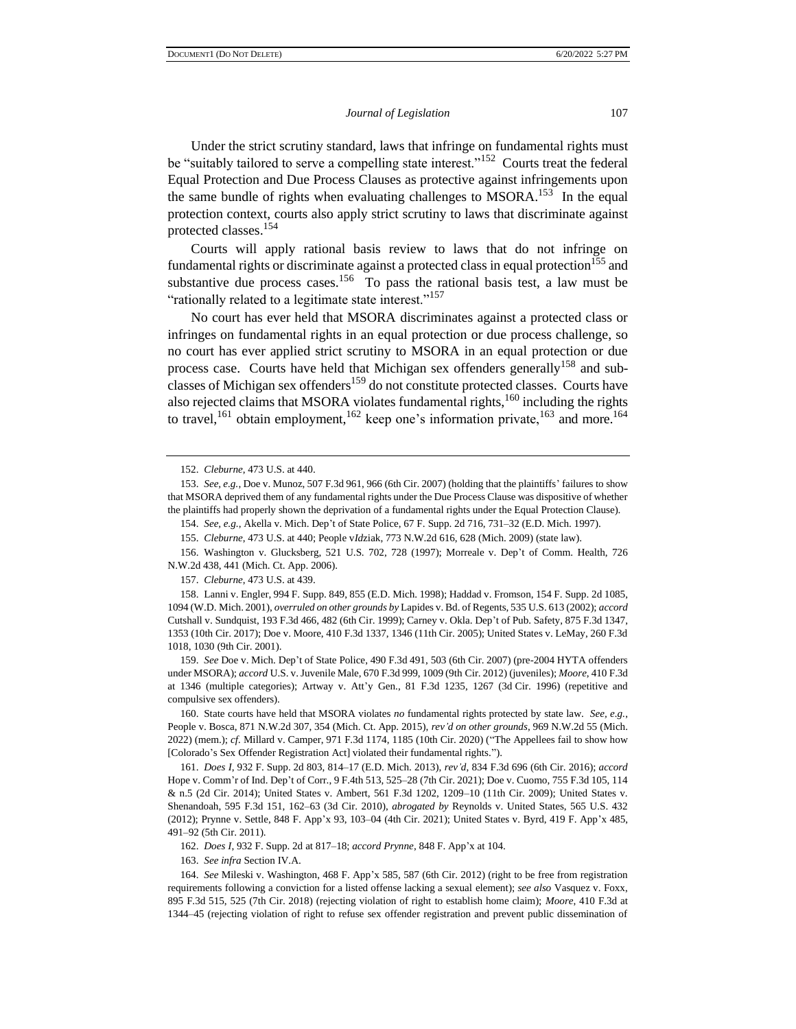Under the strict scrutiny standard, laws that infringe on fundamental rights must be "suitably tailored to serve a compelling state interest."[152] Courts treat the federal Equal Protection and Due Process Clauses as protective against infringements upon the same bundle of rights when evaluating challenges to MSORA.[153] In the equal protection context, courts also apply strict scrutiny to laws that discriminate against protected classes.[154]

Courts will apply rational basis review to laws that do not infringe on fundamental rights or discriminate against a protected class in equal protection[155] and substantive due process cases.[156] To pass the rational basis test, a law must be "rationally related to a legitimate state interest."[157]

No court has ever held that MSORA discriminates against a protected class or infringes on fundamental rights in an equal protection or due process challenge, so no court has ever applied strict scrutiny to MSORA in an equal protection or due process case. Courts have held that Michigan sex offenders generally[158] and sub-classes of Michigan sex offenders[159] do not constitute protected classes. Courts have also rejected claims that MSORA violates fundamental rights,[160] including the rights to travel,[161] obtain employment,[162] keep one's information private,[163] and more.[164]

---

152. *Cleburne*, 473 U.S. at 440.

153. *See, e.g.*, Doe v. Munoz, 507 F.3d 961, 966 (6th Cir. 2007) (holding that the plaintiffs' failures to show that MSORA deprived them of any fundamental rights under the Due Process Clause was dispositive of whether the plaintiffs had properly shown the deprivation of a fundamental rights under the Equal Protection Clause).

154. *See, e.g.*, Akella v. Mich. Dep't of State Police, 67 F. Supp. 2d 716, 731–32 (E.D. Mich. 1997).

155. *Cleburne*, 473 U.S. at 440; People v*Idz*iak, 773 N.W.2d 616, 628 (Mich. 2009) (state law).

156. Washington v. Glucksberg, 521 U.S. 702, 728 (1997); Morreale v. Dep't of Comm. Health, 726 N.W.2d 438, 441 (Mich. Ct. App. 2006).

157. *Cleburne*, 473 U.S. at 439.

158. Lanni v. Engler, 994 F. Supp. 849, 855 (E.D. Mich. 1998); Haddad v. Fromson, 154 F. Supp. 2d 1085, 1094 (W.D. Mich. 2001), *overruled on other grounds by* Lapides v. Bd. of Regents, 535 U.S. 613 (2002); *accord* Cutshall v. Sundquist, 193 F.3d 466, 482 (6th Cir. 1999); Carney v. Okla. Dep't of Pub. Safety, 875 F.3d 1347, 1353 (10th Cir. 2017); Doe v. Moore, 410 F.3d 1337, 1346 (11th Cir. 2005); United States v. LeMay, 260 F.3d 1018, 1030 (9th Cir. 2001).

159. *See* Doe v. Mich. Dep't of State Police, 490 F.3d 491, 503 (6th Cir. 2007) (pre-2004 HYTA offenders under MSORA); *accord* U.S. v. Juvenile Male, 670 F.3d 999, 1009 (9th Cir. 2012) (juveniles); *Moore*, 410 F.3d at 1346 (multiple categories); Artway v. Att'y Gen., 81 F.3d 1235, 1267 (3d Cir. 1996) (repetitive and compulsive sex offenders).

160. State courts have held that MSORA violates *no* fundamental rights protected by state law. *See, e.g.*, People v. Bosca, 871 N.W.2d 307, 354 (Mich. Ct. App. 2015), *rev'd on other grounds*, 969 N.W.2d 55 (Mich. 2022) (mem.); *cf.* Millard v. Camper, 971 F.3d 1174, 1185 (10th Cir. 2020) ("The Appellees fail to show how [Colorado's Sex Offender Registration Act] violated their fundamental rights.").

161. *Does I*, 932 F. Supp. 2d 803, 814–17 (E.D. Mich. 2013), *rev'd*, 834 F.3d 696 (6th Cir. 2016); *accord* Hope v. Comm'r of Ind. Dep't of Corr., 9 F.4th 513, 525–28 (7th Cir. 2021); Doe v. Cuomo, 755 F.3d 105, 114 & n.5 (2d Cir. 2014); United States v. Ambert, 561 F.3d 1202, 1209–10 (11th Cir. 2009); United States v. Shenandoah, 595 F.3d 151, 162–63 (3d Cir. 2010), *abrogated by* Reynolds v. United States, 565 U.S. 432 (2012); Prynne v. Settle, 848 F. App'x 93, 103–04 (4th Cir. 2021); United States v. Byrd, 419 F. App'x 485, 491–92 (5th Cir. 2011).

162. *Does I*, 932 F. Supp. 2d at 817–18; *accord Prynne*, 848 F. App'x at 104.

163. *See infra* Section IV.A.

164. *See* Mileski v. Washington, 468 F. App'x 585, 587 (6th Cir. 2012) (right to be free from registration requirements following a conviction for a listed offense lacking a sexual element); *see also* Vasquez v. Foxx, 895 F.3d 515, 525 (7th Cir. 2018) (rejecting violation of right to establish home claim); *Moore*, 410 F.3d at 1344–45 (rejecting violation of right to refuse sex offender registration and prevent public dissemination of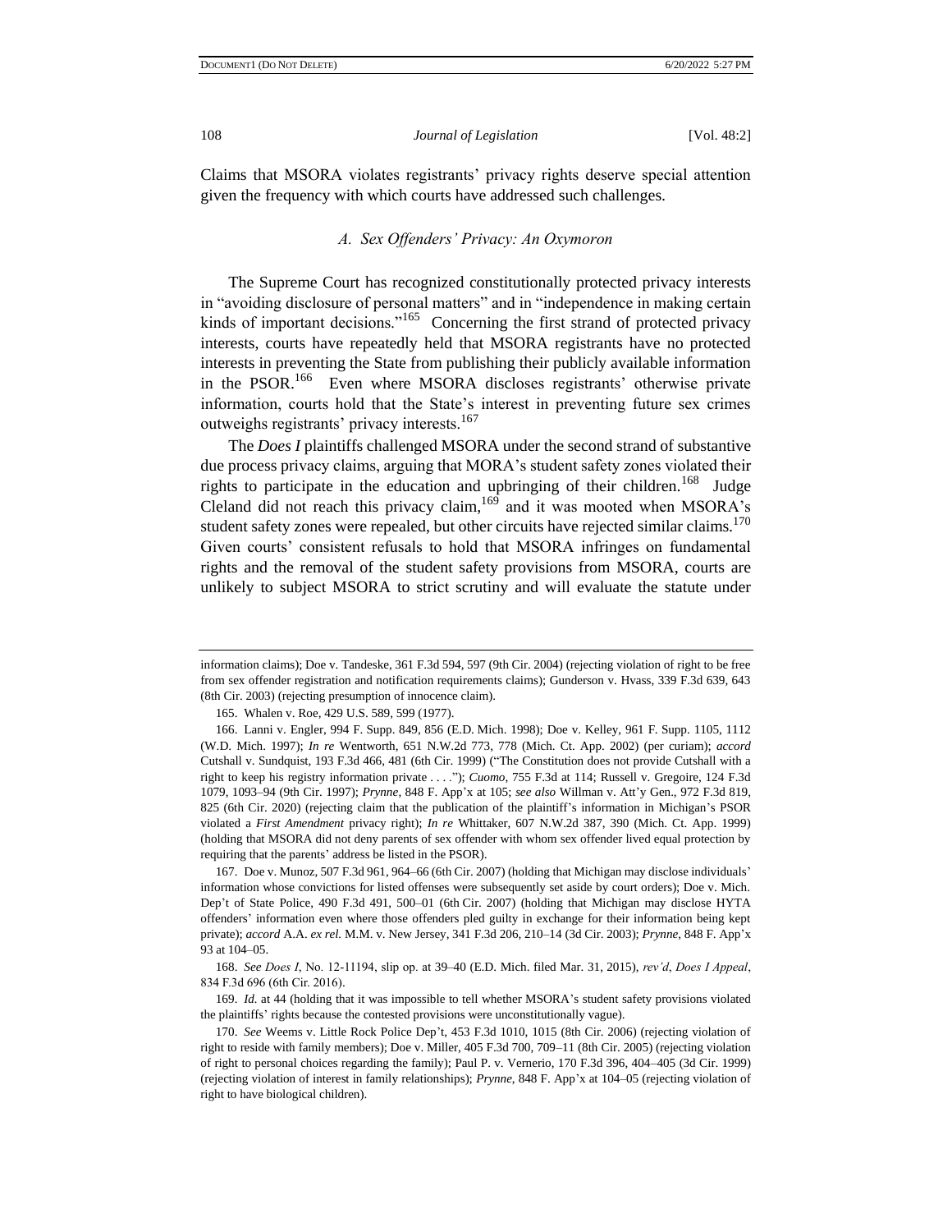Claims that MSORA violates registrants' privacy rights deserve special attention given the frequency with which courts have addressed such challenges.

### *A. Sex Offenders' Privacy: An Oxymoron*

The Supreme Court has recognized constitutionally protected privacy interests in "avoiding disclosure of personal matters" and in "independence in making certain kinds of important decisions."[165] Concerning the first strand of protected privacy interests, courts have repeatedly held that MSORA registrants have no protected interests in preventing the State from publishing their publicly available information in the PSOR.[166] Even where MSORA discloses registrants' otherwise private information, courts hold that the State's interest in preventing future sex crimes outweighs registrants' privacy interests.[167]

The *Does I* plaintiffs challenged MSORA under the second strand of substantive due process privacy claims, arguing that MORA's student safety zones violated their rights to participate in the education and upbringing of their children.[168] Judge Cleland did not reach this privacy claim,[169] and it was mooted when MSORA's student safety zones were repealed, but other circuits have rejected similar claims.[170] Given courts' consistent refusals to hold that MSORA infringes on fundamental rights and the removal of the student safety provisions from MSORA, courts are unlikely to subject MSORA to strict scrutiny and will evaluate the statute under

---

information claims); Doe v. Tandeske, 361 F.3d 594, 597 (9th Cir. 2004) (rejecting violation of right to be free from sex offender registration and notification requirements claims); Gunderson v. Hvass, 339 F.3d 639, 643 (8th Cir. 2003) (rejecting presumption of innocence claim).

165. Whalen v. Roe, 429 U.S. 589, 599 (1977).

166. Lanni v. Engler, 994 F. Supp. 849, 856 (E.D. Mich. 1998); Doe v. Kelley, 961 F. Supp. 1105, 1112 (W.D. Mich. 1997); *In re* Wentworth, 651 N.W.2d 773, 778 (Mich. Ct. App. 2002) (per curiam); *accord* Cutshall v. Sundquist, 193 F.3d 466, 481 (6th Cir. 1999) ("The Constitution does not provide Cutshall with a right to keep his registry information private . . . ."); *Cuomo*, 755 F.3d at 114; Russell v. Gregoire, 124 F.3d 1079, 1093–94 (9th Cir. 1997); *Prynne*, 848 F. App'x at 105; *see also* Willman v. Att'y Gen., 972 F.3d 819, 825 (6th Cir. 2020) (rejecting claim that the publication of the plaintiff's information in Michigan's PSOR violated a *First Amendment* privacy right); *In re* Whittaker, 607 N.W.2d 387, 390 (Mich. Ct. App. 1999) (holding that MSORA did not deny parents of sex offender with whom sex offender lived equal protection by requiring that the parents' address be listed in the PSOR).

167. Doe v. Munoz, 507 F.3d 961, 964–66 (6th Cir. 2007) (holding that Michigan may disclose individuals' information whose convictions for listed offenses were subsequently set aside by court orders); Doe v. Mich. Dep't of State Police, 490 F.3d 491, 500–01 (6th Cir. 2007) (holding that Michigan may disclose HYTA offenders' information even where those offenders pled guilty in exchange for their information being kept private); *accord* A.A. *ex rel.* M.M. v. New Jersey, 341 F.3d 206, 210–14 (3d Cir. 2003); *Prynne*, 848 F. App'x 93 at 104–05.

168. *See Does I*, No. 12-11194, slip op. at 39–40 (E.D. Mich. filed Mar. 31, 2015), *rev'd*, *Does I Appeal*, 834 F.3d 696 (6th Cir. 2016).

169. *Id.* at 44 (holding that it was impossible to tell whether MSORA's student safety provisions violated the plaintiffs' rights because the contested provisions were unconstitutionally vague).

170. *See* Weems v. Little Rock Police Dep't, 453 F.3d 1010, 1015 (8th Cir. 2006) (rejecting violation of right to reside with family members); Doe v. Miller, 405 F.3d 700, 709–11 (8th Cir. 2005) (rejecting violation of right to personal choices regarding the family); Paul P. v. Vernerio, 170 F.3d 396, 404–405 (3d Cir. 1999) (rejecting violation of interest in family relationships); *Prynne*, 848 F. App'x at 104–05 (rejecting violation of right to have biological children).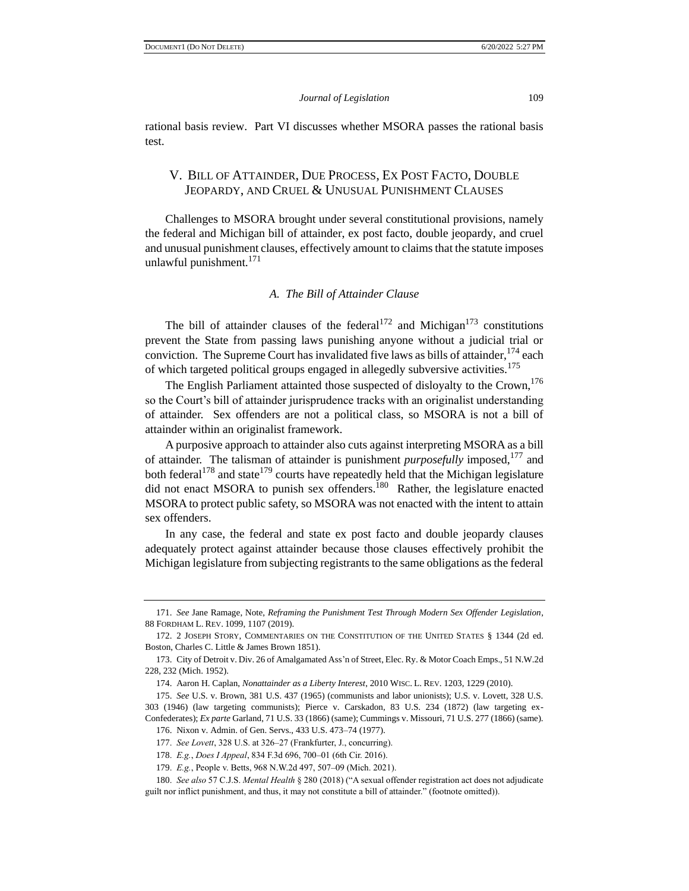rational basis review. Part VI discusses whether MSORA passes the rational basis test.

## V. BILL OF ATTAINDER, DUE PROCESS, EX POST FACTO, DOUBLE JEOPARDY, AND CRUEL & UNUSUAL PUNISHMENT CLAUSES

Challenges to MSORA brought under several constitutional provisions, namely the federal and Michigan bill of attainder, ex post facto, double jeopardy, and cruel and unusual punishment clauses, effectively amount to claims that the statute imposes unlawful punishment.[171]

### *A. The Bill of Attainder Clause*

The bill of attainder clauses of the federal[172] and Michigan[173] constitutions prevent the State from passing laws punishing anyone without a judicial trial or conviction. The Supreme Court has invalidated five laws as bills of attainder,[174] each of which targeted political groups engaged in allegedly subversive activities.[175]

The English Parliament attainted those suspected of disloyalty to the Crown,[176] so the Court's bill of attainder jurisprudence tracks with an originalist understanding of attainder. Sex offenders are not a political class, so MSORA is not a bill of attainder within an originalist framework.

A purposive approach to attainder also cuts against interpreting MSORA as a bill of attainder. The talisman of attainder is punishment *purposefully* imposed,[177] and both federal[178] and state[179] courts have repeatedly held that the Michigan legislature did not enact MSORA to punish sex offenders.[180] Rather, the legislature enacted MSORA to protect public safety, so MSORA was not enacted with the intent to attain sex offenders.

In any case, the federal and state ex post facto and double jeopardy clauses adequately protect against attainder because those clauses effectively prohibit the Michigan legislature from subjecting registrants to the same obligations as the federal

---

171. *See* Jane Ramage, Note, *Reframing the Punishment Test Through Modern Sex Offender Legislation*, 88 FORDHAM L. REV. 1099, 1107 (2019).

172. 2 JOSEPH STORY, COMMENTARIES ON THE CONSTITUTION OF THE UNITED STATES § 1344 (2d ed. Boston, Charles C. Little & James Brown 1851).

173. City of Detroit v. Div. 26 of Amalgamated Ass'n of Street, Elec. Ry. & Motor Coach Emps., 51 N.W.2d 228, 232 (Mich. 1952).

174. Aaron H. Caplan, *Nonattainder as a Liberty Interest*, 2010 WISC. L. REV. 1203, 1229 (2010).

175. *See* U.S. v. Brown, 381 U.S. 437 (1965) (communists and labor unionists); U.S. v. Lovett, 328 U.S. 303 (1946) (law targeting communists); Pierce v. Carskadon, 83 U.S. 234 (1872) (law targeting ex-Confederates); *Ex parte* Garland, 71 U.S. 33 (1866) (same); Cummings v. Missouri, 71 U.S. 277 (1866) (same).

176. Nixon v. Admin. of Gen. Servs., 433 U.S. 473–74 (1977).

177. *See Lovett*, 328 U.S. at 326–27 (Frankfurter, J., concurring).

178. *E.g.*, *Does I Appeal*, 834 F.3d 696, 700–01 (6th Cir. 2016).

179. *E.g.*, People v. Betts, 968 N.W.2d 497, 507–09 (Mich. 2021).

180. *See also* 57 C.J.S. *Mental Health* § 280 (2018) ("A sexual offender registration act does not adjudicate guilt nor inflict punishment, and thus, it may not constitute a bill of attainder." (footnote omitted)).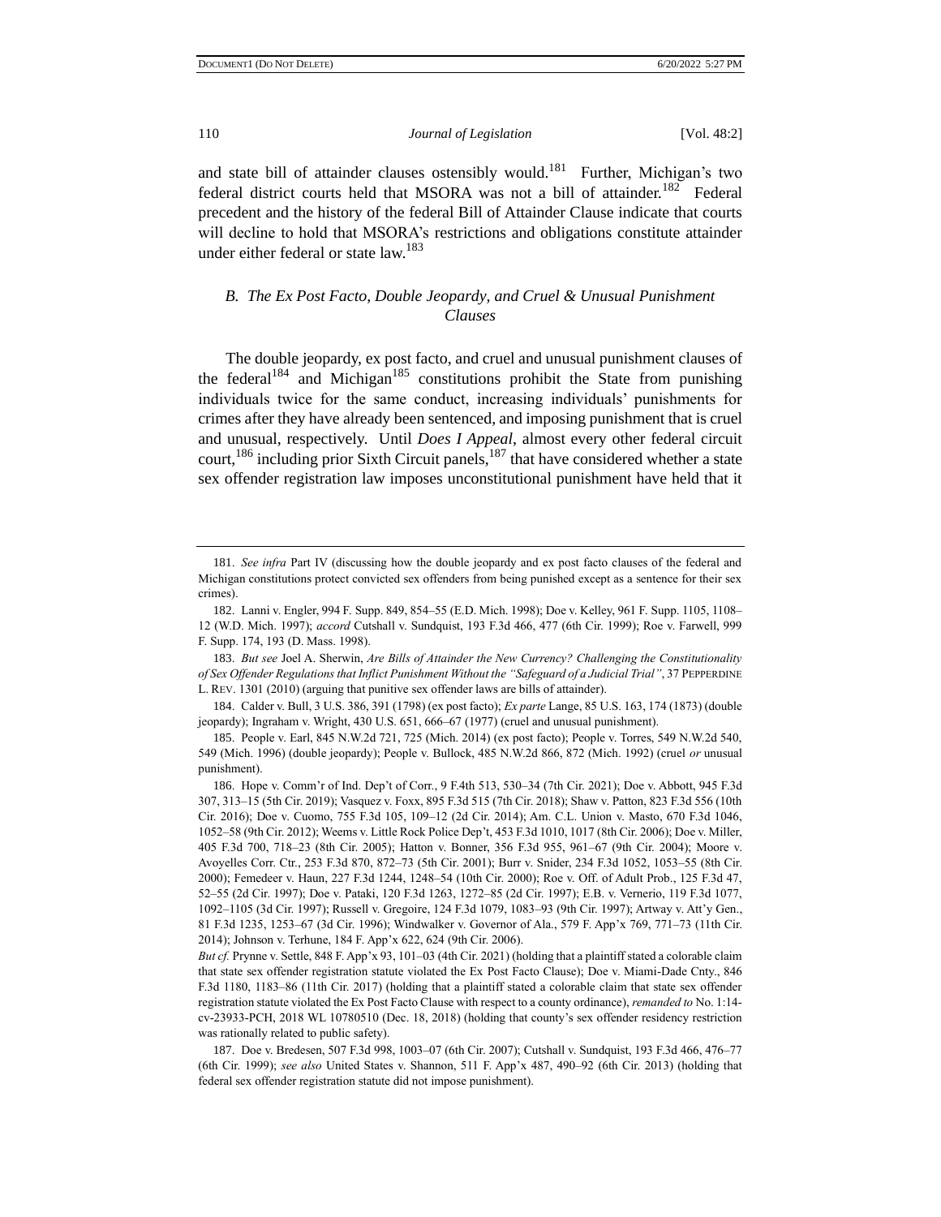and state bill of attainder clauses ostensibly would.[181] Further, Michigan's two federal district courts held that MSORA was not a bill of attainder.[182] Federal precedent and the history of the federal Bill of Attainder Clause indicate that courts will decline to hold that MSORA's restrictions and obligations constitute attainder under either federal or state law.[183]

### *B. The Ex Post Facto, Double Jeopardy, and Cruel & Unusual Punishment Clauses*

The double jeopardy, ex post facto, and cruel and unusual punishment clauses of the federal[184] and Michigan[185] constitutions prohibit the State from punishing individuals twice for the same conduct, increasing individuals' punishments for crimes after they have already been sentenced, and imposing punishment that is cruel and unusual, respectively. Until *Does I Appeal*, almost every other federal circuit court,[186] including prior Sixth Circuit panels,[187] that have considered whether a state sex offender registration law imposes unconstitutional punishment have held that it

---

181. *See infra* Part IV (discussing how the double jeopardy and ex post facto clauses of the federal and Michigan constitutions protect convicted sex offenders from being punished except as a sentence for their sex crimes).

182. Lanni v. Engler, 994 F. Supp. 849, 854–55 (E.D. Mich. 1998); Doe v. Kelley, 961 F. Supp. 1105, 1108–12 (W.D. Mich. 1997); *accord* Cutshall v. Sundquist, 193 F.3d 466, 477 (6th Cir. 1999); Roe v. Farwell, 999 F. Supp. 174, 193 (D. Mass. 1998).

183. *But see* Joel A. Sherwin, *Are Bills of Attainder the New Currency? Challenging the Constitutionality of Sex Offender Regulations that Inflict Punishment Without the "Safeguard of a Judicial Trial"*, 37 PEPPERDINE L. REV. 1301 (2010) (arguing that punitive sex offender laws are bills of attainder).

184. Calder v. Bull, 3 U.S. 386, 391 (1798) (ex post facto); *Ex parte* Lange, 85 U.S. 163, 174 (1873) (double jeopardy); Ingraham v. Wright, 430 U.S. 651, 666–67 (1977) (cruel and unusual punishment).

185. People v. Earl, 845 N.W.2d 721, 725 (Mich. 2014) (ex post facto); People v. Torres, 549 N.W.2d 540, 549 (Mich. 1996) (double jeopardy); People v. Bullock, 485 N.W.2d 866, 872 (Mich. 1992) (cruel *or* unusual punishment).

186. Hope v. Comm'r of Ind. Dep't of Corr., 9 F.4th 513, 530–34 (7th Cir. 2021); Doe v. Abbott, 945 F.3d 307, 313–15 (5th Cir. 2019); Vasquez v. Foxx, 895 F.3d 515 (7th Cir. 2018); Shaw v. Patton, 823 F.3d 556 (10th Cir. 2016); Doe v. Cuomo, 755 F.3d 105, 109–12 (2d Cir. 2014); Am. C.L. Union v. Masto, 670 F.3d 1046, 1052–58 (9th Cir. 2012); Weems v. Little Rock Police Dep't, 453 F.3d 1010, 1017 (8th Cir. 2006); Doe v. Miller, 405 F.3d 700, 718–23 (8th Cir. 2005); Hatton v. Bonner, 356 F.3d 955, 961–67 (9th Cir. 2004); Moore v. Avoyelles Corr. Ctr., 253 F.3d 870, 872–73 (5th Cir. 2001); Burr v. Snider, 234 F.3d 1052, 1053–55 (8th Cir. 2000); Femedeer v. Haun, 227 F.3d 1244, 1248–54 (10th Cir. 2000); Roe v. Off. of Adult Prob., 125 F.3d 47, 52–55 (2d Cir. 1997); Doe v. Pataki, 120 F.3d 1263, 1272–85 (2d Cir. 1997); E.B. v. Vernerio, 119 F.3d 1077, 1092–1105 (3d Cir. 1997); Russell v. Gregoire, 124 F.3d 1079, 1083–93 (9th Cir. 1997); Artway v. Att'y Gen., 81 F.3d 1235, 1253–67 (3d Cir. 1996); Windwalker v. Governor of Ala., 579 F. App'x 769, 771–73 (11th Cir. 2014); Johnson v. Terhune, 184 F. App'x 622, 624 (9th Cir. 2006).
*But cf.* Prynne v. Settle, 848 F. App'x 93, 101–03 (4th Cir. 2021) (holding that a plaintiff stated a colorable claim that state sex offender registration statute violated the Ex Post Facto Clause); Doe v. Miami-Dade Cnty., 846 F.3d 1180, 1183–86 (11th Cir. 2017) (holding that a plaintiff stated a colorable claim that state sex offender registration statute violated the Ex Post Facto Clause with respect to a county ordinance), *remanded to* No. 1:14-cv-23933-PCH, 2018 WL 10780510 (Dec. 18, 2018) (holding that county's sex offender residency restriction was rationally related to public safety).

187. Doe v. Bredesen, 507 F.3d 998, 1003–07 (6th Cir. 2007); Cutshall v. Sundquist, 193 F.3d 466, 476–77 (6th Cir. 1999); *see also* United States v. Shannon, 511 F. App'x 487, 490–92 (6th Cir. 2013) (holding that federal sex offender registration statute did not impose punishment).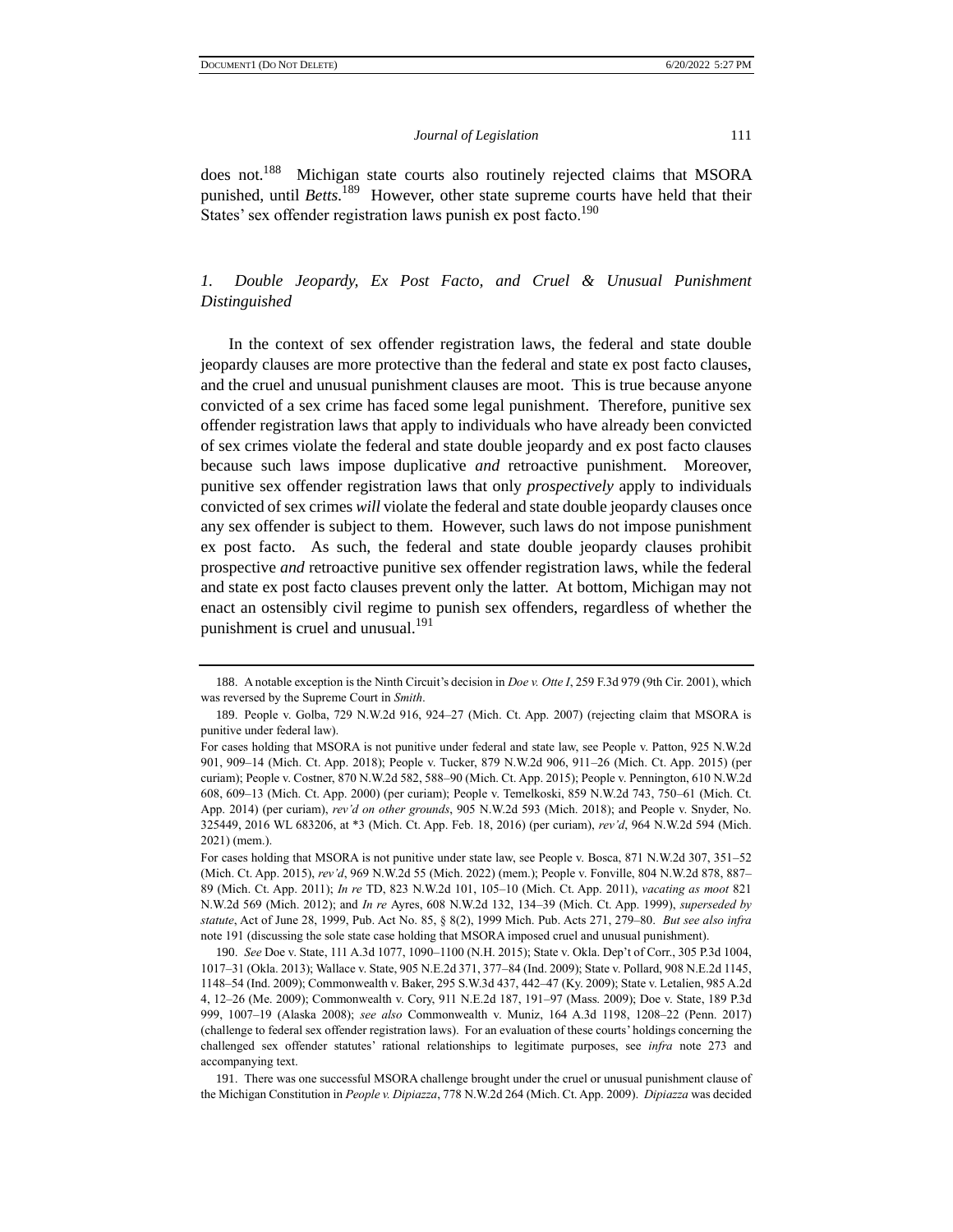does not.[188] Michigan state courts also routinely rejected claims that MSORA punished, until *Betts*.[189] However, other state supreme courts have held that their States' sex offender registration laws punish ex post facto.[190]

### *1. Double Jeopardy, Ex Post Facto, and Cruel & Unusual Punishment Distinguished*

In the context of sex offender registration laws, the federal and state double jeopardy clauses are more protective than the federal and state ex post facto clauses, and the cruel and unusual punishment clauses are moot. This is true because anyone convicted of a sex crime has faced some legal punishment. Therefore, punitive sex offender registration laws that apply to individuals who have already been convicted of sex crimes violate the federal and state double jeopardy and ex post facto clauses because such laws impose duplicative *and* retroactive punishment. Moreover, punitive sex offender registration laws that only *prospectively* apply to individuals convicted of sex crimes *will* violate the federal and state double jeopardy clauses once any sex offender is subject to them. However, such laws do not impose punishment ex post facto. As such, the federal and state double jeopardy clauses prohibit prospective *and* retroactive punitive sex offender registration laws, while the federal and state ex post facto clauses prevent only the latter. At bottom, Michigan may not enact an ostensibly civil regime to punish sex offenders, regardless of whether the punishment is cruel and unusual.[191]

---

188. A notable exception is the Ninth Circuit's decision in *Doe v. Otte I*, 259 F.3d 979 (9th Cir. 2001), which was reversed by the Supreme Court in *Smith*.

189. People v. Golba, 729 N.W.2d 916, 924–27 (Mich. Ct. App. 2007) (rejecting claim that MSORA is punitive under federal law).

For cases holding that MSORA is not punitive under federal and state law, see People v. Patton, 925 N.W.2d 901, 909–14 (Mich. Ct. App. 2018); People v. Tucker, 879 N.W.2d 906, 911–26 (Mich. Ct. App. 2015) (per curiam); People v. Costner, 870 N.W.2d 582, 588–90 (Mich. Ct. App. 2015); People v. Pennington, 610 N.W.2d 608, 609–13 (Mich. Ct. App. 2000) (per curiam); People v. Temelkoski, 859 N.W.2d 743, 750–61 (Mich. Ct. App. 2014) (per curiam), *rev'd on other grounds*, 905 N.W.2d 593 (Mich. 2018); and People v. Snyder, No. 325449, 2016 WL 683206, at *3 (Mich. Ct. App. Feb. 18, 2016) (per curiam), *rev'd*, 964 N.W.2d 594 (Mich. 2021) (mem.).

For cases holding that MSORA is not punitive under state law, see People v. Bosca, 871 N.W.2d 307, 351–52 (Mich. Ct. App. 2015), *rev'd*, 969 N.W.2d 55 (Mich. 2022) (mem.); People v. Fonville, 804 N.W.2d 878, 887–89 (Mich. Ct. App. 2011); *In re* TD, 823 N.W.2d 101, 105–10 (Mich. Ct. App. 2011), *vacating as moot* 821 N.W.2d 569 (Mich. 2012); and *In re* Ayres, 608 N.W.2d 132, 134–39 (Mich. Ct. App. 1999), *superseded by statute*, Act of June 28, 1999, Pub. Act No. 85, § 8(2), 1999 Mich. Pub. Acts 271, 279–80. *But see also infra* note 191 (discussing the sole state case holding that MSORA imposed cruel and unusual punishment).

190. *See* Doe v. State, 111 A.3d 1077, 1090–1100 (N.H. 2015); State v. Okla. Dep't of Corr., 305 P.3d 1004, 1017–31 (Okla. 2013); Wallace v. State, 905 N.E.2d 371, 377–84 (Ind. 2009); State v. Pollard, 908 N.E.2d 1145, 1148–54 (Ind. 2009); Commonwealth v. Baker, 295 S.W.3d 437, 442–47 (Ky. 2009); State v. Letalien, 985 A.2d 4, 12–26 (Me. 2009); Commonwealth v. Cory, 911 N.E.2d 187, 191–97 (Mass. 2009); Doe v. State, 189 P.3d 999, 1007–19 (Alaska 2008); *see also* Commonwealth v. Muniz, 164 A.3d 1198, 1208–22 (Penn. 2017) (challenge to federal sex offender registration laws). For an evaluation of these courts' holdings concerning the challenged sex offender statutes' rational relationships to legitimate purposes, see *infra* note 273 and accompanying text.

191. There was one successful MSORA challenge brought under the cruel or unusual punishment clause of the Michigan Constitution in *People v. Dipiazza*, 778 N.W.2d 264 (Mich. Ct. App. 2009). *Dipiazza* was decided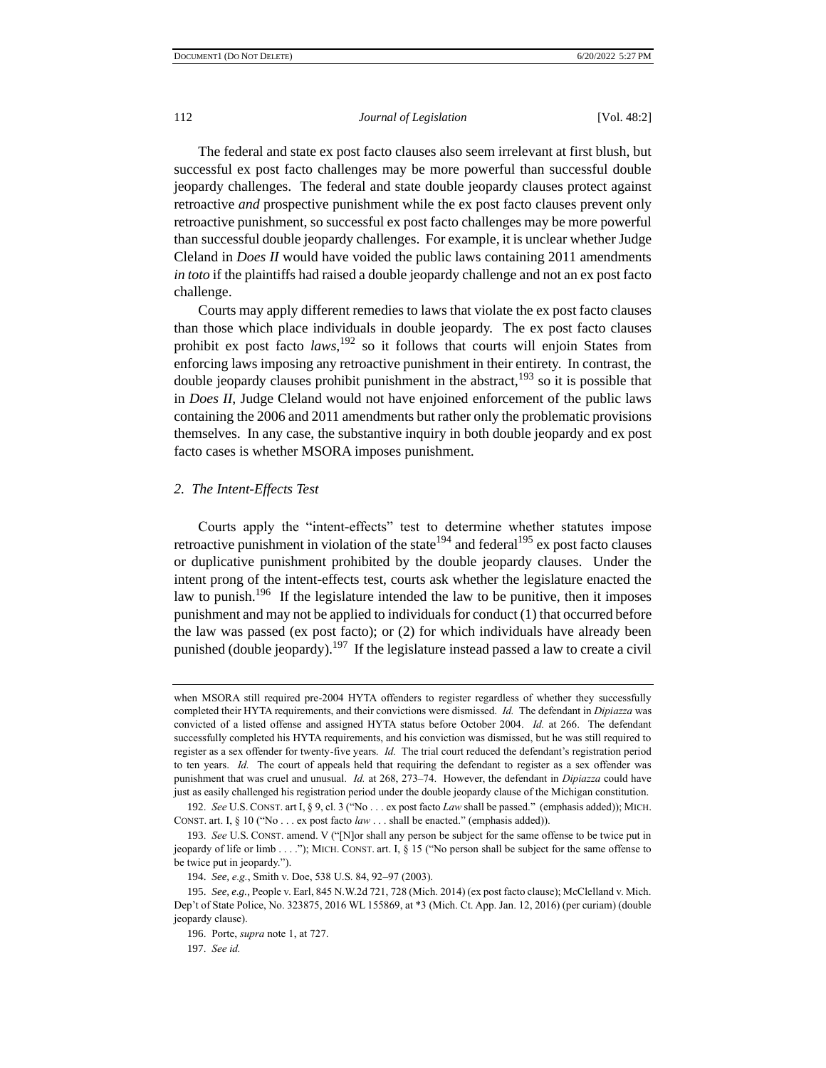The federal and state ex post facto clauses also seem irrelevant at first blush, but successful ex post facto challenges may be more powerful than successful double jeopardy challenges. The federal and state double jeopardy clauses protect against retroactive *and* prospective punishment while the ex post facto clauses prevent only retroactive punishment, so successful ex post facto challenges may be more powerful than successful double jeopardy challenges. For example, it is unclear whether Judge Cleland in *Does II* would have voided the public laws containing 2011 amendments *in toto* if the plaintiffs had raised a double jeopardy challenge and not an ex post facto challenge.

Courts may apply different remedies to laws that violate the ex post facto clauses than those which place individuals in double jeopardy. The ex post facto clauses prohibit ex post facto *laws*,[192] so it follows that courts will enjoin States from enforcing laws imposing any retroactive punishment in their entirety. In contrast, the double jeopardy clauses prohibit punishment in the abstract,[193] so it is possible that in *Does II*, Judge Cleland would not have enjoined enforcement of the public laws containing the 2006 and 2011 amendments but rather only the problematic provisions themselves. In any case, the substantive inquiry in both double jeopardy and ex post facto cases is whether MSORA imposes punishment.

### *2. The Intent-Effects Test*

Courts apply the "intent-effects" test to determine whether statutes impose retroactive punishment in violation of the state[194] and federal[195] ex post facto clauses or duplicative punishment prohibited by the double jeopardy clauses. Under the intent prong of the intent-effects test, courts ask whether the legislature enacted the law to punish.[196] If the legislature intended the law to be punitive, then it imposes punishment and may not be applied to individuals for conduct (1) that occurred before the law was passed (ex post facto); or (2) for which individuals have already been punished (double jeopardy).[197] If the legislature instead passed a law to create a civil

---

when MSORA still required pre-2004 HYTA offenders to register regardless of whether they successfully completed their HYTA requirements, and their convictions were dismissed. *Id.* The defendant in *Dipiazza* was convicted of a listed offense and assigned HYTA status before October 2004. *Id.* at 266. The defendant successfully completed his HYTA requirements, and his conviction was dismissed, but he was still required to register as a sex offender for twenty-five years. *Id.* The trial court reduced the defendant's registration period to ten years. *Id.* The court of appeals held that requiring the defendant to register as a sex offender was punishment that was cruel and unusual. *Id.* at 268, 273–74. However, the defendant in *Dipiazza* could have just as easily challenged his registration period under the double jeopardy clause of the Michigan constitution.

192. *See* U.S. CONST. art I, § 9, cl. 3 ("No . . . ex post facto *Law* shall be passed." (emphasis added)); MICH. CONST. art. I, § 10 ("No . . . ex post facto *law* . . . shall be enacted." (emphasis added)).

193. *See* U.S. CONST. amend. V ("[N]or shall any person be subject for the same offense to be twice put in jeopardy of life or limb . . . ."); MICH. CONST. art. I, § 15 ("No person shall be subject for the same offense to be twice put in jeopardy.").

194. *See, e.g.*, Smith v. Doe, 538 U.S. 84, 92–97 (2003).

195. *See, e.g.*, People v. Earl, 845 N.W.2d 721, 728 (Mich. 2014) (ex post facto clause); McClelland v. Mich. Dep't of State Police, No. 323875, 2016 WL 155869, at *3 (Mich. Ct. App. Jan. 12, 2016) (per curiam) (double jeopardy clause).

196. Porte, *supra* note 1, at 727.

197. *See id.*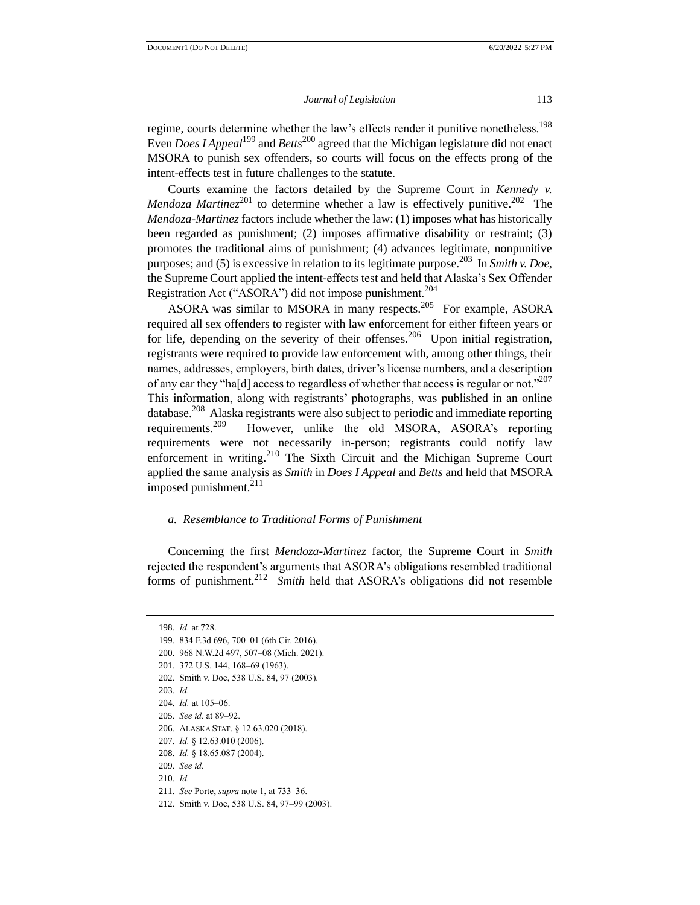regime, courts determine whether the law's effects render it punitive nonetheless.[198] Even *Does I Appeal*[199] and *Betts*[200] agreed that the Michigan legislature did not enact MSORA to punish sex offenders, so courts will focus on the effects prong of the intent-effects test in future challenges to the statute.

Courts examine the factors detailed by the Supreme Court in *Kennedy v. Mendoza Martinez*[201] to determine whether a law is effectively punitive.[202] The *Mendoza-Martinez* factors include whether the law: (1) imposes what has historically been regarded as punishment; (2) imposes affirmative disability or restraint; (3) promotes the traditional aims of punishment; (4) advances legitimate, nonpunitive purposes; and (5) is excessive in relation to its legitimate purpose.[203] In *Smith v. Doe*, the Supreme Court applied the intent-effects test and held that Alaska's Sex Offender Registration Act ("ASORA") did not impose punishment.[204]

ASORA was similar to MSORA in many respects.[205] For example, ASORA required all sex offenders to register with law enforcement for either fifteen years or for life, depending on the severity of their offenses.[206] Upon initial registration, registrants were required to provide law enforcement with, among other things, their names, addresses, employers, birth dates, driver's license numbers, and a description of any car they "ha[d] access to regardless of whether that access is regular or not."[207] This information, along with registrants' photographs, was published in an online database.[208] Alaska registrants were also subject to periodic and immediate reporting requirements.[209] However, unlike the old MSORA, ASORA's reporting requirements were not necessarily in-person; registrants could notify law enforcement in writing.[210] The Sixth Circuit and the Michigan Supreme Court applied the same analysis as *Smith* in *Does I Appeal* and *Betts* and held that MSORA imposed punishment.[211]

### *a. Resemblance to Traditional Forms of Punishment*

Concerning the first *Mendoza-Martinez* factor, the Supreme Court in *Smith* rejected the respondent's arguments that ASORA's obligations resembled traditional forms of punishment.[212] *Smith* held that ASORA's obligations did not resemble

---

198. *Id.* at 728.
199. 834 F.3d 696, 700–01 (6th Cir. 2016).
200. 968 N.W.2d 497, 507–08 (Mich. 2021).
201. 372 U.S. 144, 168–69 (1963).
202. Smith v. Doe, 538 U.S. 84, 97 (2003).
203. *Id.*
204. *Id.* at 105–06.
205. *See id.* at 89–92.
206. ALASKA STAT. § 12.63.020 (2018).
207. *Id.* § 12.63.010 (2006).
208. *Id.* § 18.65.087 (2004).
209. *See id.*
210. *Id.*
211. *See* Porte, *supra* note 1, at 733–36.
212. Smith v. Doe, 538 U.S. 84, 97–99 (2003).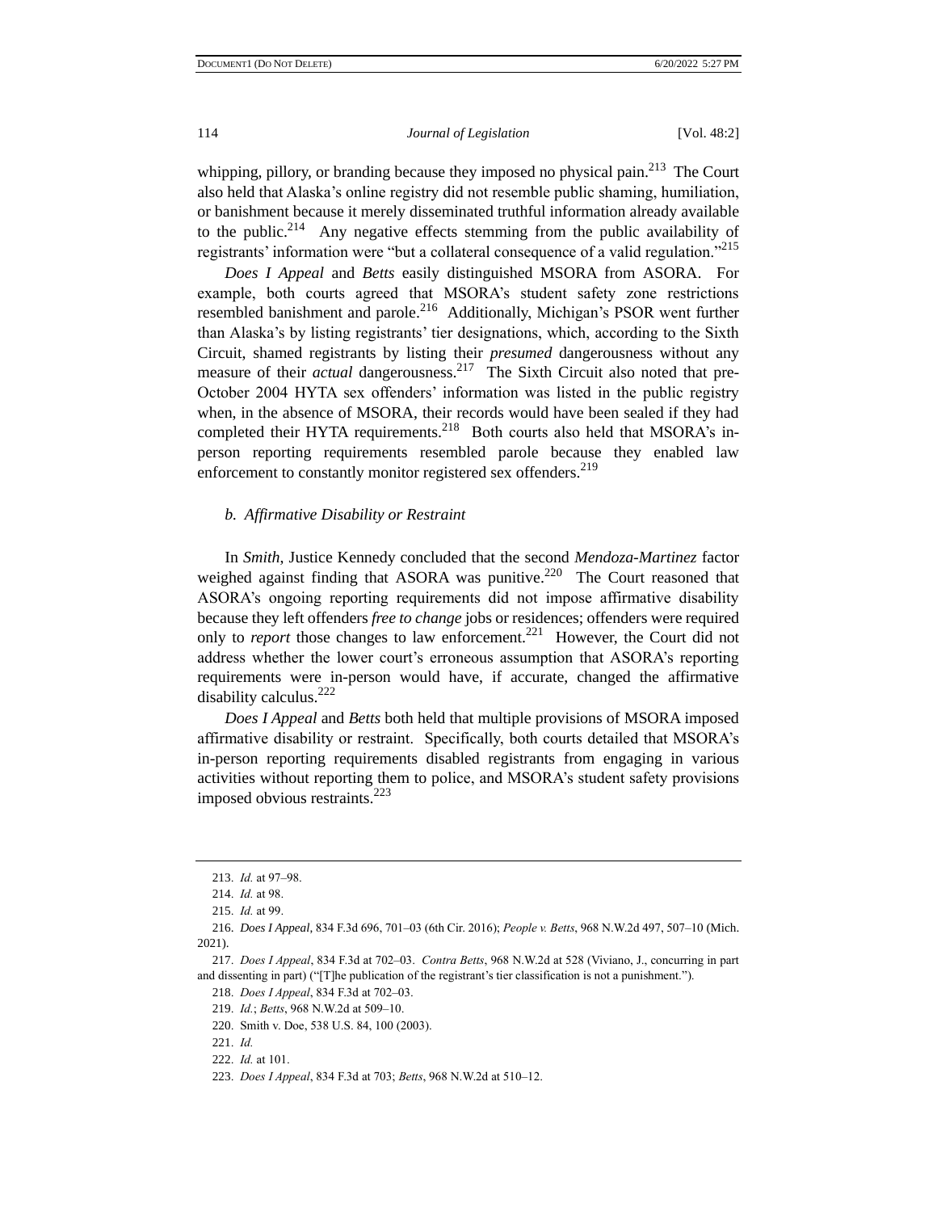whipping, pillory, or branding because they imposed no physical pain.[213] The Court also held that Alaska's online registry did not resemble public shaming, humiliation, or banishment because it merely disseminated truthful information already available to the public.[214] Any negative effects stemming from the public availability of registrants' information were "but a collateral consequence of a valid regulation."[215]

*Does I Appeal* and *Betts* easily distinguished MSORA from ASORA. For example, both courts agreed that MSORA's student safety zone restrictions resembled banishment and parole.[216] Additionally, Michigan's PSOR went further than Alaska's by listing registrants' tier designations, which, according to the Sixth Circuit, shamed registrants by listing their *presumed* dangerousness without any measure of their *actual* dangerousness.[217] The Sixth Circuit also noted that pre-October 2004 HYTA sex offenders' information was listed in the public registry when, in the absence of MSORA, their records would have been sealed if they had completed their HYTA requirements.[218] Both courts also held that MSORA's in-person reporting requirements resembled parole because they enabled law enforcement to constantly monitor registered sex offenders.[219]

### *b. Affirmative Disability or Restraint*

In *Smith*, Justice Kennedy concluded that the second *Mendoza-Martinez* factor weighed against finding that ASORA was punitive.[220] The Court reasoned that ASORA's ongoing reporting requirements did not impose affirmative disability because they left offenders *free to change* jobs or residences; offenders were required only to *report* those changes to law enforcement.[221] However, the Court did not address whether the lower court's erroneous assumption that ASORA's reporting requirements were in-person would have, if accurate, changed the affirmative disability calculus.[222]

*Does I Appeal* and *Betts* both held that multiple provisions of MSORA imposed affirmative disability or restraint. Specifically, both courts detailed that MSORA's in-person reporting requirements disabled registrants from engaging in various activities without reporting them to police, and MSORA's student safety provisions imposed obvious restraints.[223]

---

213. *Id.* at 97–98.

214. *Id.* at 98.

215. *Id.* at 99.

216. *Does I Appeal*, 834 F.3d 696, 701–03 (6th Cir. 2016); *People v. Betts*, 968 N.W.2d 497, 507–10 (Mich. 2021).

217. *Does I Appeal*, 834 F.3d at 702–03. *Contra Betts*, 968 N.W.2d at 528 (Viviano, J., concurring in part and dissenting in part) ("[T]he publication of the registrant's tier classification is not a punishment.").

218. *Does I Appeal*, 834 F.3d at 702–03.

219. *Id.*; *Betts*, 968 N.W.2d at 509–10.

220. Smith v. Doe, 538 U.S. 84, 100 (2003).

221. *Id.*

222. *Id.* at 101.

223. *Does I Appeal*, 834 F.3d at 703; *Betts*, 968 N.W.2d at 510–12.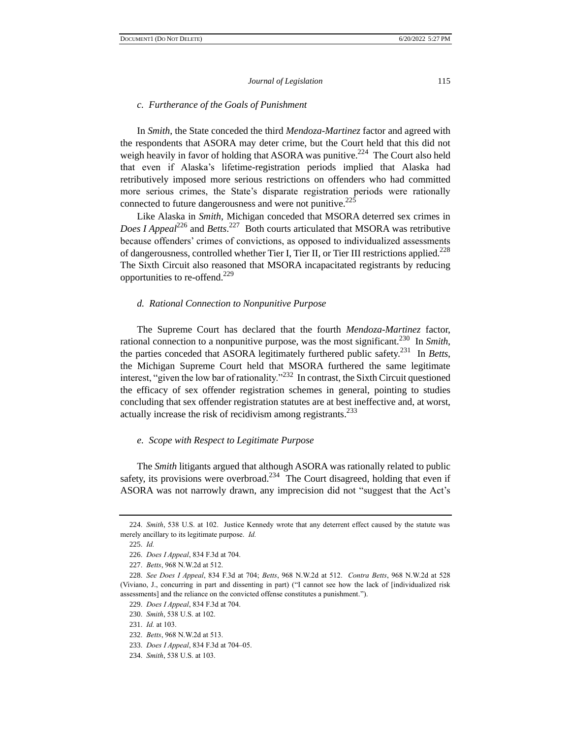### *c. Furtherance of the Goals of Punishment*

In *Smith*, the State conceded the third *Mendoza-Martinez* factor and agreed with the respondents that ASORA may deter crime, but the Court held that this did not weigh heavily in favor of holding that ASORA was punitive.[224] The Court also held that even if Alaska's lifetime-registration periods implied that Alaska had retributively imposed more serious restrictions on offenders who had committed more serious crimes, the State's disparate registration periods were rationally connected to future dangerousness and were not punitive.[225]

Like Alaska in *Smith*, Michigan conceded that MSORA deterred sex crimes in *Does I Appeal*[226] and *Betts*.[227] Both courts articulated that MSORA was retributive because offenders' crimes of convictions, as opposed to individualized assessments of dangerousness, controlled whether Tier I, Tier II, or Tier III restrictions applied.[228] The Sixth Circuit also reasoned that MSORA incapacitated registrants by reducing opportunities to re-offend.[229]

### *d. Rational Connection to Nonpunitive Purpose*

The Supreme Court has declared that the fourth *Mendoza-Martinez* factor, rational connection to a nonpunitive purpose, was the most significant.[230] In *Smith*, the parties conceded that ASORA legitimately furthered public safety.[231] In *Betts*, the Michigan Supreme Court held that MSORA furthered the same legitimate interest, "given the low bar of rationality."[232] In contrast, the Sixth Circuit questioned the efficacy of sex offender registration schemes in general, pointing to studies concluding that sex offender registration statutes are at best ineffective and, at worst, actually increase the risk of recidivism among registrants.[233]

### *e. Scope with Respect to Legitimate Purpose*

The *Smith* litigants argued that although ASORA was rationally related to public safety, its provisions were overbroad.[234] The Court disagreed, holding that even if ASORA was not narrowly drawn, any imprecision did not "suggest that the Act's

---

224. *Smith*, 538 U.S. at 102. Justice Kennedy wrote that any deterrent effect caused by the statute was merely ancillary to its legitimate purpose. *Id.*

225. *Id.*

226. *Does I Appeal*, 834 F.3d at 704.

227. *Betts*, 968 N.W.2d at 512.

228. *See Does I Appeal*, 834 F.3d at 704; *Betts*, 968 N.W.2d at 512. *Contra Betts*, 968 N.W.2d at 528 (Viviano, J., concurring in part and dissenting in part) ("I cannot see how the lack of [individualized risk assessments] and the reliance on the convicted offense constitutes a punishment.").

229. *Does I Appeal*, 834 F.3d at 704.

230. *Smith*, 538 U.S. at 102.

231. *Id.* at 103.

232. *Betts*, 968 N.W.2d at 513.

233. *Does I Appeal*, 834 F.3d at 704–05.

234. *Smith*, 538 U.S. at 103.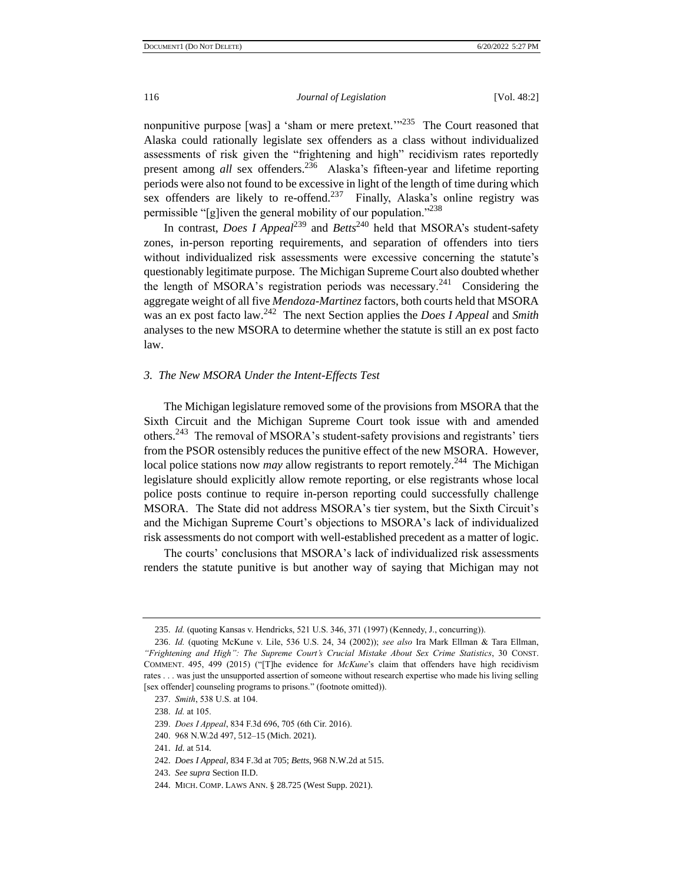nonpunitive purpose [was] a 'sham or mere pretext.'"[235] The Court reasoned that Alaska could rationally legislate sex offenders as a class without individualized assessments of risk given the "frightening and high" recidivism rates reportedly present among *all* sex offenders.[236] Alaska's fifteen-year and lifetime reporting periods were also not found to be excessive in light of the length of time during which sex offenders are likely to re-offend.[237] Finally, Alaska's online registry was permissible "[g]iven the general mobility of our population."[238]

In contrast, *Does I Appeal*[239] and *Betts*[240] held that MSORA's student-safety zones, in-person reporting requirements, and separation of offenders into tiers without individualized risk assessments were excessive concerning the statute's questionably legitimate purpose. The Michigan Supreme Court also doubted whether the length of MSORA's registration periods was necessary.[241] Considering the aggregate weight of all five *Mendoza-Martinez* factors, both courts held that MSORA was an ex post facto law.[242] The next Section applies the *Does I Appeal* and *Smith* analyses to the new MSORA to determine whether the statute is still an ex post facto law.

### *3. The New MSORA Under the Intent-Effects Test*

The Michigan legislature removed some of the provisions from MSORA that the Sixth Circuit and the Michigan Supreme Court took issue with and amended others.[243] The removal of MSORA's student-safety provisions and registrants' tiers from the PSOR ostensibly reduces the punitive effect of the new MSORA. However, local police stations now *may* allow registrants to report remotely.[244] The Michigan legislature should explicitly allow remote reporting, or else registrants whose local police posts continue to require in-person reporting could successfully challenge MSORA. The State did not address MSORA's tier system, but the Sixth Circuit's and the Michigan Supreme Court's objections to MSORA's lack of individualized risk assessments do not comport with well-established precedent as a matter of logic.

The courts' conclusions that MSORA's lack of individualized risk assessments renders the statute punitive is but another way of saying that Michigan may not

---

235. *Id.* (quoting Kansas v. Hendricks, 521 U.S. 346, 371 (1997) (Kennedy, J., concurring)).

236. *Id.* (quoting McKune v. Lile, 536 U.S. 24, 34 (2002)); *see also* Ira Mark Ellman & Tara Ellman, *"Frightening and High": The Supreme Court's Crucial Mistake About Sex Crime Statistics*, 30 CONST. COMMENT. 495, 499 (2015) ("[T]he evidence for *McKune*'s claim that offenders have high recidivism rates . . . was just the unsupported assertion of someone without research expertise who made his living selling [sex offender] counseling programs to prisons." (footnote omitted)).

237. *Smith*, 538 U.S. at 104.

238. *Id.* at 105.

239. *Does I Appeal*, 834 F.3d 696, 705 (6th Cir. 2016).

240. 968 N.W.2d 497, 512–15 (Mich. 2021).

241. *Id.* at 514.

242. *Does I Appeal*, 834 F.3d at 705; *Betts*, 968 N.W.2d at 515.

243. *See supra* Section II.D.

244. MICH. COMP. LAWS ANN. § 28.725 (West Supp. 2021).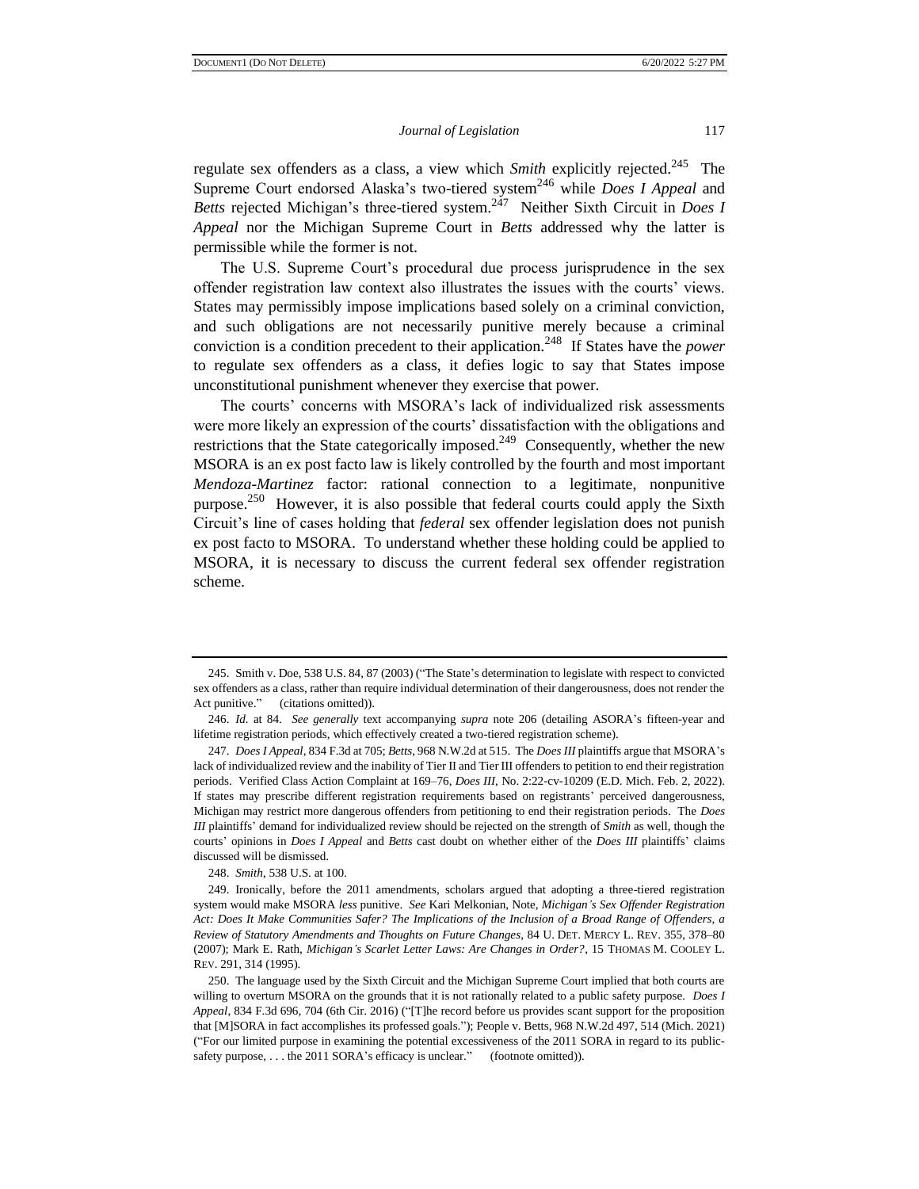regulate sex offenders as a class, a view which *Smith* explicitly rejected.[245] The Supreme Court endorsed Alaska's two-tiered system[246] while *Does I Appeal* and *Betts* rejected Michigan's three-tiered system.[247] Neither Sixth Circuit in *Does I Appeal* nor the Michigan Supreme Court in *Betts* addressed why the latter is permissible while the former is not.

The U.S. Supreme Court's procedural due process jurisprudence in the sex offender registration law context also illustrates the issues with the courts' views. States may permissibly impose implications based solely on a criminal conviction, and such obligations are not necessarily punitive merely because a criminal conviction is a condition precedent to their application.[248] If States have the *power* to regulate sex offenders as a class, it defies logic to say that States impose unconstitutional punishment whenever they exercise that power.

The courts' concerns with MSORA's lack of individualized risk assessments were more likely an expression of the courts' dissatisfaction with the obligations and restrictions that the State categorically imposed.[249] Consequently, whether the new MSORA is an ex post facto law is likely controlled by the fourth and most important *Mendoza-Martinez* factor: rational connection to a legitimate, nonpunitive purpose.[250] However, it is also possible that federal courts could apply the Sixth Circuit's line of cases holding that *federal* sex offender legislation does not punish ex post facto to MSORA. To understand whether these holding could be applied to MSORA, it is necessary to discuss the current federal sex offender registration scheme.

---

245. Smith v. Doe, 538 U.S. 84, 87 (2003) ("The State's determination to legislate with respect to convicted sex offenders as a class, rather than require individual determination of their dangerousness, does not render the Act punitive." (citations omitted)).

246. *Id.* at 84. *See generally* text accompanying *supra* note 206 (detailing ASORA's fifteen-year and lifetime registration periods, which effectively created a two-tiered registration scheme).

247. *Does I Appeal*, 834 F.3d at 705; *Betts*, 968 N.W.2d at 515. The *Does III* plaintiffs argue that MSORA's lack of individualized review and the inability of Tier II and Tier III offenders to petition to end their registration periods. Verified Class Action Complaint at 169–76, *Does III*, No. 2:22-cv-10209 (E.D. Mich. Feb. 2, 2022). If states may prescribe different registration requirements based on registrants' perceived dangerousness, Michigan may restrict more dangerous offenders from petitioning to end their registration periods. The *Does III* plaintiffs' demand for individualized review should be rejected on the strength of *Smith* as well, though the courts' opinions in *Does I Appeal* and *Betts* cast doubt on whether either of the *Does III* plaintiffs' claims discussed will be dismissed.

248. *Smith*, 538 U.S. at 100.

249. Ironically, before the 2011 amendments, scholars argued that adopting a three-tiered registration system would make MSORA *less* punitive. *See* Kari Melkonian, Note, *Michigan's Sex Offender Registration Act: Does It Make Communities Safer? The Implications of the Inclusion of a Broad Range of Offenders, a Review of Statutory Amendments and Thoughts on Future Changes*, 84 U. DET. MERCY L. REV. 355, 378–80 (2007); Mark E. Rath, *Michigan's Scarlet Letter Laws: Are Changes in Order?*, 15 THOMAS M. COOLEY L. REV. 291, 314 (1995).

250. The language used by the Sixth Circuit and the Michigan Supreme Court implied that both courts are willing to overturn MSORA on the grounds that it is not rationally related to a public safety purpose. *Does I Appeal*, 834 F.3d 696, 704 (6th Cir. 2016) ("[T]he record before us provides scant support for the proposition that [M]SORA in fact accomplishes its professed goals."); People v. Betts, 968 N.W.2d 497, 514 (Mich. 2021) ("For our limited purpose in examining the potential excessiveness of the 2011 SORA in regard to its public-safety purpose, . . . the 2011 SORA's efficacy is unclear." (footnote omitted)).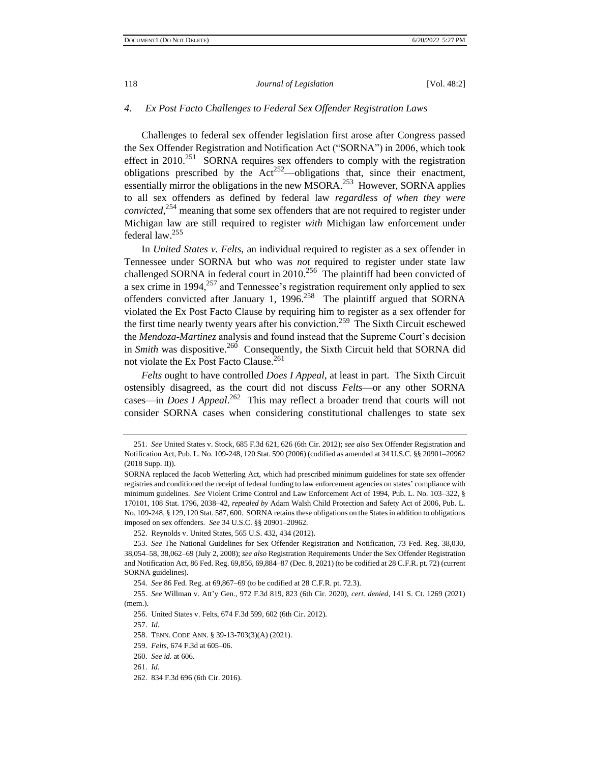### *4. Ex Post Facto Challenges to Federal Sex Offender Registration Laws*

Challenges to federal sex offender legislation first arose after Congress passed the Sex Offender Registration and Notification Act ("SORNA") in 2006, which took effect in 2010.[251] SORNA requires sex offenders to comply with the registration obligations prescribed by the Act[252]—obligations that, since their enactment, essentially mirror the obligations in the new MSORA.[253] However, SORNA applies to all sex offenders as defined by federal law *regardless of when they were convicted*,[254] meaning that some sex offenders that are not required to register under Michigan law are still required to register *with* Michigan law enforcement under federal law.[255]

In *United States v. Felts*, an individual required to register as a sex offender in Tennessee under SORNA but who was *not* required to register under state law challenged SORNA in federal court in 2010.[256] The plaintiff had been convicted of a sex crime in 1994,[257] and Tennessee's registration requirement only applied to sex offenders convicted after January 1, 1996.[258] The plaintiff argued that SORNA violated the Ex Post Facto Clause by requiring him to register as a sex offender for the first time nearly twenty years after his conviction.[259] The Sixth Circuit eschewed the *Mendoza-Martinez* analysis and found instead that the Supreme Court's decision in *Smith* was dispositive.[260] Consequently, the Sixth Circuit held that SORNA did not violate the Ex Post Facto Clause.[261]

*Felts* ought to have controlled *Does I Appeal*, at least in part. The Sixth Circuit ostensibly disagreed, as the court did not discuss *Felts*—or any other SORNA cases—in *Does I Appeal*.[262] This may reflect a broader trend that courts will not consider SORNA cases when considering constitutional challenges to state sex

---

251. *See* United States v. Stock, 685 F.3d 621, 626 (6th Cir. 2012); *see also* Sex Offender Registration and Notification Act, Pub. L. No. 109-248, 120 Stat. 590 (2006) (codified as amended at 34 U.S.C. §§ 20901–20962 (2018 Supp. II)).

SORNA replaced the Jacob Wetterling Act, which had prescribed minimum guidelines for state sex offender registries and conditioned the receipt of federal funding to law enforcement agencies on states' compliance with minimum guidelines. *See* Violent Crime Control and Law Enforcement Act of 1994, Pub. L. No. 103–322, § 170101, 108 Stat. 1796, 2038–42, *repealed by* Adam Walsh Child Protection and Safety Act of 2006, Pub. L. No. 109-248, § 129, 120 Stat. 587, 600. SORNA retains these obligations on the States in addition to obligations imposed on sex offenders. *See* 34 U.S.C. §§ 20901–20962.

252. Reynolds v. United States, 565 U.S. 432, 434 (2012).

253. *See* The National Guidelines for Sex Offender Registration and Notification, 73 Fed. Reg. 38,030, 38,054–58, 38,062–69 (July 2, 2008); *see also* Registration Requirements Under the Sex Offender Registration and Notification Act, 86 Fed. Reg. 69,856, 69,884–87 (Dec. 8, 2021) (to be codified at 28 C.F.R. pt. 72) (current SORNA guidelines).

254. *See* 86 Fed. Reg. at 69,867–69 (to be codified at 28 C.F.R. pt. 72.3).

255. *See* Willman v. Att'y Gen., 972 F.3d 819, 823 (6th Cir. 2020), *cert. denied*, 141 S. Ct. 1269 (2021) (mem.).

256. United States v. Felts, 674 F.3d 599, 602 (6th Cir. 2012).

257. *Id.*

258. TENN. CODE ANN. § 39-13-703(3)(A) (2021).

259. *Felts*, 674 F.3d at 605–06.

260. *See id.* at 606.

261. *Id.*

262. 834 F.3d 696 (6th Cir. 2016).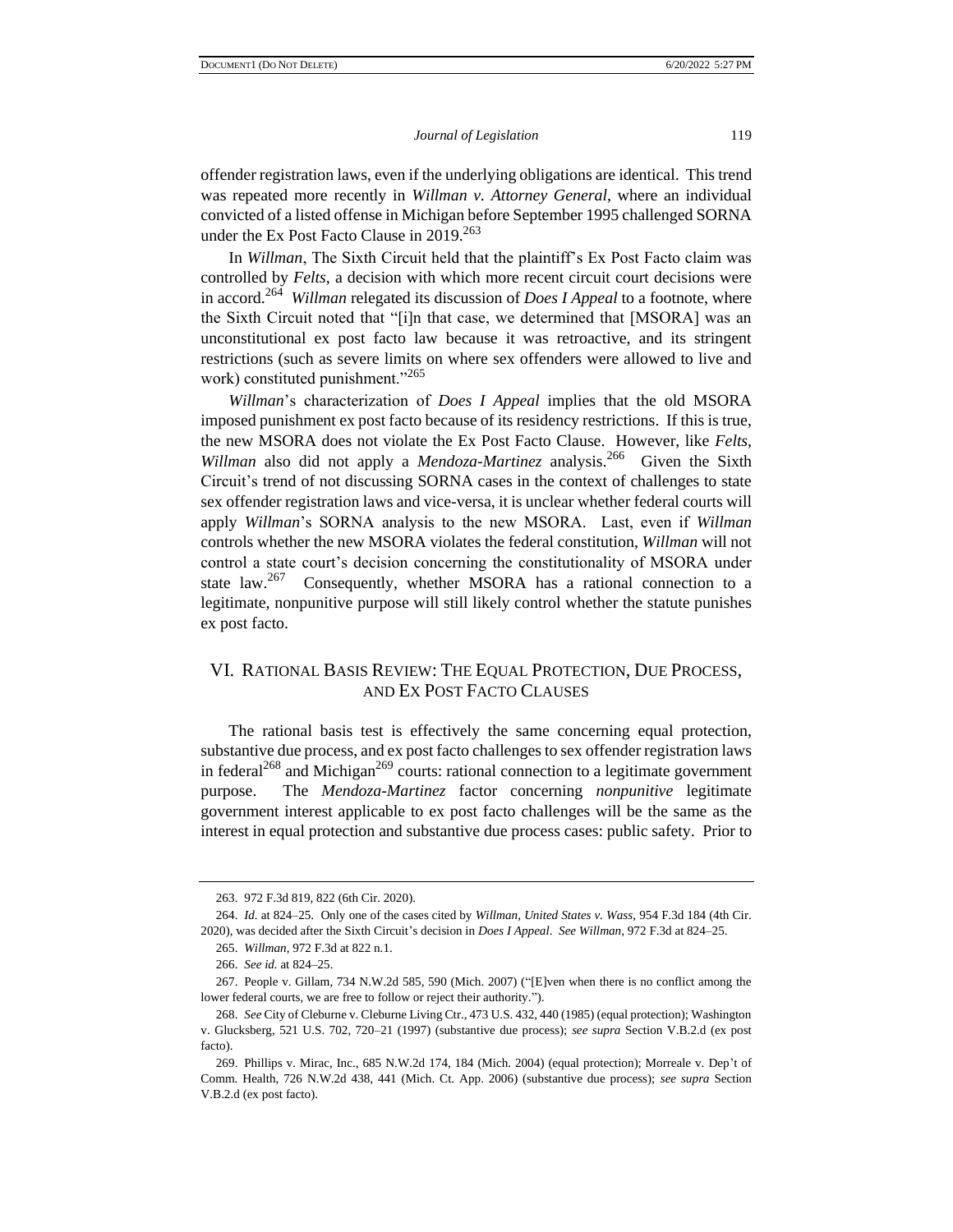offender registration laws, even if the underlying obligations are identical. This trend was repeated more recently in *Willman v. Attorney General*, where an individual convicted of a listed offense in Michigan before September 1995 challenged SORNA under the Ex Post Facto Clause in 2019.[263]

In *Willman*, The Sixth Circuit held that the plaintiff's Ex Post Facto claim was controlled by *Felts*, a decision with which more recent circuit court decisions were in accord.[264] *Willman* relegated its discussion of *Does I Appeal* to a footnote, where the Sixth Circuit noted that "[i]n that case, we determined that [MSORA] was an unconstitutional ex post facto law because it was retroactive, and its stringent restrictions (such as severe limits on where sex offenders were allowed to live and work) constituted punishment."[265]

*Willman*'s characterization of *Does I Appeal* implies that the old MSORA imposed punishment ex post facto because of its residency restrictions. If this is true, the new MSORA does not violate the Ex Post Facto Clause. However, like *Felts*, *Willman* also did not apply a *Mendoza-Martinez* analysis.[266] Given the Sixth Circuit's trend of not discussing SORNA cases in the context of challenges to state sex offender registration laws and vice-versa, it is unclear whether federal courts will apply *Willman*'s SORNA analysis to the new MSORA. Last, even if *Willman* controls whether the new MSORA violates the federal constitution, *Willman* will not control a state court's decision concerning the constitutionality of MSORA under state law.[267] Consequently, whether MSORA has a rational connection to a legitimate, nonpunitive purpose will still likely control whether the statute punishes ex post facto.

## VI. RATIONAL BASIS REVIEW: THE EQUAL PROTECTION, DUE PROCESS, AND EX POST FACTO CLAUSES

The rational basis test is effectively the same concerning equal protection, substantive due process, and ex post facto challenges to sex offender registration laws in federal[268] and Michigan[269] courts: rational connection to a legitimate government purpose. The *Mendoza-Martinez* factor concerning *nonpunitive* legitimate government interest applicable to ex post facto challenges will be the same as the interest in equal protection and substantive due process cases: public safety. Prior to

---

263. 972 F.3d 819, 822 (6th Cir. 2020).

264. *Id.* at 824–25. Only one of the cases cited by *Willman*, *United States v. Wass*, 954 F.3d 184 (4th Cir. 2020), was decided after the Sixth Circuit's decision in *Does I Appeal*. *See Willman*, 972 F.3d at 824–25.

265. *Willman*, 972 F.3d at 822 n.1.

266. *See id.* at 824–25.

267. People v. Gillam, 734 N.W.2d 585, 590 (Mich. 2007) ("[E]ven when there is no conflict among the lower federal courts, we are free to follow or reject their authority.").

268. *See* City of Cleburne v. Cleburne Living Ctr., 473 U.S. 432, 440 (1985) (equal protection); Washington v. Glucksberg, 521 U.S. 702, 720–21 (1997) (substantive due process); *see supra* Section V.B.2.d (ex post facto).

269. Phillips v. Mirac, Inc., 685 N.W.2d 174, 184 (Mich. 2004) (equal protection); Morreale v. Dep't of Comm. Health, 726 N.W.2d 438, 441 (Mich. Ct. App. 2006) (substantive due process); *see supra* Section V.B.2.d (ex post facto).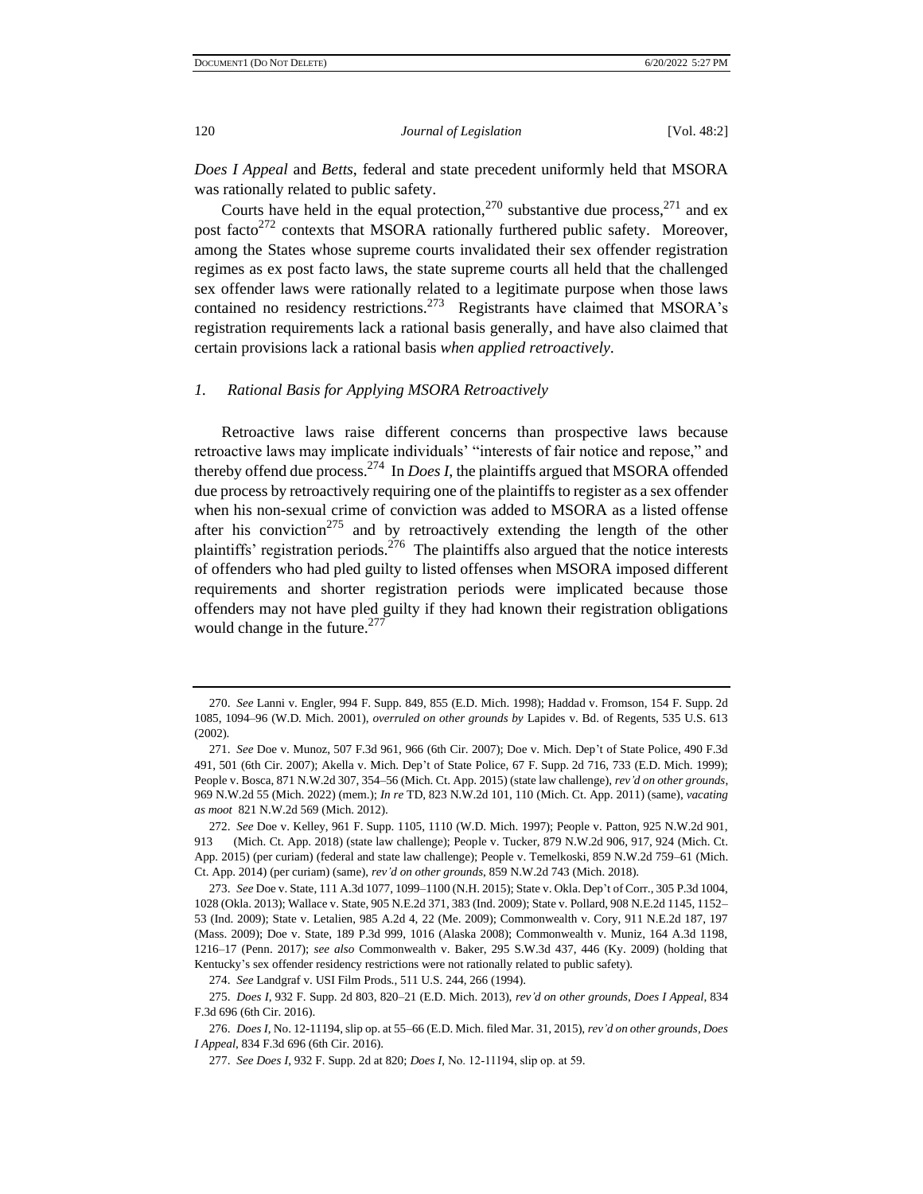*Does I Appeal* and *Betts*, federal and state precedent uniformly held that MSORA was rationally related to public safety.

Courts have held in the equal protection,[270] substantive due process,[271] and ex post facto[272] contexts that MSORA rationally furthered public safety. Moreover, among the States whose supreme courts invalidated their sex offender registration regimes as ex post facto laws, the state supreme courts all held that the challenged sex offender laws were rationally related to a legitimate purpose when those laws contained no residency restrictions.[273] Registrants have claimed that MSORA's registration requirements lack a rational basis generally, and have also claimed that certain provisions lack a rational basis *when applied retroactively*.

### *1. Rational Basis for Applying MSORA Retroactively*

Retroactive laws raise different concerns than prospective laws because retroactive laws may implicate individuals' "interests of fair notice and repose," and thereby offend due process.[274] In *Does I*, the plaintiffs argued that MSORA offended due process by retroactively requiring one of the plaintiffs to register as a sex offender when his non-sexual crime of conviction was added to MSORA as a listed offense after his conviction[275] and by retroactively extending the length of the other plaintiffs' registration periods.[276] The plaintiffs also argued that the notice interests of offenders who had pled guilty to listed offenses when MSORA imposed different requirements and shorter registration periods were implicated because those offenders may not have pled guilty if they had known their registration obligations would change in the future.[277]

---

270. *See* Lanni v. Engler, 994 F. Supp. 849, 855 (E.D. Mich. 1998); Haddad v. Fromson, 154 F. Supp. 2d 1085, 1094–96 (W.D. Mich. 2001), *overruled on other grounds by* Lapides v. Bd. of Regents, 535 U.S. 613 (2002).

271. *See* Doe v. Munoz, 507 F.3d 961, 966 (6th Cir. 2007); Doe v. Mich. Dep't of State Police, 490 F.3d 491, 501 (6th Cir. 2007); Akella v. Mich. Dep't of State Police, 67 F. Supp. 2d 716, 733 (E.D. Mich. 1999); People v. Bosca, 871 N.W.2d 307, 354–56 (Mich. Ct. App. 2015) (state law challenge), *rev'd on other grounds*, 969 N.W.2d 55 (Mich. 2022) (mem.); *In re* TD, 823 N.W.2d 101, 110 (Mich. Ct. App. 2011) (same), *vacating as moot* 821 N.W.2d 569 (Mich. 2012).

272. *See* Doe v. Kelley, 961 F. Supp. 1105, 1110 (W.D. Mich. 1997); People v. Patton, 925 N.W.2d 901, 913 (Mich. Ct. App. 2018) (state law challenge); People v. Tucker, 879 N.W.2d 906, 917, 924 (Mich. Ct. App. 2015) (per curiam) (federal and state law challenge); People v. Temelkoski, 859 N.W.2d 759–61 (Mich. Ct. App. 2014) (per curiam) (same), *rev'd on other grounds*, 859 N.W.2d 743 (Mich. 2018).

273. *See* Doe v. State, 111 A.3d 1077, 1099–1100 (N.H. 2015); State v. Okla. Dep't of Corr., 305 P.3d 1004, 1028 (Okla. 2013); Wallace v. State, 905 N.E.2d 371, 383 (Ind. 2009); State v. Pollard, 908 N.E.2d 1145, 1152–53 (Ind. 2009); State v. Letalien, 985 A.2d 4, 22 (Me. 2009); Commonwealth v. Cory, 911 N.E.2d 187, 197 (Mass. 2009); Doe v. State, 189 P.3d 999, 1016 (Alaska 2008); Commonwealth v. Muniz, 164 A.3d 1198, 1216–17 (Penn. 2017); *see also* Commonwealth v. Baker, 295 S.W.3d 437, 446 (Ky. 2009) (holding that Kentucky's sex offender residency restrictions were not rationally related to public safety).

274. *See* Landgraf v. USI Film Prods., 511 U.S. 244, 266 (1994).

275. *Does I*, 932 F. Supp. 2d 803, 820–21 (E.D. Mich. 2013), *rev'd on other grounds*, *Does I Appeal*, 834 F.3d 696 (6th Cir. 2016).

276. *Does I*, No. 12-11194, slip op. at 55–66 (E.D. Mich. filed Mar. 31, 2015), *rev'd on other grounds*, *Does I Appeal*, 834 F.3d 696 (6th Cir. 2016).

277. *See Does I*, 932 F. Supp. 2d at 820; *Does I*, No. 12-11194, slip op. at 59.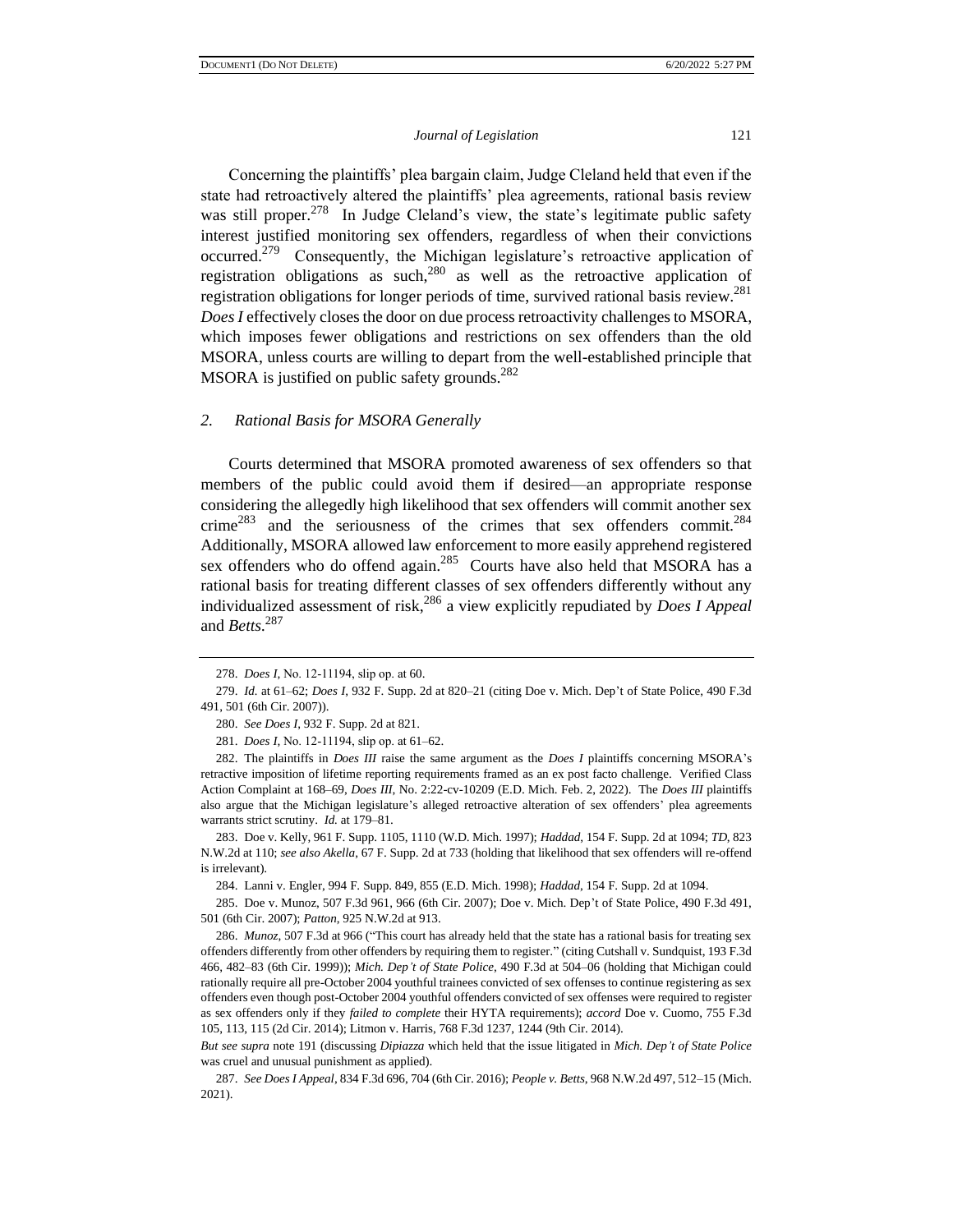Concerning the plaintiffs' plea bargain claim, Judge Cleland held that even if the state had retroactively altered the plaintiffs' plea agreements, rational basis review was still proper.[278] In Judge Cleland's view, the state's legitimate public safety interest justified monitoring sex offenders, regardless of when their convictions occurred.[279] Consequently, the Michigan legislature's retroactive application of registration obligations as such,[280] as well as the retroactive application of registration obligations for longer periods of time, survived rational basis review.[281] *Does I* effectively closes the door on due process retroactivity challenges to MSORA, which imposes fewer obligations and restrictions on sex offenders than the old MSORA, unless courts are willing to depart from the well-established principle that MSORA is justified on public safety grounds.[282]

### *2. Rational Basis for MSORA Generally*

Courts determined that MSORA promoted awareness of sex offenders so that members of the public could avoid them if desired—an appropriate response considering the allegedly high likelihood that sex offenders will commit another sex crime[283] and the seriousness of the crimes that sex offenders commit.[284] Additionally, MSORA allowed law enforcement to more easily apprehend registered sex offenders who do offend again.[285] Courts have also held that MSORA has a rational basis for treating different classes of sex offenders differently without any individualized assessment of risk,[286] a view explicitly repudiated by *Does I Appeal* and *Betts*.[287]

---

278. *Does I*, No. 12-11194, slip op. at 60.

279. *Id.* at 61–62; *Does I*, 932 F. Supp. 2d at 820–21 (citing Doe v. Mich. Dep't of State Police, 490 F.3d 491, 501 (6th Cir. 2007)).

280. *See Does I*, 932 F. Supp. 2d at 821.

281. *Does I*, No. 12-11194, slip op. at 61–62.

282. The plaintiffs in *Does III* raise the same argument as the *Does I* plaintiffs concerning MSORA's retractive imposition of lifetime reporting requirements framed as an ex post facto challenge. Verified Class Action Complaint at 168–69, *Does III*, No. 2:22-cv-10209 (E.D. Mich. Feb. 2, 2022). The *Does III* plaintiffs also argue that the Michigan legislature's alleged retroactive alteration of sex offenders' plea agreements warrants strict scrutiny. *Id.* at 179–81.

283. Doe v. Kelly, 961 F. Supp. 1105, 1110 (W.D. Mich. 1997); *Haddad*, 154 F. Supp. 2d at 1094; *TD*, 823 N.W.2d at 110; *see also Akella*, 67 F. Supp. 2d at 733 (holding that likelihood that sex offenders will re-offend is irrelevant).

284. Lanni v. Engler, 994 F. Supp. 849, 855 (E.D. Mich. 1998); *Haddad*, 154 F. Supp. 2d at 1094.

285. Doe v. Munoz, 507 F.3d 961, 966 (6th Cir. 2007); Doe v. Mich. Dep't of State Police, 490 F.3d 491, 501 (6th Cir. 2007); *Patton*, 925 N.W.2d at 913.

286. *Munoz*, 507 F.3d at 966 ("This court has already held that the state has a rational basis for treating sex offenders differently from other offenders by requiring them to register." (citing Cutshall v. Sundquist, 193 F.3d 466, 482–83 (6th Cir. 1999)); *Mich. Dep't of State Police*, 490 F.3d at 504–06 (holding that Michigan could rationally require all pre-October 2004 youthful trainees convicted of sex offenses to continue registering as sex offenders even though post-October 2004 youthful offenders convicted of sex offenses were required to register as sex offenders only if they *failed to complete* their HYTA requirements); *accord* Doe v. Cuomo, 755 F.3d 105, 113, 115 (2d Cir. 2014); Litmon v. Harris, 768 F.3d 1237, 1244 (9th Cir. 2014).

*But see supra* note 191 (discussing *Dipiazza* which held that the issue litigated in *Mich. Dep't of State Police* was cruel and unusual punishment as applied).

287. *See Does I Appeal*, 834 F.3d 696, 704 (6th Cir. 2016); *People v. Betts*, 968 N.W.2d 497, 512–15 (Mich. 2021).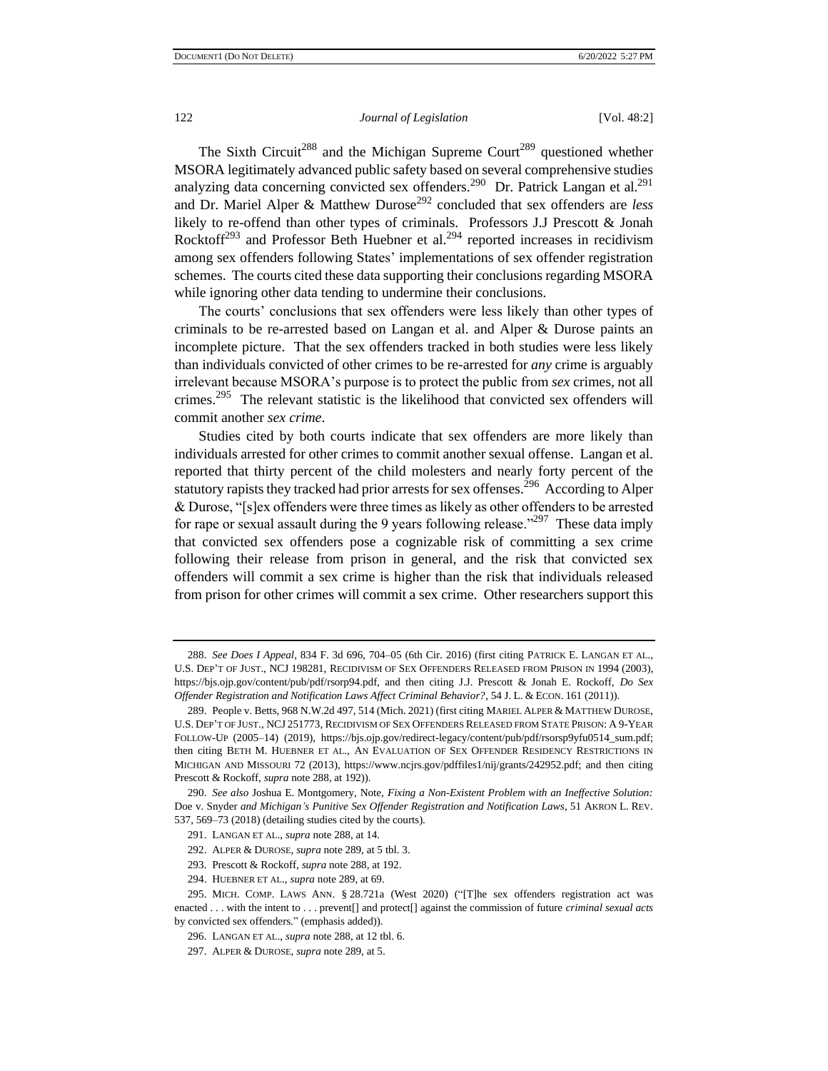The Sixth Circuit[288] and the Michigan Supreme Court[289] questioned whether MSORA legitimately advanced public safety based on several comprehensive studies analyzing data concerning convicted sex offenders.[290] Dr. Patrick Langan et al.[291] and Dr. Mariel Alper & Matthew Durose[292] concluded that sex offenders are *less* likely to re-offend than other types of criminals. Professors J.J Prescott & Jonah Rocktoff[293] and Professor Beth Huebner et al.[294] reported increases in recidivism among sex offenders following States' implementations of sex offender registration schemes. The courts cited these data supporting their conclusions regarding MSORA while ignoring other data tending to undermine their conclusions.

The courts' conclusions that sex offenders were less likely than other types of criminals to be re-arrested based on Langan et al. and Alper & Durose paints an incomplete picture. That the sex offenders tracked in both studies were less likely than individuals convicted of other crimes to be re-arrested for *any* crime is arguably irrelevant because MSORA's purpose is to protect the public from *sex* crimes, not all crimes.[295] The relevant statistic is the likelihood that convicted sex offenders will commit another *sex crime*.

Studies cited by both courts indicate that sex offenders are more likely than individuals arrested for other crimes to commit another sexual offense. Langan et al. reported that thirty percent of the child molesters and nearly forty percent of the statutory rapists they tracked had prior arrests for sex offenses.[296] According to Alper & Durose, "[s]ex offenders were three times as likely as other offenders to be arrested for rape or sexual assault during the 9 years following release."[297] These data imply that convicted sex offenders pose a cognizable risk of committing a sex crime following their release from prison in general, and the risk that convicted sex offenders will commit a sex crime is higher than the risk that individuals released from prison for other crimes will commit a sex crime. Other researchers support this

---

288. *See Does I Appeal*, 834 F. 3d 696, 704–05 (6th Cir. 2016) (first citing PATRICK E. LANGAN ET AL., U.S. DEP'T OF JUST., NCJ 198281, RECIDIVISM OF SEX OFFENDERS RELEASED FROM PRISON IN 1994 (2003), https://bjs.ojp.gov/content/pub/pdf/rsorp94.pdf, and then citing J.J. Prescott & Jonah E. Rockoff, *Do Sex Offender Registration and Notification Laws Affect Criminal Behavior?*, 54 J. L. & ECON. 161 (2011)).

289. People v. Betts, 968 N.W.2d 497, 514 (Mich. 2021) (first citing MARIEL ALPER & MATTHEW DUROSE, U.S. DEP'T OF JUST., NCJ 251773, RECIDIVISM OF SEX OFFENDERS RELEASED FROM STATE PRISON: A 9-YEAR FOLLOW-UP (2005–14) (2019), https://bjs.ojp.gov/redirect-legacy/content/pub/pdf/rsorsp9yfu0514_sum.pdf; then citing BETH M. HUEBNER ET AL., AN EVALUATION OF SEX OFFENDER RESIDENCY RESTRICTIONS IN MICHIGAN AND MISSOURI 72 (2013), https://www.ncjrs.gov/pdffiles1/nij/grants/242952.pdf; and then citing Prescott & Rockoff, *supra* note 288, at 192)).

290. *See also* Joshua E. Montgomery, Note, *Fixing a Non-Existent Problem with an Ineffective Solution:* Doe v. Snyder *and Michigan's Punitive Sex Offender Registration and Notification Laws*, 51 AKRON L. REV. 537, 569–73 (2018) (detailing studies cited by the courts).

291. LANGAN ET AL., *supra* note 288, at 14.

292. ALPER & DUROSE, *supra* note 289, at 5 tbl. 3.

293. Prescott & Rockoff, *supra* note 288, at 192.

294. HUEBNER ET AL., *supra* note 289, at 69.

295. MICH. COMP. LAWS ANN. § 28.721a (West 2020) ("[T]he sex offenders registration act was enacted . . . with the intent to . . . prevent[] and protect[] against the commission of future *criminal sexual acts* by convicted sex offenders." (emphasis added)).

296. LANGAN ET AL., *supra* note 288, at 12 tbl. 6.

297. ALPER & DUROSE, *supra* note 289, at 5.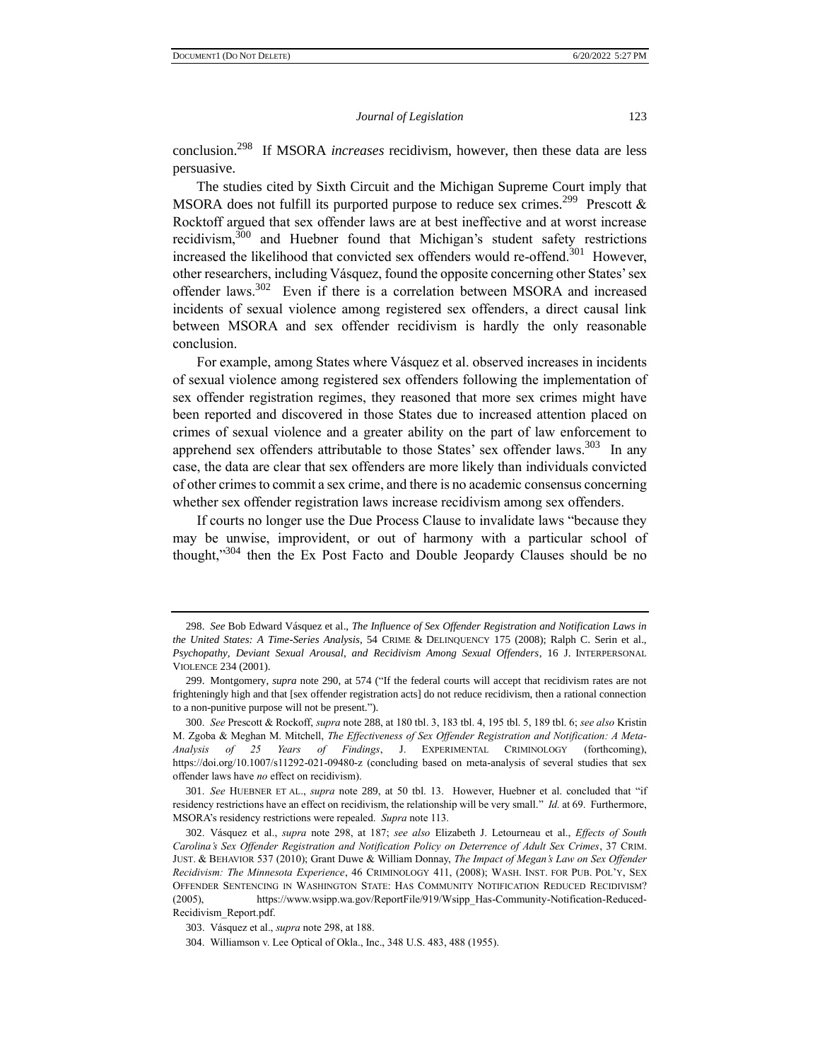conclusion.[298] If MSORA *increases* recidivism, however, then these data are less persuasive.

The studies cited by Sixth Circuit and the Michigan Supreme Court imply that MSORA does not fulfill its purported purpose to reduce sex crimes.[299] Prescott & Rocktoff argued that sex offender laws are at best ineffective and at worst increase recidivism,[300] and Huebner found that Michigan's student safety restrictions increased the likelihood that convicted sex offenders would re-offend.[301] However, other researchers, including Vásquez, found the opposite concerning other States' sex offender laws.[302] Even if there is a correlation between MSORA and increased incidents of sexual violence among registered sex offenders, a direct causal link between MSORA and sex offender recidivism is hardly the only reasonable conclusion.

For example, among States where Vásquez et al. observed increases in incidents of sexual violence among registered sex offenders following the implementation of sex offender registration regimes, they reasoned that more sex crimes might have been reported and discovered in those States due to increased attention placed on crimes of sexual violence and a greater ability on the part of law enforcement to apprehend sex offenders attributable to those States' sex offender laws.[303] In any case, the data are clear that sex offenders are more likely than individuals convicted of other crimes to commit a sex crime, and there is no academic consensus concerning whether sex offender registration laws increase recidivism among sex offenders.

If courts no longer use the Due Process Clause to invalidate laws "because they may be unwise, improvident, or out of harmony with a particular school of thought,"[304] then the Ex Post Facto and Double Jeopardy Clauses should be no

---

298. *See* Bob Edward Vásquez et al., *The Influence of Sex Offender Registration and Notification Laws in the United States: A Time-Series Analysis*, 54 CRIME & DELINQUENCY 175 (2008); Ralph C. Serin et al., *Psychopathy, Deviant Sexual Arousal, and Recidivism Among Sexual Offenders*, 16 J. INTERPERSONAL VIOLENCE 234 (2001).

299. Montgomery, *supra* note 290, at 574 ("If the federal courts will accept that recidivism rates are not frighteningly high and that [sex offender registration acts] do not reduce recidivism, then a rational connection to a non-punitive purpose will not be present.").

300. *See* Prescott & Rockoff, *supra* note 288, at 180 tbl. 3, 183 tbl. 4, 195 tbl. 5, 189 tbl. 6; *see also* Kristin M. Zgoba & Meghan M. Mitchell, *The Effectiveness of Sex Offender Registration and Notification: A Meta-Analysis of 25 Years of Findings*, J. EXPERIMENTAL CRIMINOLOGY (forthcoming), https://doi.org/10.1007/s11292-021-09480-z (concluding based on meta-analysis of several studies that sex offender laws have *no* effect on recidivism).

301. *See* HUEBNER ET AL., *supra* note 289, at 50 tbl. 13. However, Huebner et al. concluded that "if residency restrictions have an effect on recidivism, the relationship will be very small." *Id.* at 69. Furthermore, MSORA's residency restrictions were repealed. *Supra* note 113.

302. Vásquez et al., *supra* note 298, at 187; *see also* Elizabeth J. Letourneau et al., *Effects of South Carolina's Sex Offender Registration and Notification Policy on Deterrence of Adult Sex Crimes*, 37 CRIM. JUST. & BEHAVIOR 537 (2010); Grant Duwe & William Donnay, *The Impact of Megan's Law on Sex Offender Recidivism: The Minnesota Experience*, 46 CRIMINOLOGY 411, (2008); WASH. INST. FOR PUB. POL'Y, SEX OFFENDER SENTENCING IN WASHINGTON STATE: HAS COMMUNITY NOTIFICATION REDUCED RECIDIVISM? (2005), https://www.wsipp.wa.gov/ReportFile/919/Wsipp_Has-Community-Notification-Reduced-Recidivism_Report.pdf.

303. Vásquez et al., *supra* note 298, at 188.

304. Williamson v. Lee Optical of Okla., Inc., 348 U.S. 483, 488 (1955).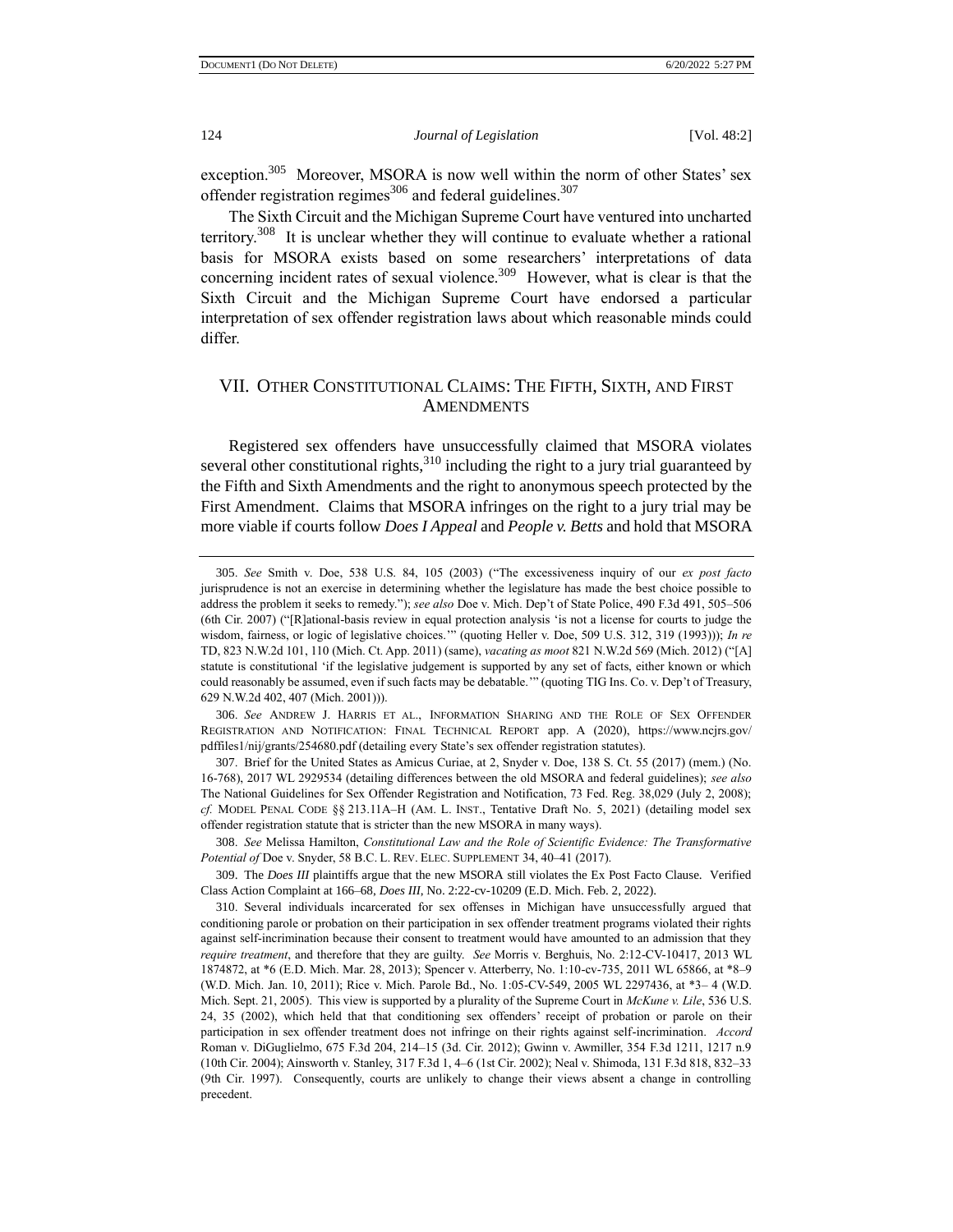exception.[305] Moreover, MSORA is now well within the norm of other States' sex offender registration regimes[306] and federal guidelines.[307]

The Sixth Circuit and the Michigan Supreme Court have ventured into uncharted territory.[308] It is unclear whether they will continue to evaluate whether a rational basis for MSORA exists based on some researchers' interpretations of data concerning incident rates of sexual violence.[309] However, what is clear is that the Sixth Circuit and the Michigan Supreme Court have endorsed a particular interpretation of sex offender registration laws about which reasonable minds could differ.

## VII. Other Constitutional Claims: The Fifth, Sixth, and First Amendments

Registered sex offenders have unsuccessfully claimed that MSORA violates several other constitutional rights,[310] including the right to a jury trial guaranteed by the Fifth and Sixth Amendments and the right to anonymous speech protected by the First Amendment. Claims that MSORA infringes on the right to a jury trial may be more viable if courts follow *Does I Appeal* and *People v. Betts* and hold that MSORA

---

305. *See* Smith v. Doe, 538 U.S. 84, 105 (2003) ("The excessiveness inquiry of our *ex post facto* jurisprudence is not an exercise in determining whether the legislature has made the best choice possible to address the problem it seeks to remedy."); *see also* Doe v. Mich. Dep't of State Police, 490 F.3d 491, 505–506 (6th Cir. 2007) ("[R]ational-basis review in equal protection analysis 'is not a license for courts to judge the wisdom, fairness, or logic of legislative choices.'" (quoting Heller v. Doe, 509 U.S. 312, 319 (1993))); *In re* TD, 823 N.W.2d 101, 110 (Mich. Ct. App. 2011) (same), *vacating as moot* 821 N.W.2d 569 (Mich. 2012) ("[A] statute is constitutional 'if the legislative judgement is supported by any set of facts, either known or which could reasonably be assumed, even if such facts may be debatable.'" (quoting TIG Ins. Co. v. Dep't of Treasury, 629 N.W.2d 402, 407 (Mich. 2001))).

306. *See* Andrew J. Harris et al., Information Sharing and the Role of Sex Offender Registration and Notification: Final Technical Report app. A (2020), https://www.ncjrs.gov/pdffiles1/nij/grants/254680.pdf (detailing every State's sex offender registration statutes).

307. Brief for the United States as Amicus Curiae, at 2, Snyder v. Doe, 138 S. Ct. 55 (2017) (mem.) (No. 16-768), 2017 WL 2929534 (detailing differences between the old MSORA and federal guidelines); *see also* The National Guidelines for Sex Offender Registration and Notification, 73 Fed. Reg. 38,029 (July 2, 2008); *cf.* Model Penal Code §§ 213.11A–H (Am. L. Inst., Tentative Draft No. 5, 2021) (detailing model sex offender registration statute that is stricter than the new MSORA in many ways).

308. *See* Melissa Hamilton, *Constitutional Law and the Role of Scientific Evidence: The Transformative Potential of* Doe v. Snyder, 58 B.C. L. Rev. Elec. Supplement 34, 40–41 (2017).

309. The *Does III* plaintiffs argue that the new MSORA still violates the Ex Post Facto Clause. Verified Class Action Complaint at 166–68, *Does III*, No. 2:22-cv-10209 (E.D. Mich. Feb. 2, 2022).

310. Several individuals incarcerated for sex offenses in Michigan have unsuccessfully argued that conditioning parole or probation on their participation in sex offender treatment programs violated their rights against self-incrimination because their consent to treatment would have amounted to an admission that they *require treatment*, and therefore that they are guilty. *See* Morris v. Berghuis, No. 2:12-CV-10417, 2013 WL 1874872, at *6 (E.D. Mich. Mar. 28, 2013); Spencer v. Atterberry, No. 1:10-cv-735, 2011 WL 65866, at *8–9 (W.D. Mich. Jan. 10, 2011); Rice v. Mich. Parole Bd., No. 1:05-CV-549, 2005 WL 2297436, at *3–4 (W.D. Mich. Sept. 21, 2005). This view is supported by a plurality of the Supreme Court in *McKune v. Lile*, 536 U.S. 24, 35 (2002), which held that that conditioning sex offenders' receipt of probation or parole on their participation in sex offender treatment does not infringe on their rights against self-incrimination. *Accord* Roman v. DiGuglielmo, 675 F.3d 204, 214–15 (3d. Cir. 2012); Gwinn v. Awmiller, 354 F.3d 1211, 1217 n.9 (10th Cir. 2004); Ainsworth v. Stanley, 317 F.3d 1, 4–6 (1st Cir. 2002); Neal v. Shimoda, 131 F.3d 818, 832–33 (9th Cir. 1997). Consequently, courts are unlikely to change their views absent a change in controlling precedent.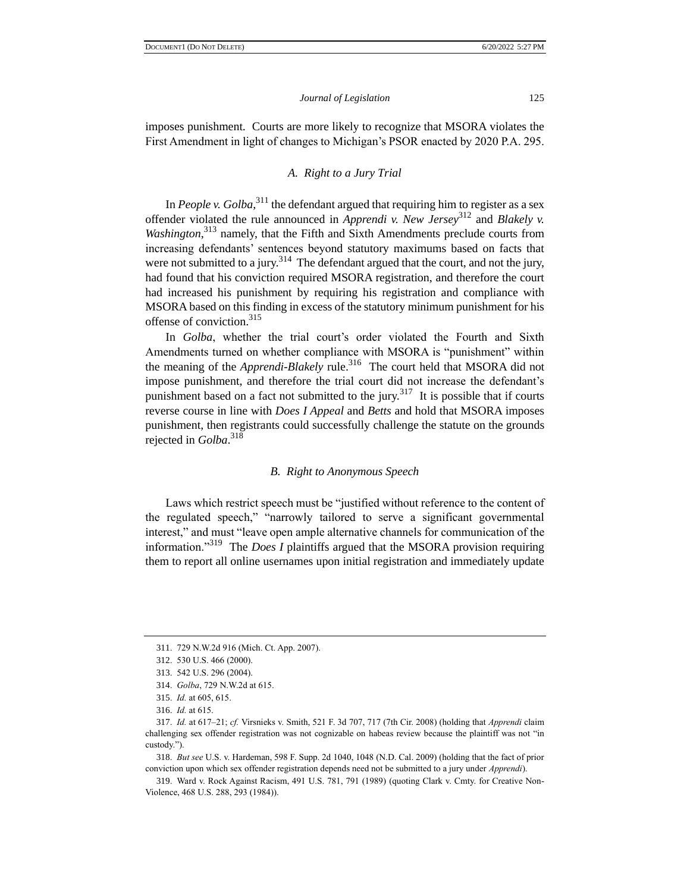imposes punishment. Courts are more likely to recognize that MSORA violates the First Amendment in light of changes to Michigan's PSOR enacted by 2020 P.A. 295.

### *A. Right to a Jury Trial*

In *People v. Golba*,[311] the defendant argued that requiring him to register as a sex offender violated the rule announced in *Apprendi v. New Jersey*[312] and *Blakely v. Washington*,[313] namely, that the Fifth and Sixth Amendments preclude courts from increasing defendants' sentences beyond statutory maximums based on facts that were not submitted to a jury.[314] The defendant argued that the court, and not the jury, had found that his conviction required MSORA registration, and therefore the court had increased his punishment by requiring his registration and compliance with MSORA based on this finding in excess of the statutory minimum punishment for his offense of conviction.[315]

In *Golba*, whether the trial court's order violated the Fourth and Sixth Amendments turned on whether compliance with MSORA is "punishment" within the meaning of the *Apprendi-Blakely* rule.[316] The court held that MSORA did not impose punishment, and therefore the trial court did not increase the defendant's punishment based on a fact not submitted to the jury.[317] It is possible that if courts reverse course in line with *Does I Appeal* and *Betts* and hold that MSORA imposes punishment, then registrants could successfully challenge the statute on the grounds rejected in *Golba*.[318]

### *B. Right to Anonymous Speech*

Laws which restrict speech must be "justified without reference to the content of the regulated speech," "narrowly tailored to serve a significant governmental interest," and must "leave open ample alternative channels for communication of the information."[319] The *Does I* plaintiffs argued that the MSORA provision requiring them to report all online usernames upon initial registration and immediately update

---

311. 729 N.W.2d 916 (Mich. Ct. App. 2007).

312. 530 U.S. 466 (2000).

313. 542 U.S. 296 (2004).

314. *Golba*, 729 N.W.2d at 615.

315. *Id.* at 605, 615.

316. *Id.* at 615.

317. *Id.* at 617–21; *cf.* Virsnieks v. Smith, 521 F. 3d 707, 717 (7th Cir. 2008) (holding that *Apprendi* claim challenging sex offender registration was not cognizable on habeas review because the plaintiff was not "in custody.").

318. *But see* U.S. v. Hardeman, 598 F. Supp. 2d 1040, 1048 (N.D. Cal. 2009) (holding that the fact of prior conviction upon which sex offender registration depends need not be submitted to a jury under *Apprendi*).

319. Ward v. Rock Against Racism, 491 U.S. 781, 791 (1989) (quoting Clark v. Cmty. for Creative Non-Violence, 468 U.S. 288, 293 (1984)).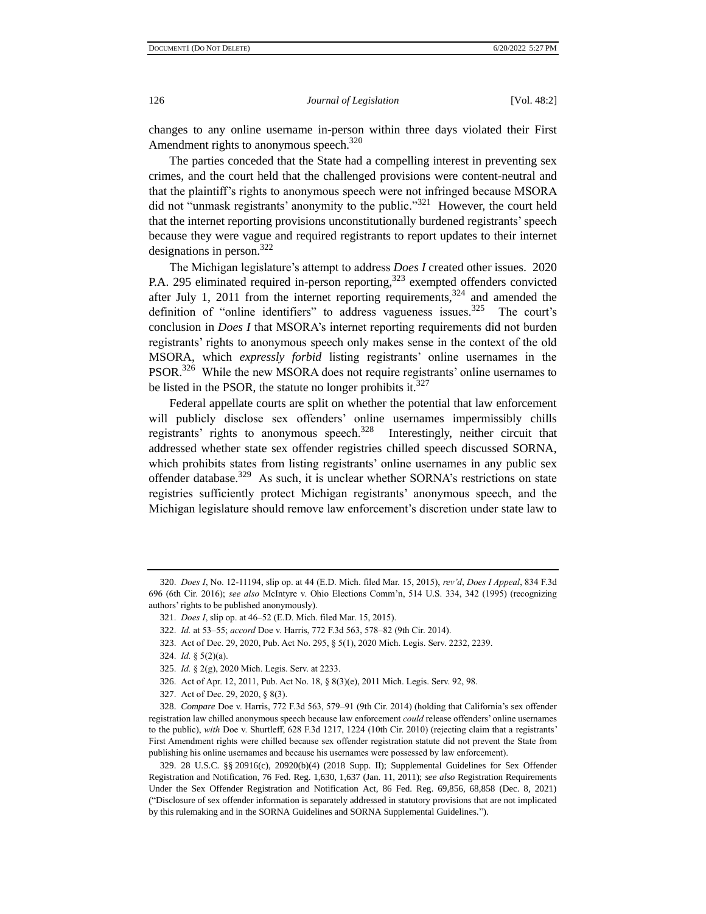changes to any online username in-person within three days violated their First Amendment rights to anonymous speech.[320]

The parties conceded that the State had a compelling interest in preventing sex crimes, and the court held that the challenged provisions were content-neutral and that the plaintiff's rights to anonymous speech were not infringed because MSORA did not "unmask registrants' anonymity to the public."[321] However, the court held that the internet reporting provisions unconstitutionally burdened registrants' speech because they were vague and required registrants to report updates to their internet designations in person.[322]

The Michigan legislature's attempt to address *Does I* created other issues. 2020 P.A. 295 eliminated required in-person reporting,[323] exempted offenders convicted after July 1, 2011 from the internet reporting requirements,[324] and amended the definition of "online identifiers" to address vagueness issues.[325] The court's conclusion in *Does I* that MSORA's internet reporting requirements did not burden registrants' rights to anonymous speech only makes sense in the context of the old MSORA, which *expressly forbid* listing registrants' online usernames in the PSOR.[326] While the new MSORA does not require registrants' online usernames to be listed in the PSOR, the statute no longer prohibits it.[327]

Federal appellate courts are split on whether the potential that law enforcement will publicly disclose sex offenders' online usernames impermissibly chills registrants' rights to anonymous speech.[328] Interestingly, neither circuit that addressed whether state sex offender registries chilled speech discussed SORNA, which prohibits states from listing registrants' online usernames in any public sex offender database.[329] As such, it is unclear whether SORNA's restrictions on state registries sufficiently protect Michigan registrants' anonymous speech, and the Michigan legislature should remove law enforcement's discretion under state law to

---

320. *Does I*, No. 12-11194, slip op. at 44 (E.D. Mich. filed Mar. 15, 2015), *rev'd*, *Does I Appeal*, 834 F.3d 696 (6th Cir. 2016); *see also* McIntyre v. Ohio Elections Comm'n, 514 U.S. 334, 342 (1995) (recognizing authors' rights to be published anonymously).

321. *Does I*, slip op. at 46–52 (E.D. Mich. filed Mar. 15, 2015).

322. *Id.* at 53–55; *accord* Doe v. Harris, 772 F.3d 563, 578–82 (9th Cir. 2014).

323. Act of Dec. 29, 2020, Pub. Act No. 295, § 5(1), 2020 Mich. Legis. Serv. 2232, 2239.

324. *Id.* § 5(2)(a).

325. *Id.* § 2(g), 2020 Mich. Legis. Serv. at 2233.

326. Act of Apr. 12, 2011, Pub. Act No. 18, § 8(3)(e), 2011 Mich. Legis. Serv. 92, 98.

327. Act of Dec. 29, 2020, § 8(3).

328. *Compare* Doe v. Harris, 772 F.3d 563, 579–91 (9th Cir. 2014) (holding that California's sex offender registration law chilled anonymous speech because law enforcement *could* release offenders' online usernames to the public), *with* Doe v. Shurtleff, 628 F.3d 1217, 1224 (10th Cir. 2010) (rejecting claim that a registrants' First Amendment rights were chilled because sex offender registration statute did not prevent the State from publishing his online usernames and because his usernames were possessed by law enforcement).

329. 28 U.S.C. §§ 20916(c), 20920(b)(4) (2018 Supp. II); Supplemental Guidelines for Sex Offender Registration and Notification, 76 Fed. Reg. 1,630, 1,637 (Jan. 11, 2011); *see also* Registration Requirements Under the Sex Offender Registration and Notification Act, 86 Fed. Reg. 69,856, 68,858 (Dec. 8, 2021) ("Disclosure of sex offender information is separately addressed in statutory provisions that are not implicated by this rulemaking and in the SORNA Guidelines and SORNA Supplemental Guidelines.").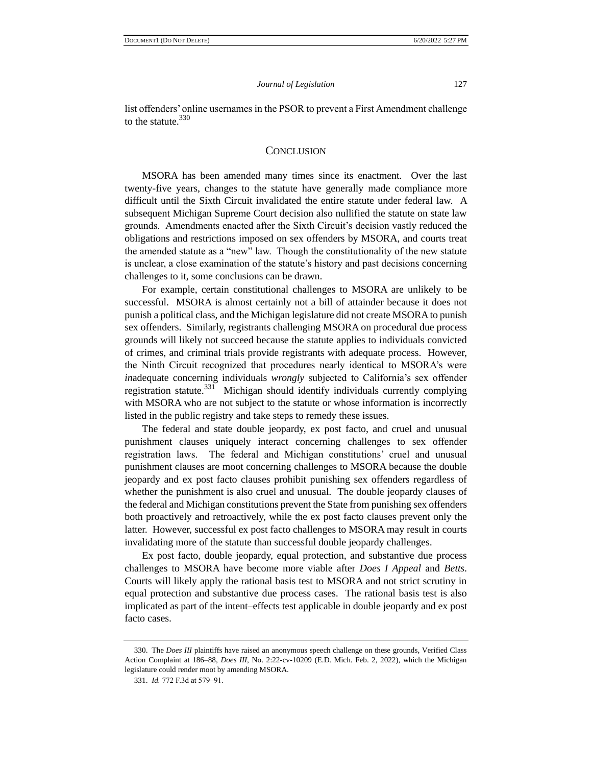list offenders' online usernames in the PSOR to prevent a First Amendment challenge to the statute.[330]

## CONCLUSION

MSORA has been amended many times since its enactment. Over the last twenty-five years, changes to the statute have generally made compliance more difficult until the Sixth Circuit invalidated the entire statute under federal law. A subsequent Michigan Supreme Court decision also nullified the statute on state law grounds. Amendments enacted after the Sixth Circuit's decision vastly reduced the obligations and restrictions imposed on sex offenders by MSORA, and courts treat the amended statute as a "new" law. Though the constitutionality of the new statute is unclear, a close examination of the statute's history and past decisions concerning challenges to it, some conclusions can be drawn.

For example, certain constitutional challenges to MSORA are unlikely to be successful. MSORA is almost certainly not a bill of attainder because it does not punish a political class, and the Michigan legislature did not create MSORA to punish sex offenders. Similarly, registrants challenging MSORA on procedural due process grounds will likely not succeed because the statute applies to individuals convicted of crimes, and criminal trials provide registrants with adequate process. However, the Ninth Circuit recognized that procedures nearly identical to MSORA's were *in*adequate concerning individuals *wrongly* subjected to California's sex offender registration statute.[331] Michigan should identify individuals currently complying with MSORA who are not subject to the statute or whose information is incorrectly listed in the public registry and take steps to remedy these issues.

The federal and state double jeopardy, ex post facto, and cruel and unusual punishment clauses uniquely interact concerning challenges to sex offender registration laws. The federal and Michigan constitutions' cruel and unusual punishment clauses are moot concerning challenges to MSORA because the double jeopardy and ex post facto clauses prohibit punishing sex offenders regardless of whether the punishment is also cruel and unusual. The double jeopardy clauses of the federal and Michigan constitutions prevent the State from punishing sex offenders both proactively and retroactively, while the ex post facto clauses prevent only the latter. However, successful ex post facto challenges to MSORA may result in courts invalidating more of the statute than successful double jeopardy challenges.

Ex post facto, double jeopardy, equal protection, and substantive due process challenges to MSORA have become more viable after *Does I Appeal* and *Betts*. Courts will likely apply the rational basis test to MSORA and not strict scrutiny in equal protection and substantive due process cases. The rational basis test is also implicated as part of the intent–effects test applicable in double jeopardy and ex post facto cases.

---

330. The *Does III* plaintiffs have raised an anonymous speech challenge on these grounds, Verified Class Action Complaint at 186–88, *Does III*, No. 2:22-cv-10209 (E.D. Mich. Feb. 2, 2022), which the Michigan legislature could render moot by amending MSORA.

331. *Id.* 772 F.3d at 579–91.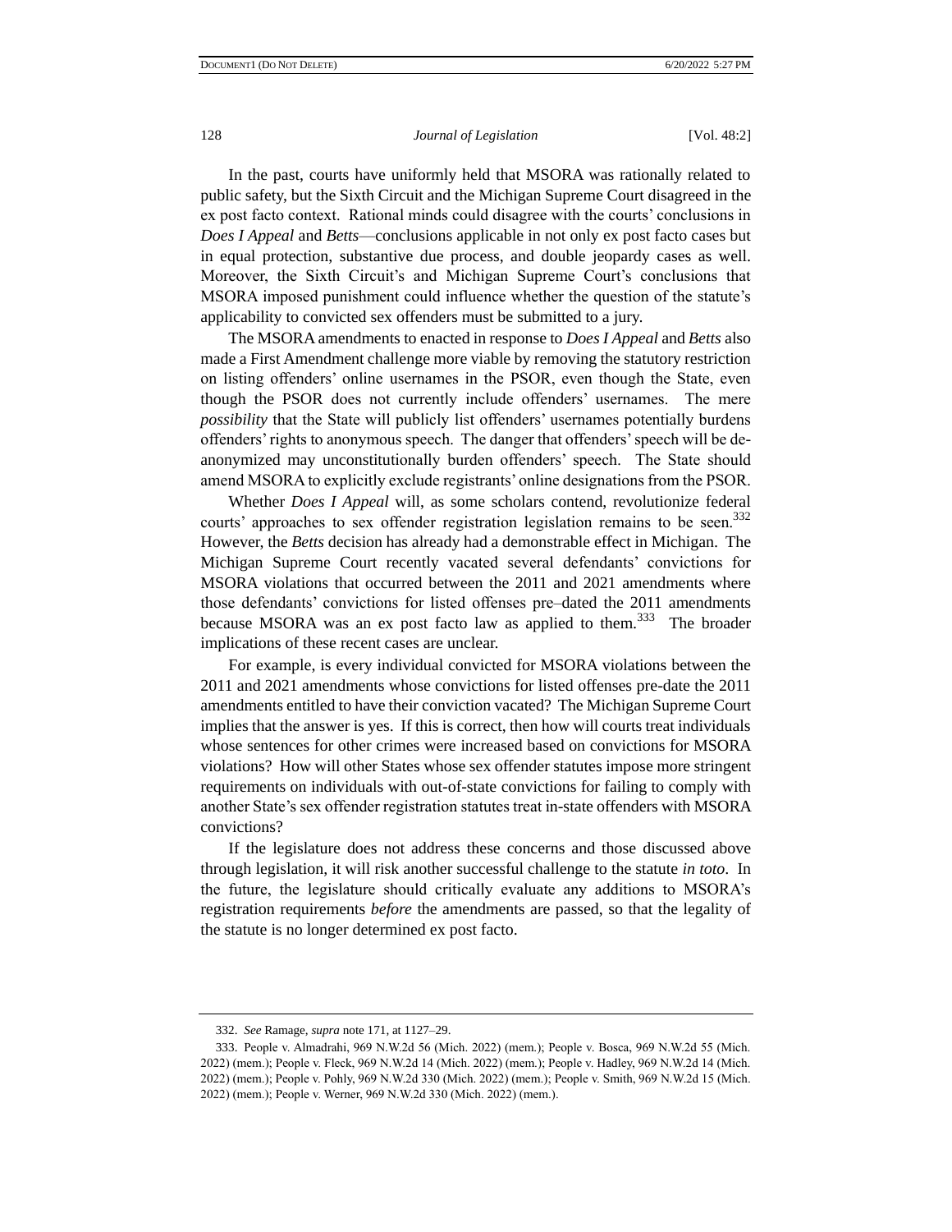In the past, courts have uniformly held that MSORA was rationally related to public safety, but the Sixth Circuit and the Michigan Supreme Court disagreed in the ex post facto context. Rational minds could disagree with the courts' conclusions in *Does I Appeal* and *Betts*—conclusions applicable in not only ex post facto cases but in equal protection, substantive due process, and double jeopardy cases as well. Moreover, the Sixth Circuit's and Michigan Supreme Court's conclusions that MSORA imposed punishment could influence whether the question of the statute's applicability to convicted sex offenders must be submitted to a jury.

The MSORA amendments to enacted in response to *Does I Appeal* and *Betts* also made a First Amendment challenge more viable by removing the statutory restriction on listing offenders' online usernames in the PSOR, even though the State, even though the PSOR does not currently include offenders' usernames. The mere *possibility* that the State will publicly list offenders' usernames potentially burdens offenders' rights to anonymous speech. The danger that offenders' speech will be de-anonymized may unconstitutionally burden offenders' speech. The State should amend MSORA to explicitly exclude registrants' online designations from the PSOR.

Whether *Does I Appeal* will, as some scholars contend, revolutionize federal courts' approaches to sex offender registration legislation remains to be seen.[332] However, the *Betts* decision has already had a demonstrable effect in Michigan. The Michigan Supreme Court recently vacated several defendants' convictions for MSORA violations that occurred between the 2011 and 2021 amendments where those defendants' convictions for listed offenses pre–dated the 2011 amendments because MSORA was an ex post facto law as applied to them.[333] The broader implications of these recent cases are unclear.

For example, is every individual convicted for MSORA violations between the 2011 and 2021 amendments whose convictions for listed offenses pre-date the 2011 amendments entitled to have their conviction vacated? The Michigan Supreme Court implies that the answer is yes. If this is correct, then how will courts treat individuals whose sentences for other crimes were increased based on convictions for MSORA violations? How will other States whose sex offender statutes impose more stringent requirements on individuals with out-of-state convictions for failing to comply with another State's sex offender registration statutes treat in-state offenders with MSORA convictions?

If the legislature does not address these concerns and those discussed above through legislation, it will risk another successful challenge to the statute *in toto*. In the future, the legislature should critically evaluate any additions to MSORA's registration requirements *before* the amendments are passed, so that the legality of the statute is no longer determined ex post facto.

---

332. *See* Ramage, *supra* note 171, at 1127–29.

333. People v. Almadrahi, 969 N.W.2d 56 (Mich. 2022) (mem.); People v. Bosca, 969 N.W.2d 55 (Mich. 2022) (mem.); People v. Fleck, 969 N.W.2d 14 (Mich. 2022) (mem.); People v. Hadley, 969 N.W.2d 14 (Mich. 2022) (mem.); People v. Pohly, 969 N.W.2d 330 (Mich. 2022) (mem.); People v. Smith, 969 N.W.2d 15 (Mich. 2022) (mem.); People v. Werner, 969 N.W.2d 330 (Mich. 2022) (mem.).